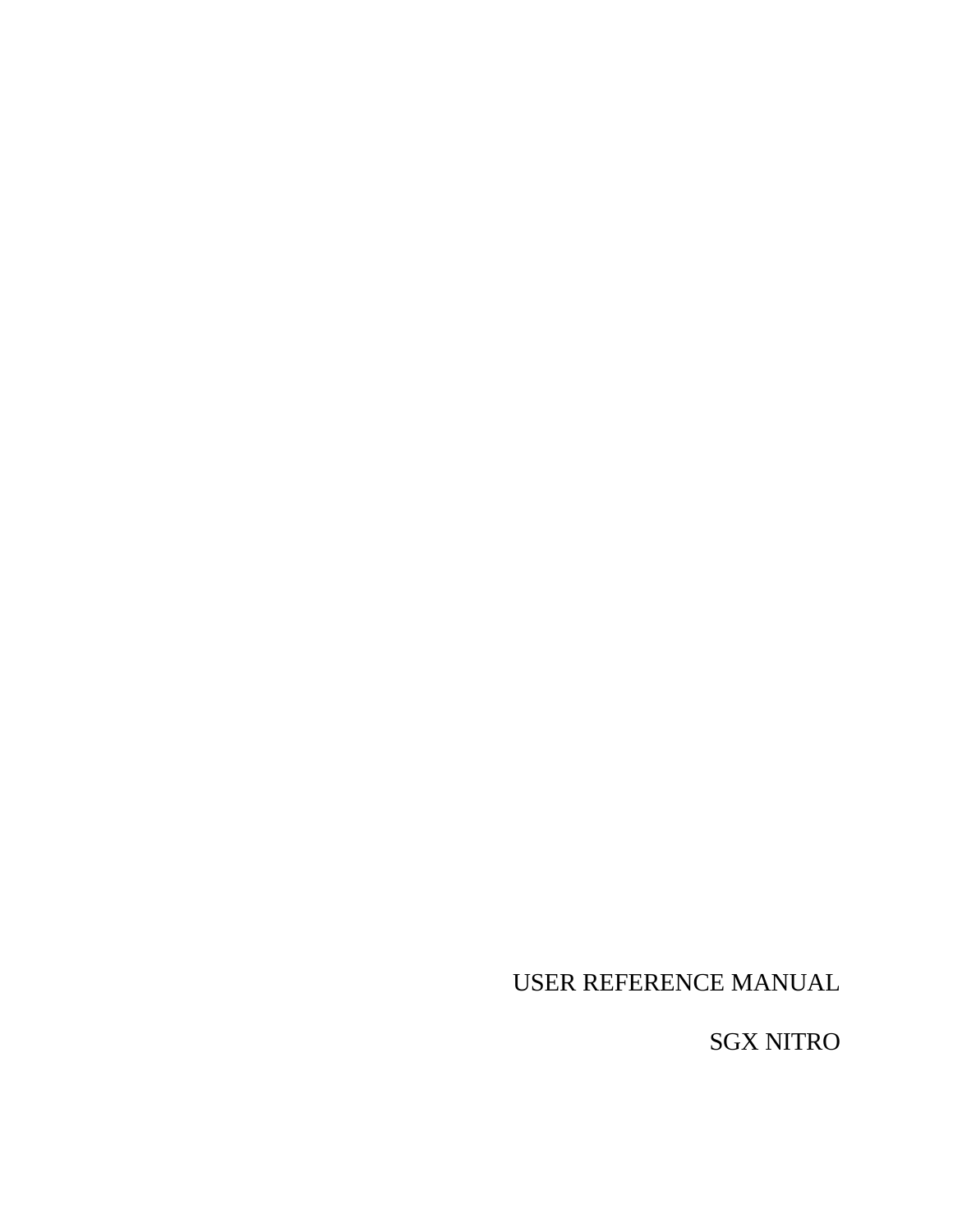# USER REFERENCE MANUAL

# SGX NITRO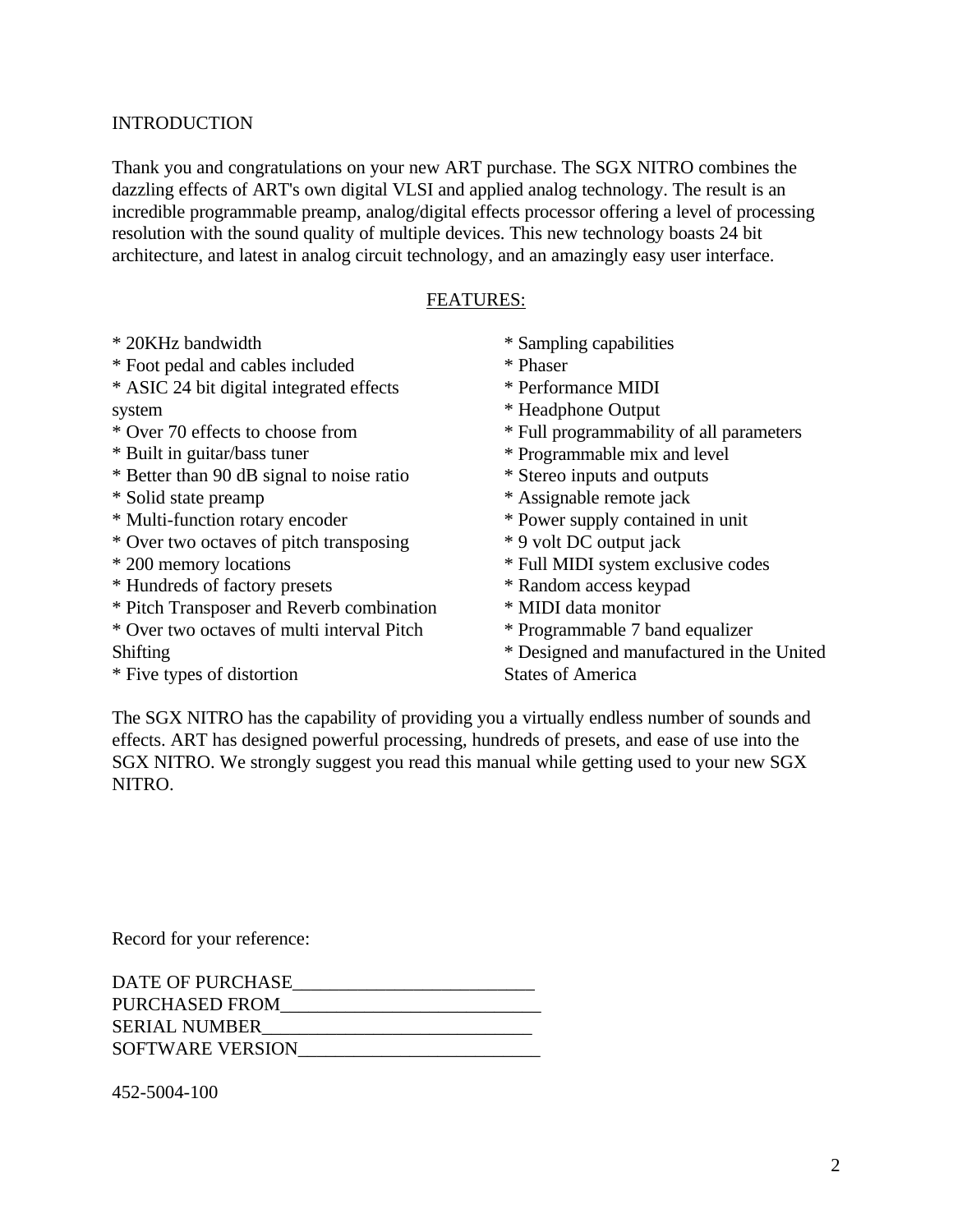# INTRODUCTION

Thank you and congratulations on your new ART purchase. The SGX NITRO combines the dazzling effects of ART's own digital VLSI and applied analog technology. The result is an incredible programmable preamp, analog/digital effects processor offering a level of processing resolution with the sound quality of multiple devices. This new technology boasts 24 bit architecture, and latest in analog circuit technology, and an amazingly easy user interface.

## FEATURES:

* 20KHz bandwidth
* Foot pedal and cables included
* ASIC 24 bit digital integrated effects system
* Over 70 effects to choose from
* Built in guitar/bass tuner
* Better than 90 dB signal to noise ratio
* Solid state preamp
* Multi-function rotary encoder
* Over two octaves of pitch transposing
* 200 memory locations
* Hundreds of factory presets
* Pitch Transposer and Reverb combination
* Over two octaves of multi interval Pitch Shifting
* Five types of distortion
* Sampling capabilities
* Phaser
* Performance MIDI
* Headphone Output
* Full programmability of all parameters
* Programmable mix and level
* Stereo inputs and outputs
* Assignable remote jack
* Power supply contained in unit
* 9 volt DC output jack
* Full MIDI system exclusive codes
* Random access keypad
* MIDI data monitor
* Programmable 7 band equalizer
* Designed and manufactured in the United States of America

The SGX NITRO has the capability of providing you a virtually endless number of sounds and effects. ART has designed powerful processing, hundreds of presets, and ease of use into the SGX NITRO. We strongly suggest you read this manual while getting used to your new SGX NITRO.

Record for your reference:

DATE OF PURCHASE__________________________
PURCHASED FROM____________________________
SERIAL NUMBER_____________________________
SOFTWARE VERSION__________________________

452-5004-100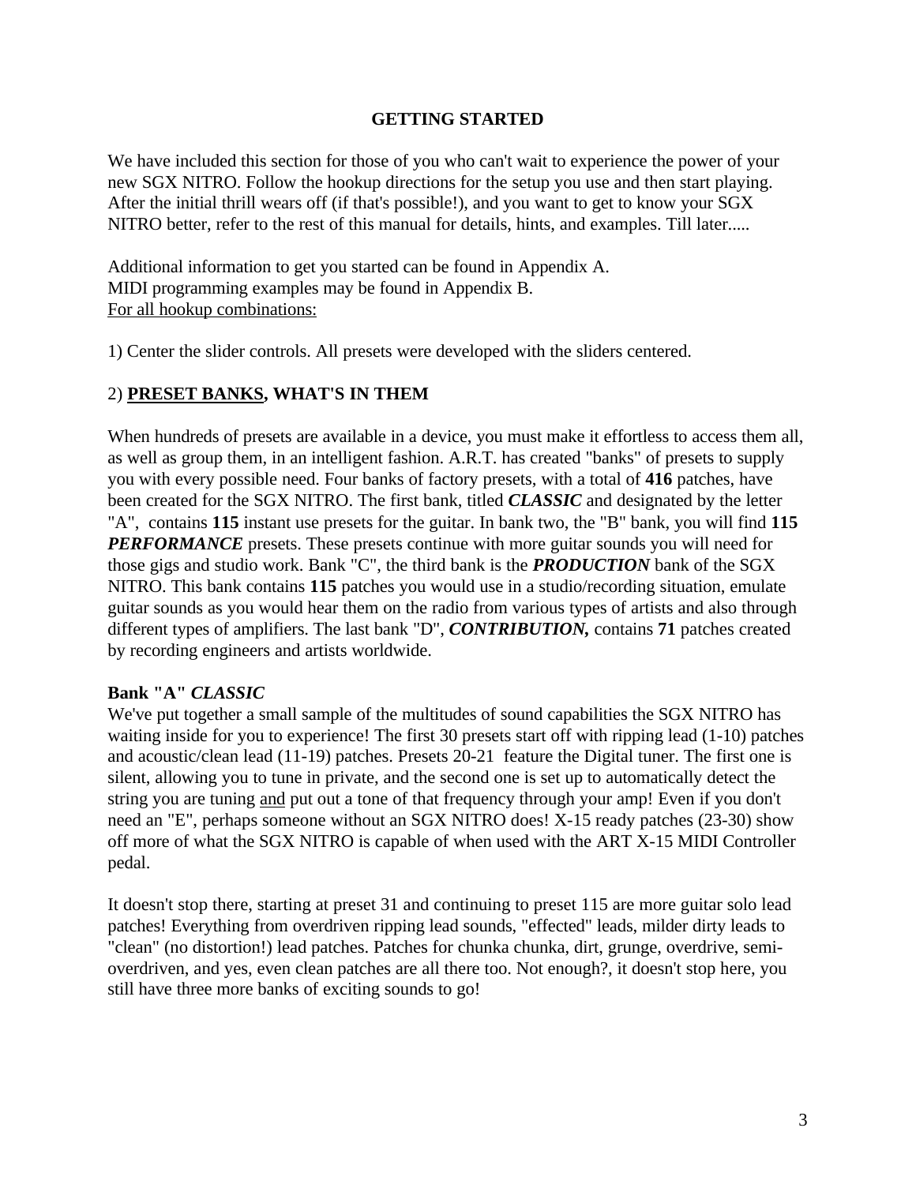## GETTING STARTED

We have included this section for those of you who can't wait to experience the power of your new SGX NITRO. Follow the hookup directions for the setup you use and then start playing. After the initial thrill wears off (if that's possible!), and you want to get to know your SGX NITRO better, refer to the rest of this manual for details, hints, and examples. Till later.....

Additional information to get you started can be found in Appendix A.
MIDI programming examples may be found in Appendix B.
<u>For all hookup combinations:</u>

1) Center the slider controls. All presets were developed with the sliders centered.

2) **<u>PRESET BANKS</u>, WHAT'S IN THEM**

When hundreds of presets are available in a device, you must make it effortless to access them all, as well as group them, in an intelligent fashion. A.R.T. has created "banks" of presets to supply you with every possible need. Four banks of factory presets, with a total of **416** patches, have been created for the SGX NITRO. The first bank, titled ***CLASSIC*** and designated by the letter "A", contains **115** instant use presets for the guitar. In bank two, the "B" bank, you will find **115** ***PERFORMANCE*** presets. These presets continue with more guitar sounds you will need for those gigs and studio work. Bank "C", the third bank is the ***PRODUCTION*** bank of the SGX NITRO. This bank contains **115** patches you would use in a studio/recording situation, emulate guitar sounds as you would hear them on the radio from various types of artists and also through different types of amplifiers. The last bank "D", ***CONTRIBUTION,*** contains **71** patches created by recording engineers and artists worldwide.

**Bank "A" *CLASSIC***

We've put together a small sample of the multitudes of sound capabilities the SGX NITRO has waiting inside for you to experience! The first 30 presets start off with ripping lead (1-10) patches and acoustic/clean lead (11-19) patches. Presets 20-21 feature the Digital tuner. The first one is silent, allowing you to tune in private, and the second one is set up to automatically detect the string you are tuning <u>and</u> put out a tone of that frequency through your amp! Even if you don't need an "E", perhaps someone without an SGX NITRO does! X-15 ready patches (23-30) show off more of what the SGX NITRO is capable of when used with the ART X-15 MIDI Controller pedal.

It doesn't stop there, starting at preset 31 and continuing to preset 115 are more guitar solo lead patches! Everything from overdriven ripping lead sounds, "effected" leads, milder dirty leads to "clean" (no distortion!) lead patches. Patches for chunka chunka, dirt, grunge, overdrive, semi-overdriven, and yes, even clean patches are all there too. Not enough?, it doesn't stop here, you still have three more banks of exciting sounds to go!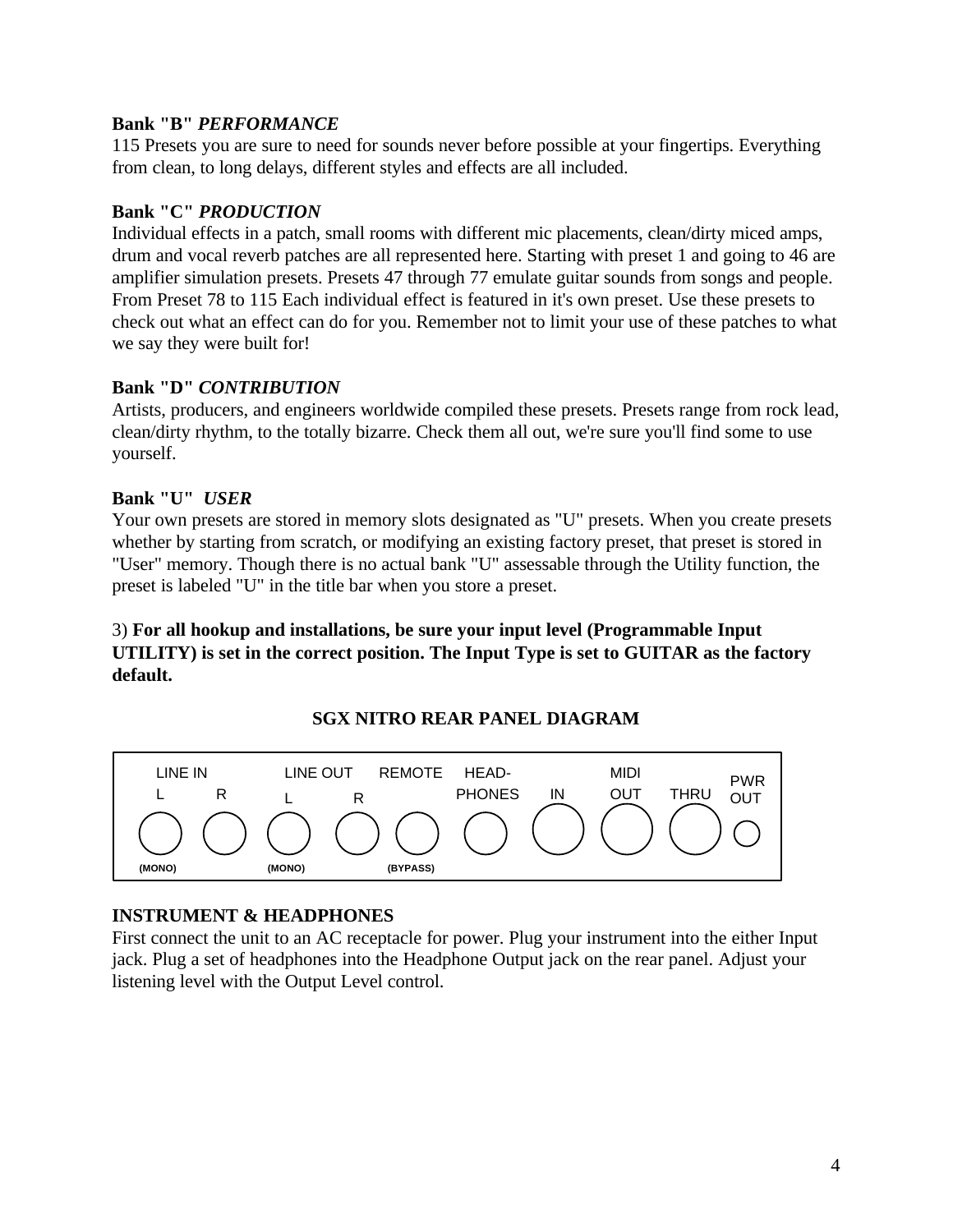**Bank "B"** ***PERFORMANCE***
115 Presets you are sure to need for sounds never before possible at your fingertips. Everything from clean, to long delays, different styles and effects are all included.

**Bank "C"** ***PRODUCTION***
Individual effects in a patch, small rooms with different mic placements, clean/dirty miced amps, drum and vocal reverb patches are all represented here. Starting with preset 1 and going to 46 are amplifier simulation presets. Presets 47 through 77 emulate guitar sounds from songs and people. From Preset 78 to 115 Each individual effect is featured in it's own preset. Use these presets to check out what an effect can do for you. Remember not to limit your use of these patches to what we say they were built for!

**Bank "D"** ***CONTRIBUTION***
Artists, producers, and engineers worldwide compiled these presets. Presets range from rock lead, clean/dirty rhythm, to the totally bizarre. Check them all out, we're sure you'll find some to use yourself.

**Bank "U"** ***USER***
Your own presets are stored in memory slots designated as "U" presets. When you create presets whether by starting from scratch, or modifying an existing factory preset, that preset is stored in "User" memory. Though there is no actual bank "U" assessable through the Utility function, the preset is labeled "U" in the title bar when you store a preset.

3) **For all hookup and installations, be sure your input level (Programmable Input UTILITY) is set in the correct position. The Input Type is set to GUITAR as the factory default.**

**SGX NITRO REAR PANEL DIAGRAM**

| LINE IN L (MONO) | LINE IN R | LINE OUT L (MONO) | LINE OUT R | REMOTE (BYPASS) | HEAD-PHONES | MIDI IN | MIDI OUT | MIDI THRU | PWR OUT |
|---|---|---|---|---|---|---|---|---|---|

**INSTRUMENT & HEADPHONES**
First connect the unit to an AC receptacle for power. Plug your instrument into the either Input jack. Plug a set of headphones into the Headphone Output jack on the rear panel. Adjust your listening level with the Output Level control.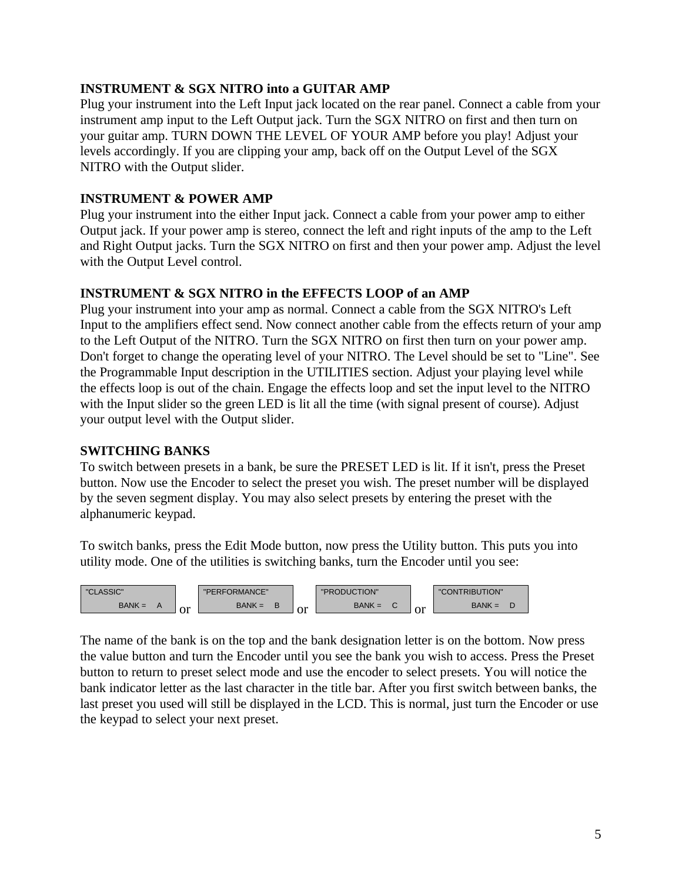### INSTRUMENT & SGX NITRO into a GUITAR AMP

Plug your instrument into the Left Input jack located on the rear panel. Connect a cable from your instrument amp input to the Left Output jack. Turn the SGX NITRO on first and then turn on your guitar amp. TURN DOWN THE LEVEL OF YOUR AMP before you play! Adjust your levels accordingly. If you are clipping your amp, back off on the Output Level of the SGX NITRO with the Output slider.

### INSTRUMENT & POWER AMP

Plug your instrument into the either Input jack. Connect a cable from your power amp to either Output jack. If your power amp is stereo, connect the left and right inputs of the amp to the Left and Right Output jacks. Turn the SGX NITRO on first and then your power amp. Adjust the level with the Output Level control.

### INSTRUMENT & SGX NITRO in the EFFECTS LOOP of an AMP

Plug your instrument into your amp as normal. Connect a cable from the SGX NITRO's Left Input to the amplifiers effect send. Now connect another cable from the effects return of your amp to the Left Output of the NITRO. Turn the SGX NITRO on first then turn on your power amp. Don't forget to change the operating level of your NITRO. The Level should be set to "Line". See the Programmable Input description in the UTILITIES section. Adjust your playing level while the effects loop is out of the chain. Engage the effects loop and set the input level to the NITRO with the Input slider so the green LED is lit all the time (with signal present of course). Adjust your output level with the Output slider.

### SWITCHING BANKS

To switch between presets in a bank, be sure the PRESET LED is lit. If it isn't, press the Preset button. Now use the Encoder to select the preset you wish. The preset number will be displayed by the seven segment display. You may also select presets by entering the preset with the alphanumeric keypad.

To switch banks, press the Edit Mode button, now press the Utility button. This puts you into utility mode. One of the utilities is switching banks, turn the Encoder until you see:

```
"CLASSIC"              "PERFORMANCE"          "PRODUCTION"           "CONTRIBUTION"
        BANK =  A   or         BANK =  B   or         BANK =  C   or         BANK =  D
```

The name of the bank is on the top and the bank designation letter is on the bottom. Now press the value button and turn the Encoder until you see the bank you wish to access. Press the Preset button to return to preset select mode and use the encoder to select presets. You will notice the bank indicator letter as the last character in the title bar. After you first switch between banks, the last preset you used will still be displayed in the LCD. This is normal, just turn the Encoder or use the keypad to select your next preset.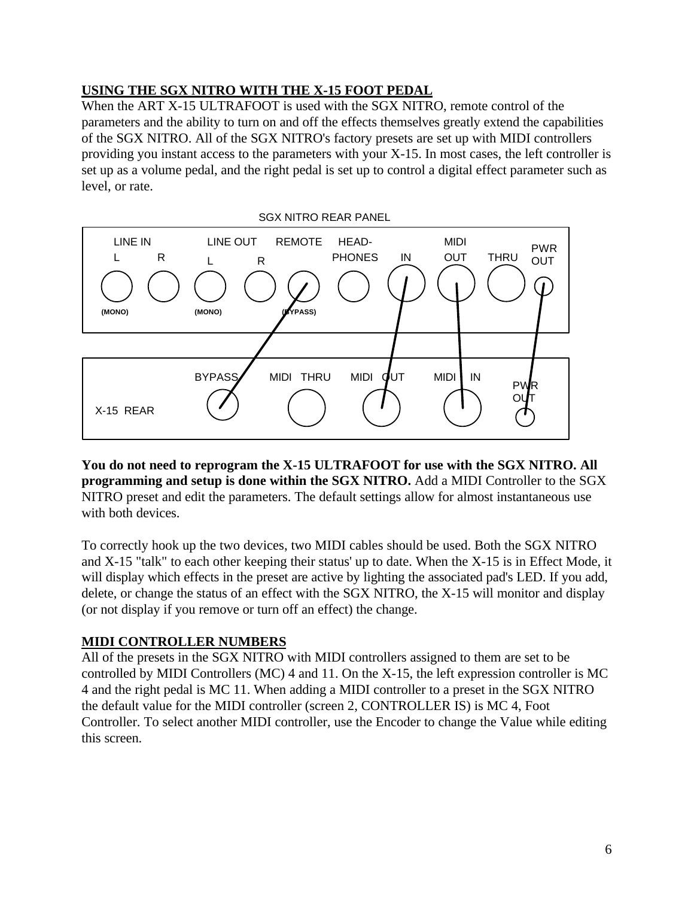## USING THE SGX NITRO WITH THE X-15 FOOT PEDAL

When the ART X-15 ULTRAFOOT is used with the SGX NITRO, remote control of the parameters and the ability to turn on and off the effects themselves greatly extend the capabilities of the SGX NITRO. All of the SGX NITRO's factory presets are set up with MIDI controllers providing you instant access to the parameters with your X-15. In most cases, the left controller is set up as a volume pedal, and the right pedal is set up to control a digital effect parameter such as level, or rate.

SGX NITRO REAR PANEL

LINE IN L (MONO) R · LINE OUT L (MONO) R · REMOTE (BYPASS) · HEAD-PHONES · MIDI IN · OUT · THRU · PWR OUT

X-15 REAR

BYPASS · MIDI THRU · MIDI OUT · MIDI IN · PWR OUT

**You do not need to reprogram the X-15 ULTRAFOOT for use with the SGX NITRO. All programming and setup is done within the SGX NITRO.** Add a MIDI Controller to the SGX NITRO preset and edit the parameters. The default settings allow for almost instantaneous use with both devices.

To correctly hook up the two devices, two MIDI cables should be used. Both the SGX NITRO and X-15 "talk" to each other keeping their status' up to date. When the X-15 is in Effect Mode, it will display which effects in the preset are active by lighting the associated pad's LED. If you add, delete, or change the status of an effect with the SGX NITRO, the X-15 will monitor and display (or not display if you remove or turn off an effect) the change.

## MIDI CONTROLLER NUMBERS

All of the presets in the SGX NITRO with MIDI controllers assigned to them are set to be controlled by MIDI Controllers (MC) 4 and 11. On the X-15, the left expression controller is MC 4 and the right pedal is MC 11. When adding a MIDI controller to a preset in the SGX NITRO the default value for the MIDI controller (screen 2, CONTROLLER IS) is MC 4, Foot Controller. To select another MIDI controller, use the Encoder to change the Value while editing this screen.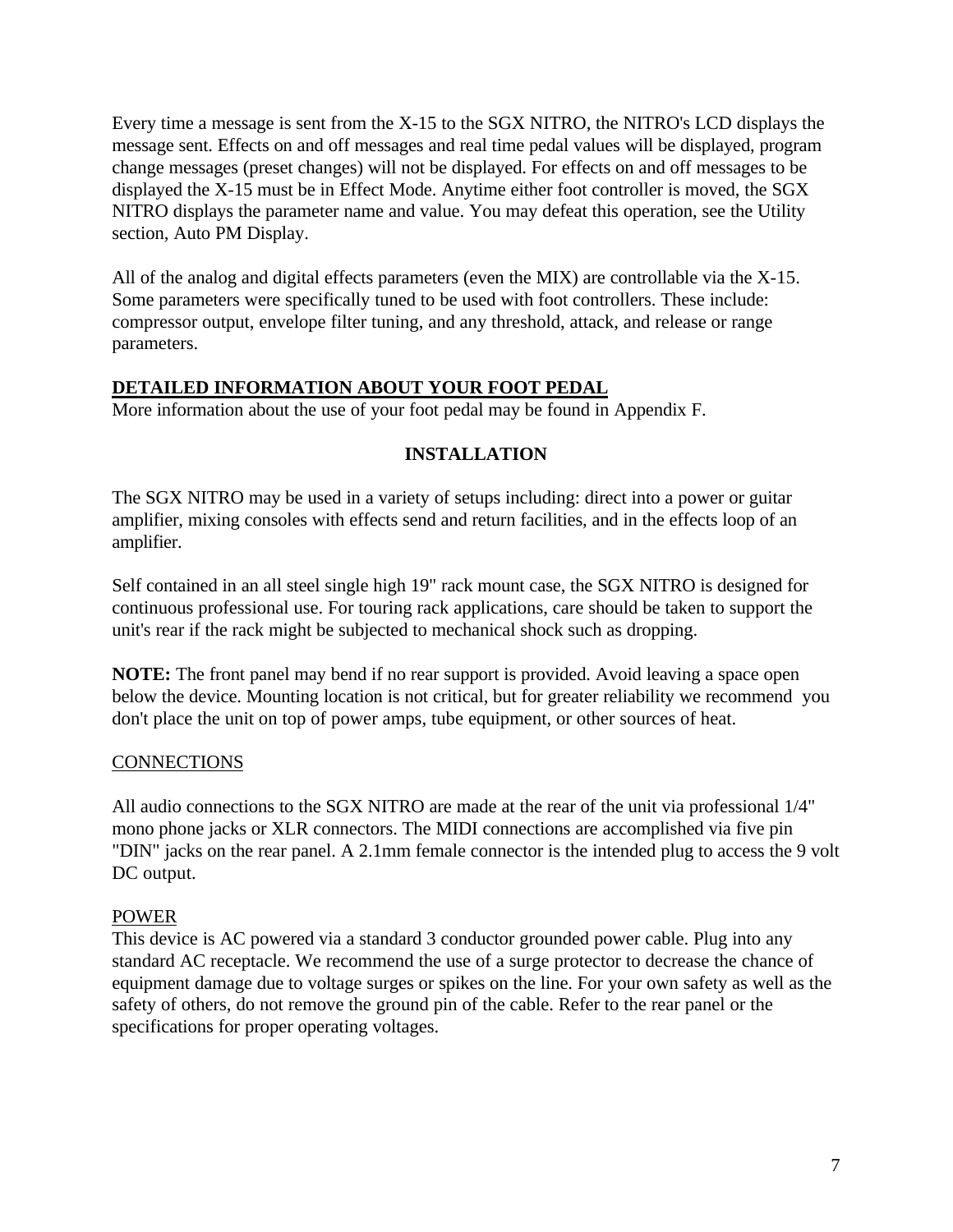Every time a message is sent from the X-15 to the SGX NITRO, the NITRO's LCD displays the message sent. Effects on and off messages and real time pedal values will be displayed, program change messages (preset changes) will not be displayed. For effects on and off messages to be displayed the X-15 must be in Effect Mode. Anytime either foot controller is moved, the SGX NITRO displays the parameter name and value. You may defeat this operation, see the Utility section, Auto PM Display.

All of the analog and digital effects parameters (even the MIX) are controllable via the X-15. Some parameters were specifically tuned to be used with foot controllers. These include: compressor output, envelope filter tuning, and any threshold, attack, and release or range parameters.

**DETAILED INFORMATION ABOUT YOUR FOOT PEDAL**

More information about the use of your foot pedal may be found in Appendix F.

## INSTALLATION

The SGX NITRO may be used in a variety of setups including: direct into a power or guitar amplifier, mixing consoles with effects send and return facilities, and in the effects loop of an amplifier.

Self contained in an all steel single high 19" rack mount case, the SGX NITRO is designed for continuous professional use. For touring rack applications, care should be taken to support the unit's rear if the rack might be subjected to mechanical shock such as dropping.

**NOTE:** The front panel may bend if no rear support is provided. Avoid leaving a space open below the device. Mounting location is not critical, but for greater reliability we recommend you don't place the unit on top of power amps, tube equipment, or other sources of heat.

### CONNECTIONS

All audio connections to the SGX NITRO are made at the rear of the unit via professional 1/4" mono phone jacks or XLR connectors. The MIDI connections are accomplished via five pin "DIN" jacks on the rear panel. A 2.1mm female connector is the intended plug to access the 9 volt DC output.

### POWER

This device is AC powered via a standard 3 conductor grounded power cable. Plug into any standard AC receptacle. We recommend the use of a surge protector to decrease the chance of equipment damage due to voltage surges or spikes on the line. For your own safety as well as the safety of others, do not remove the ground pin of the cable. Refer to the rear panel or the specifications for proper operating voltages.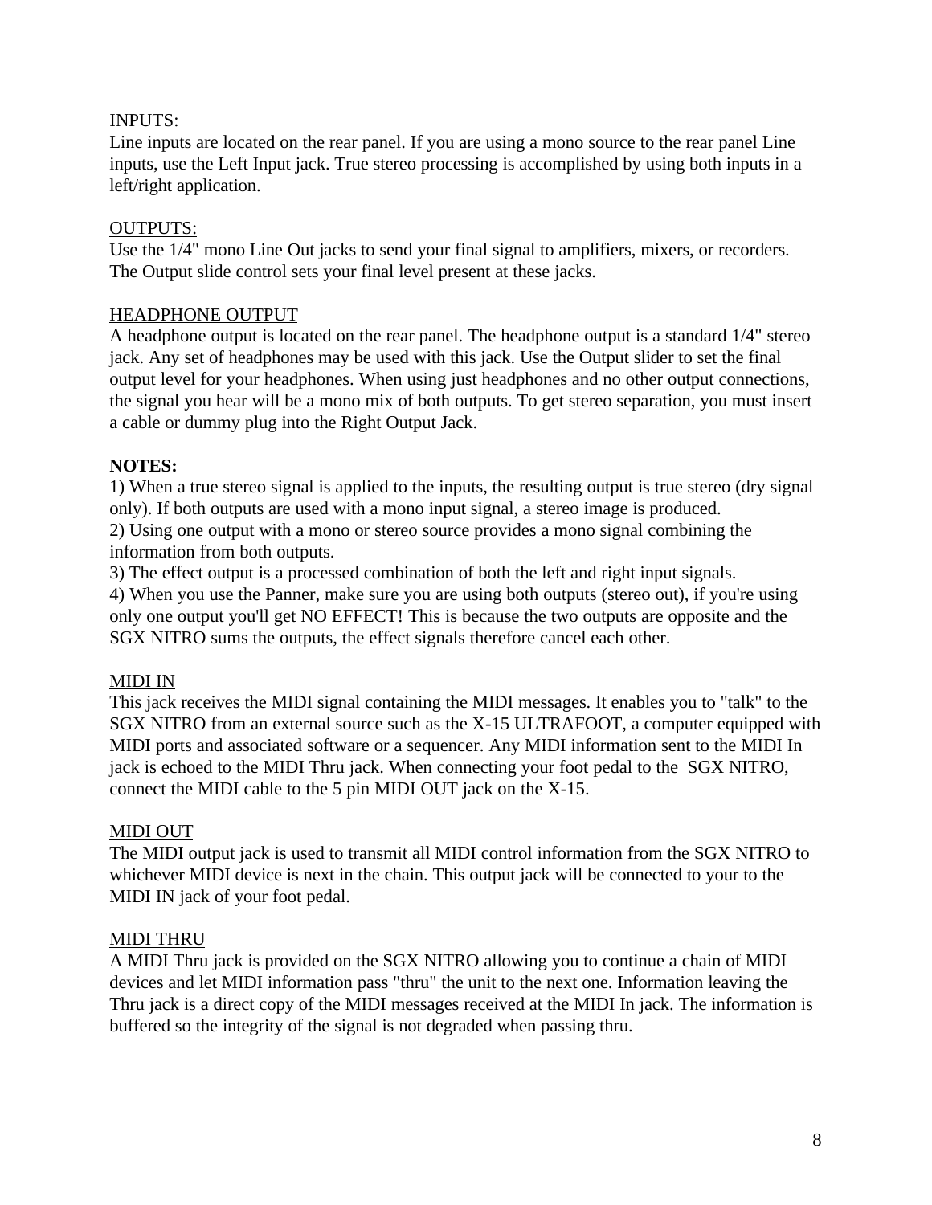INPUTS:

Line inputs are located on the rear panel. If you are using a mono source to the rear panel Line inputs, use the Left Input jack. True stereo processing is accomplished by using both inputs in a left/right application.

OUTPUTS:

Use the 1/4" mono Line Out jacks to send your final signal to amplifiers, mixers, or recorders. The Output slide control sets your final level present at these jacks.

HEADPHONE OUTPUT

A headphone output is located on the rear panel. The headphone output is a standard 1/4" stereo jack. Any set of headphones may be used with this jack. Use the Output slider to set the final output level for your headphones. When using just headphones and no other output connections, the signal you hear will be a mono mix of both outputs. To get stereo separation, you must insert a cable or dummy plug into the Right Output Jack.

**NOTES:**

1) When a true stereo signal is applied to the inputs, the resulting output is true stereo (dry signal only). If both outputs are used with a mono input signal, a stereo image is produced.
2) Using one output with a mono or stereo source provides a mono signal combining the information from both outputs.
3) The effect output is a processed combination of both the left and right input signals.
4) When you use the Panner, make sure you are using both outputs (stereo out), if you're using only one output you'll get NO EFFECT! This is because the two outputs are opposite and the SGX NITRO sums the outputs, the effect signals therefore cancel each other.

MIDI IN

This jack receives the MIDI signal containing the MIDI messages. It enables you to "talk" to the SGX NITRO from an external source such as the X-15 ULTRAFOOT, a computer equipped with MIDI ports and associated software or a sequencer. Any MIDI information sent to the MIDI In jack is echoed to the MIDI Thru jack. When connecting your foot pedal to the SGX NITRO, connect the MIDI cable to the 5 pin MIDI OUT jack on the X-15.

MIDI OUT

The MIDI output jack is used to transmit all MIDI control information from the SGX NITRO to whichever MIDI device is next in the chain. This output jack will be connected to your to the MIDI IN jack of your foot pedal.

MIDI THRU

A MIDI Thru jack is provided on the SGX NITRO allowing you to continue a chain of MIDI devices and let MIDI information pass "thru" the unit to the next one. Information leaving the Thru jack is a direct copy of the MIDI messages received at the MIDI In jack. The information is buffered so the integrity of the signal is not degraded when passing thru.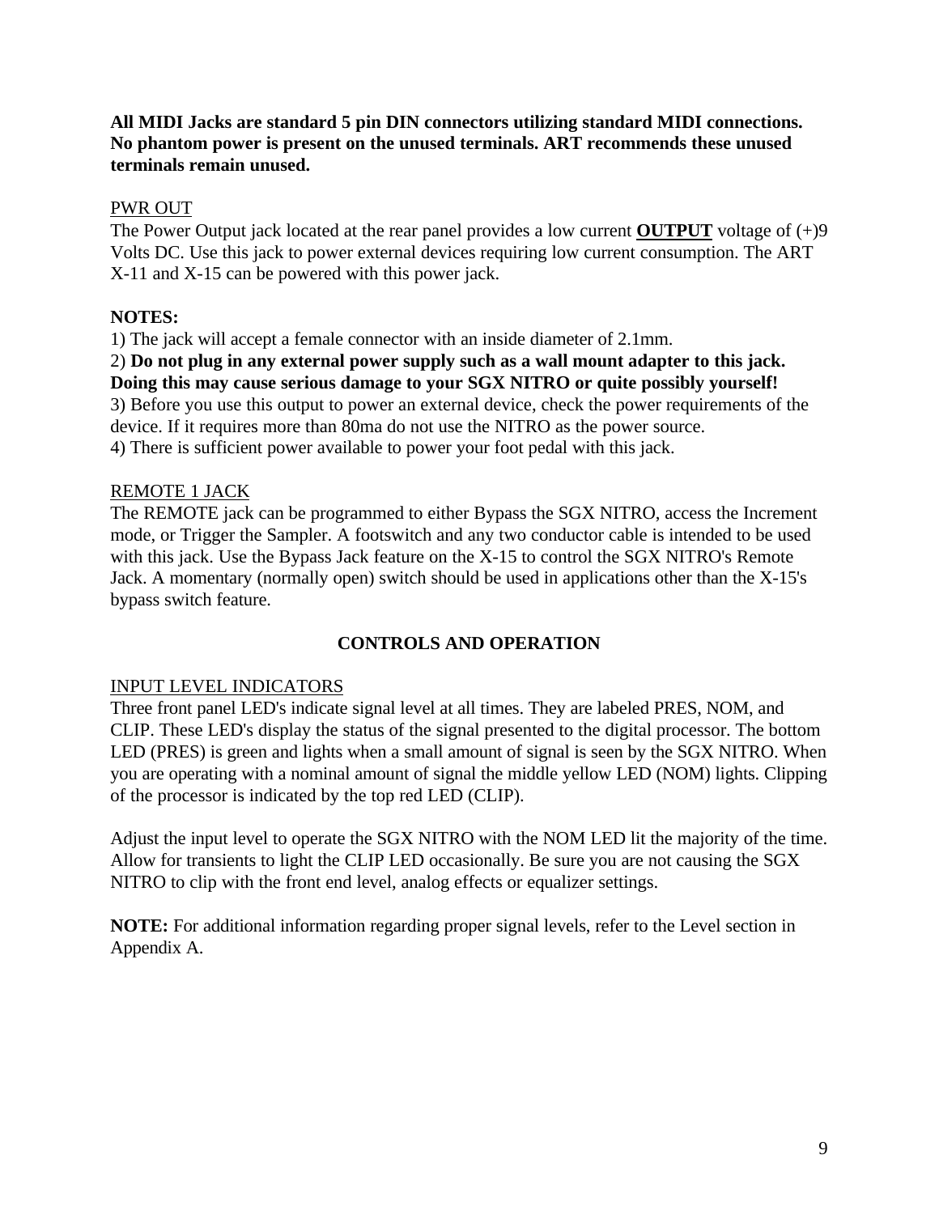**All MIDI Jacks are standard 5 pin DIN connectors utilizing standard MIDI connections. No phantom power is present on the unused terminals. ART recommends these unused terminals remain unused.**

PWR OUT

The Power Output jack located at the rear panel provides a low current **OUTPUT** voltage of (+)9 Volts DC. Use this jack to power external devices requiring low current consumption. The ART X-11 and X-15 can be powered with this power jack.

**NOTES:**

1) The jack will accept a female connector with an inside diameter of 2.1mm.

2) **Do not plug in any external power supply such as a wall mount adapter to this jack. Doing this may cause serious damage to your SGX NITRO or quite possibly yourself!**

3) Before you use this output to power an external device, check the power requirements of the device. If it requires more than 80ma do not use the NITRO as the power source.

4) There is sufficient power available to power your foot pedal with this jack.

REMOTE 1 JACK

The REMOTE jack can be programmed to either Bypass the SGX NITRO, access the Increment mode, or Trigger the Sampler. A footswitch and any two conductor cable is intended to be used with this jack. Use the Bypass Jack feature on the X-15 to control the SGX NITRO's Remote Jack. A momentary (normally open) switch should be used in applications other than the X-15's bypass switch feature.

## CONTROLS AND OPERATION

INPUT LEVEL INDICATORS

Three front panel LED's indicate signal level at all times. They are labeled PRES, NOM, and CLIP. These LED's display the status of the signal presented to the digital processor. The bottom LED (PRES) is green and lights when a small amount of signal is seen by the SGX NITRO. When you are operating with a nominal amount of signal the middle yellow LED (NOM) lights. Clipping of the processor is indicated by the top red LED (CLIP).

Adjust the input level to operate the SGX NITRO with the NOM LED lit the majority of the time. Allow for transients to light the CLIP LED occasionally. Be sure you are not causing the SGX NITRO to clip with the front end level, analog effects or equalizer settings.

**NOTE:** For additional information regarding proper signal levels, refer to the Level section in Appendix A.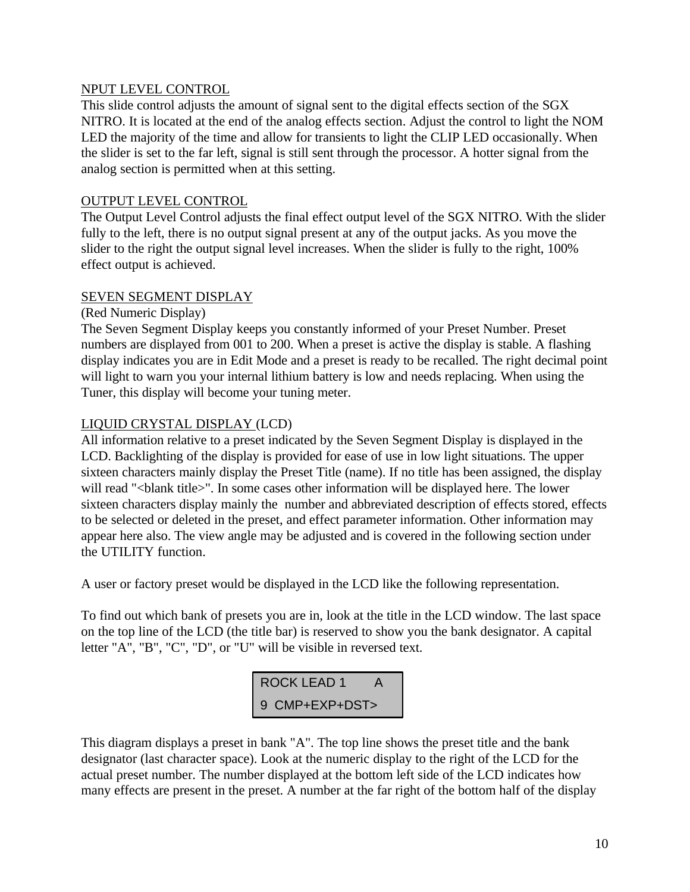NPUT LEVEL CONTROL

This slide control adjusts the amount of signal sent to the digital effects section of the SGX NITRO. It is located at the end of the analog effects section. Adjust the control to light the NOM LED the majority of the time and allow for transients to light the CLIP LED occasionally. When the slider is set to the far left, signal is still sent through the processor. A hotter signal from the analog section is permitted when at this setting.

OUTPUT LEVEL CONTROL

The Output Level Control adjusts the final effect output level of the SGX NITRO. With the slider fully to the left, there is no output signal present at any of the output jacks. As you move the slider to the right the output signal level increases. When the slider is fully to the right, 100% effect output is achieved.

SEVEN SEGMENT DISPLAY

(Red Numeric Display)

The Seven Segment Display keeps you constantly informed of your Preset Number. Preset numbers are displayed from 001 to 200. When a preset is active the display is stable. A flashing display indicates you are in Edit Mode and a preset is ready to be recalled. The right decimal point will light to warn you your internal lithium battery is low and needs replacing. When using the Tuner, this display will become your tuning meter.

LIQUID CRYSTAL DISPLAY (LCD)

All information relative to a preset indicated by the Seven Segment Display is displayed in the LCD. Backlighting of the display is provided for ease of use in low light situations. The upper sixteen characters mainly display the Preset Title (name). If no title has been assigned, the display will read "<blank title>". In some cases other information will be displayed here. The lower sixteen characters display mainly the number and abbreviated description of effects stored, effects to be selected or deleted in the preset, and effect parameter information. Other information may appear here also. The view angle may be adjusted and is covered in the following section under the UTILITY function.

A user or factory preset would be displayed in the LCD like the following representation.

To find out which bank of presets you are in, look at the title in the LCD window. The last space on the top line of the LCD (the title bar) is reserved to show you the bank designator. A capital letter "A", "B", "C", "D", or "U" will be visible in reversed text.

```
ROCK LEAD 1      A
9  CMP+EXP+DST>
```

This diagram displays a preset in bank "A". The top line shows the preset title and the bank designator (last character space). Look at the numeric display to the right of the LCD for the actual preset number. The number displayed at the bottom left side of the LCD indicates how many effects are present in the preset. A number at the far right of the bottom half of the display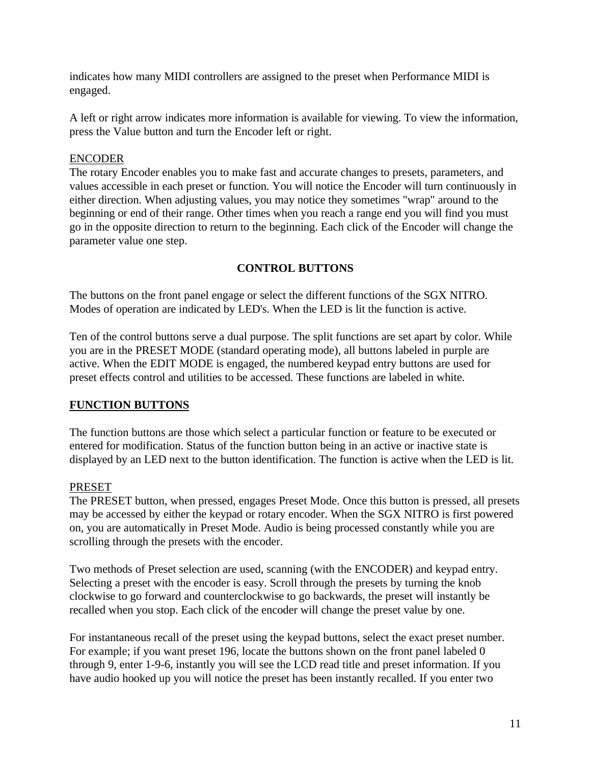indicates how many MIDI controllers are assigned to the preset when Performance MIDI is engaged.

A left or right arrow indicates more information is available for viewing. To view the information, press the Value button and turn the Encoder left or right.

<u>ENCODER</u>
The rotary Encoder enables you to make fast and accurate changes to presets, parameters, and values accessible in each preset or function. You will notice the Encoder will turn continuously in either direction. When adjusting values, you may notice they sometimes "wrap" around to the beginning or end of their range. Other times when you reach a range end you will find you must go in the opposite direction to return to the beginning. Each click of the Encoder will change the parameter value one step.

## CONTROL BUTTONS

The buttons on the front panel engage or select the different functions of the SGX NITRO. Modes of operation are indicated by LED's. When the LED is lit the function is active.

Ten of the control buttons serve a dual purpose. The split functions are set apart by color. While you are in the PRESET MODE (standard operating mode), all buttons labeled in purple are active. When the EDIT MODE is engaged, the numbered keypad entry buttons are used for preset effects control and utilities to be accessed. These functions are labeled in white.

### <u>FUNCTION BUTTONS</u>

The function buttons are those which select a particular function or feature to be executed or entered for modification. Status of the function button being in an active or inactive state is displayed by an LED next to the button identification. The function is active when the LED is lit.

<u>PRESET</u>
The PRESET button, when pressed, engages Preset Mode. Once this button is pressed, all presets may be accessed by either the keypad or rotary encoder. When the SGX NITRO is first powered on, you are automatically in Preset Mode. Audio is being processed constantly while you are scrolling through the presets with the encoder.

Two methods of Preset selection are used, scanning (with the ENCODER) and keypad entry. Selecting a preset with the encoder is easy. Scroll through the presets by turning the knob clockwise to go forward and counterclockwise to go backwards, the preset will instantly be recalled when you stop. Each click of the encoder will change the preset value by one.

For instantaneous recall of the preset using the keypad buttons, select the exact preset number. For example; if you want preset 196, locate the buttons shown on the front panel labeled 0 through 9, enter 1-9-6, instantly you will see the LCD read title and preset information. If you have audio hooked up you will notice the preset has been instantly recalled. If you enter two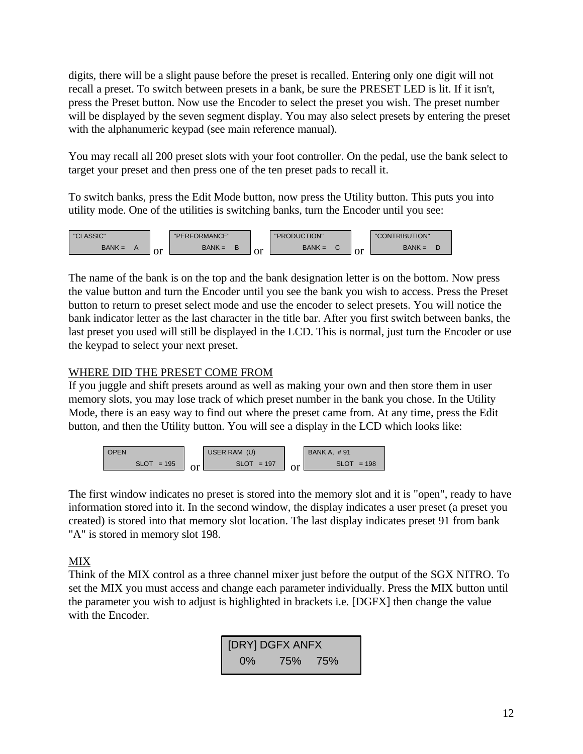digits, there will be a slight pause before the preset is recalled. Entering only one digit will not recall a preset. To switch between presets in a bank, be sure the PRESET LED is lit. If it isn't, press the Preset button. Now use the Encoder to select the preset you wish. The preset number will be displayed by the seven segment display. You may also select presets by entering the preset with the alphanumeric keypad (see main reference manual).

You may recall all 200 preset slots with your foot controller. On the pedal, use the bank select to target your preset and then press one of the ten preset pads to recall it.

To switch banks, press the Edit Mode button, now press the Utility button. This puts you into utility mode. One of the utilities is switching banks, turn the Encoder until you see:

```
"CLASSIC"          "PERFORMANCE"        "PRODUCTION"         "CONTRIBUTION"
     BANK =  A  or      BANK =  B   or       BANK =  C   or       BANK =  D
```

The name of the bank is on the top and the bank designation letter is on the bottom. Now press the value button and turn the Encoder until you see the bank you wish to access. Press the Preset button to return to preset select mode and use the encoder to select presets. You will notice the bank indicator letter as the last character in the title bar. After you first switch between banks, the last preset you used will still be displayed in the LCD. This is normal, just turn the Encoder or use the keypad to select your next preset.

WHERE DID THE PRESET COME FROM

If you juggle and shift presets around as well as making your own and then store them in user memory slots, you may lose track of which preset number in the bank you chose. In the Utility Mode, there is an easy way to find out where the preset came from. At any time, press the Edit button, and then the Utility button. You will see a display in the LCD which looks like:

```
OPEN                 USER RAM  (U)         BANK A,  # 91
      SLOT  = 195  or      SLOT  = 197  or       SLOT  = 198
```

The first window indicates no preset is stored into the memory slot and it is "open", ready to have information stored into it. In the second window, the display indicates a user preset (a preset you created) is stored into that memory slot location. The last display indicates preset 91 from bank "A" is stored in memory slot 198.

MIX

Think of the MIX control as a three channel mixer just before the output of the SGX NITRO. To set the MIX you must access and change each parameter individually. Press the MIX button until the parameter you wish to adjust is highlighted in brackets i.e. [DGFX] then change the value with the Encoder.

```
[DRY] DGFX ANFX
  0%    75%   75%
```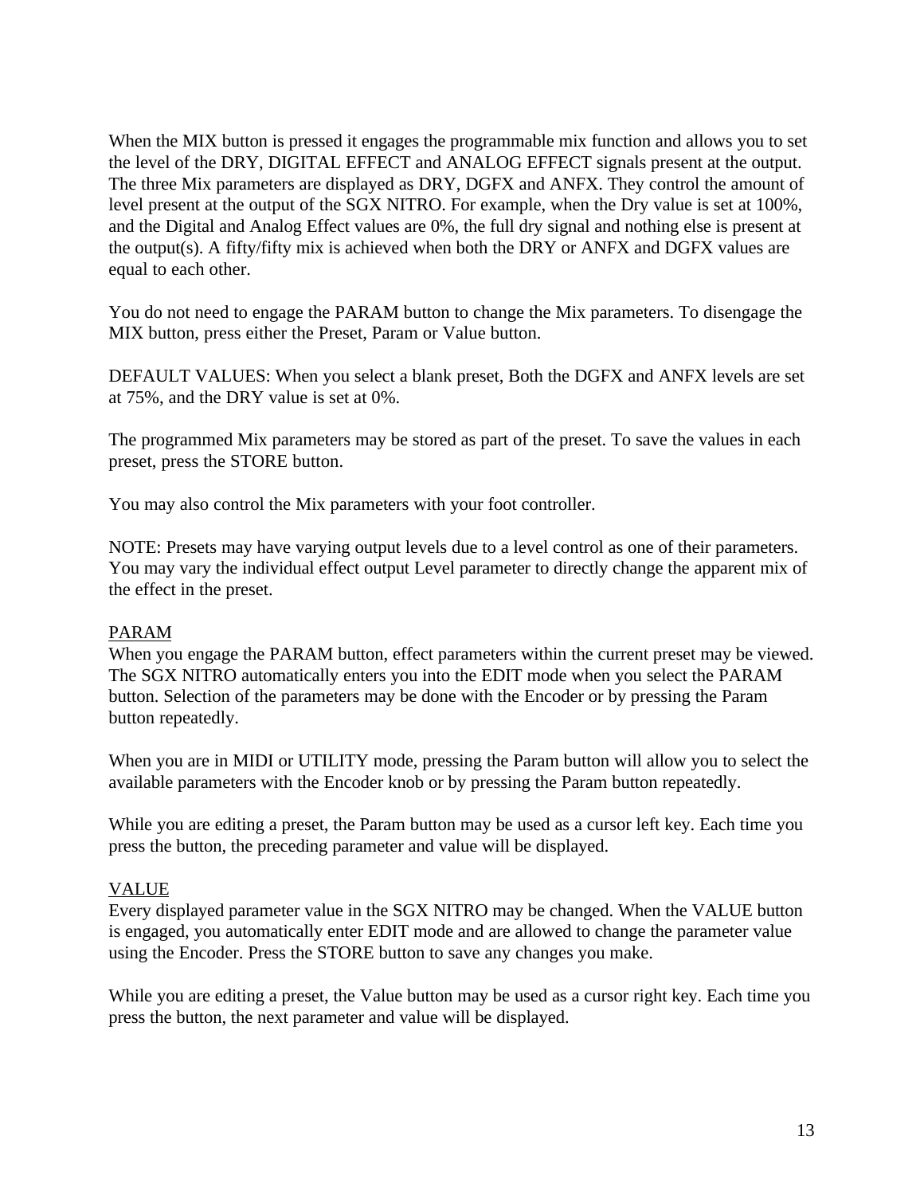When the MIX button is pressed it engages the programmable mix function and allows you to set the level of the DRY, DIGITAL EFFECT and ANALOG EFFECT signals present at the output. The three Mix parameters are displayed as DRY, DGFX and ANFX. They control the amount of level present at the output of the SGX NITRO. For example, when the Dry value is set at 100%, and the Digital and Analog Effect values are 0%, the full dry signal and nothing else is present at the output(s). A fifty/fifty mix is achieved when both the DRY or ANFX and DGFX values are equal to each other.

You do not need to engage the PARAM button to change the Mix parameters. To disengage the MIX button, press either the Preset, Param or Value button.

DEFAULT VALUES: When you select a blank preset, Both the DGFX and ANFX levels are set at 75%, and the DRY value is set at 0%.

The programmed Mix parameters may be stored as part of the preset. To save the values in each preset, press the STORE button.

You may also control the Mix parameters with your foot controller.

NOTE: Presets may have varying output levels due to a level control as one of their parameters. You may vary the individual effect output Level parameter to directly change the apparent mix of the effect in the preset.

## PARAM

When you engage the PARAM button, effect parameters within the current preset may be viewed. The SGX NITRO automatically enters you into the EDIT mode when you select the PARAM button. Selection of the parameters may be done with the Encoder or by pressing the Param button repeatedly.

When you are in MIDI or UTILITY mode, pressing the Param button will allow you to select the available parameters with the Encoder knob or by pressing the Param button repeatedly.

While you are editing a preset, the Param button may be used as a cursor left key. Each time you press the button, the preceding parameter and value will be displayed.

## VALUE

Every displayed parameter value in the SGX NITRO may be changed. When the VALUE button is engaged, you automatically enter EDIT mode and are allowed to change the parameter value using the Encoder. Press the STORE button to save any changes you make.

While you are editing a preset, the Value button may be used as a cursor right key. Each time you press the button, the next parameter and value will be displayed.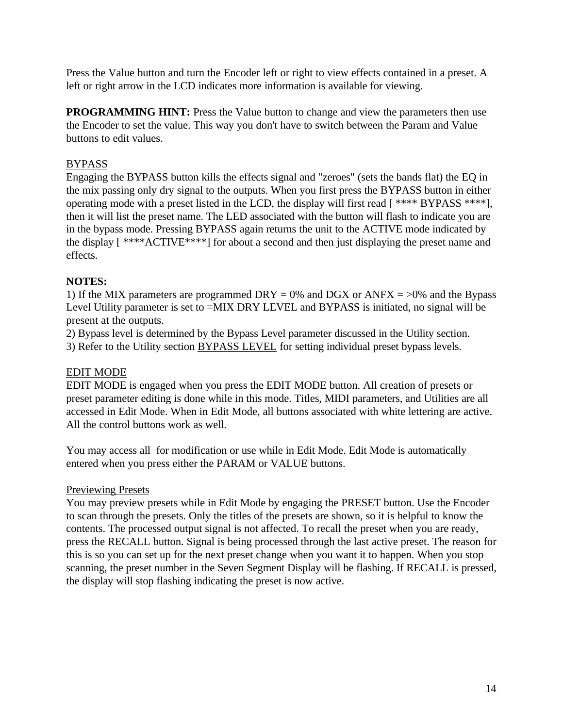Press the Value button and turn the Encoder left or right to view effects contained in a preset. A left or right arrow in the LCD indicates more information is available for viewing.

**PROGRAMMING HINT:** Press the Value button to change and view the parameters then use the Encoder to set the value. This way you don't have to switch between the Param and Value buttons to edit values.

<u>BYPASS</u>

Engaging the BYPASS button kills the effects signal and "zeroes" (sets the bands flat) the EQ in the mix passing only dry signal to the outputs. When you first press the BYPASS button in either operating mode with a preset listed in the LCD, the display will first read [ **** BYPASS ****], then it will list the preset name. The LED associated with the button will flash to indicate you are in the bypass mode. Pressing BYPASS again returns the unit to the ACTIVE mode indicated by the display [ ****ACTIVE****] for about a second and then just displaying the preset name and effects.

**NOTES:**

1) If the MIX parameters are programmed DRY = 0% and DGX or ANFX = >0% and the Bypass Level Utility parameter is set to =MIX DRY LEVEL and BYPASS is initiated, no signal will be present at the outputs.

2) Bypass level is determined by the Bypass Level parameter discussed in the Utility section.

3) Refer to the Utility section <u>BYPASS LEVEL</u> for setting individual preset bypass levels.

<u>EDIT MODE</u>

EDIT MODE is engaged when you press the EDIT MODE button. All creation of presets or preset parameter editing is done while in this mode. Titles, MIDI parameters, and Utilities are all accessed in Edit Mode. When in Edit Mode, all buttons associated with white lettering are active. All the control buttons work as well.

You may access all  for modification or use while in Edit Mode. Edit Mode is automatically entered when you press either the PARAM or VALUE buttons.

<u>Previewing Presets</u>

You may preview presets while in Edit Mode by engaging the PRESET button. Use the Encoder to scan through the presets. Only the titles of the presets are shown, so it is helpful to know the contents. The processed output signal is not affected. To recall the preset when you are ready, press the RECALL button. Signal is being processed through the last active preset. The reason for this is so you can set up for the next preset change when you want it to happen. When you stop scanning, the preset number in the Seven Segment Display will be flashing. If RECALL is pressed, the display will stop flashing indicating the preset is now active.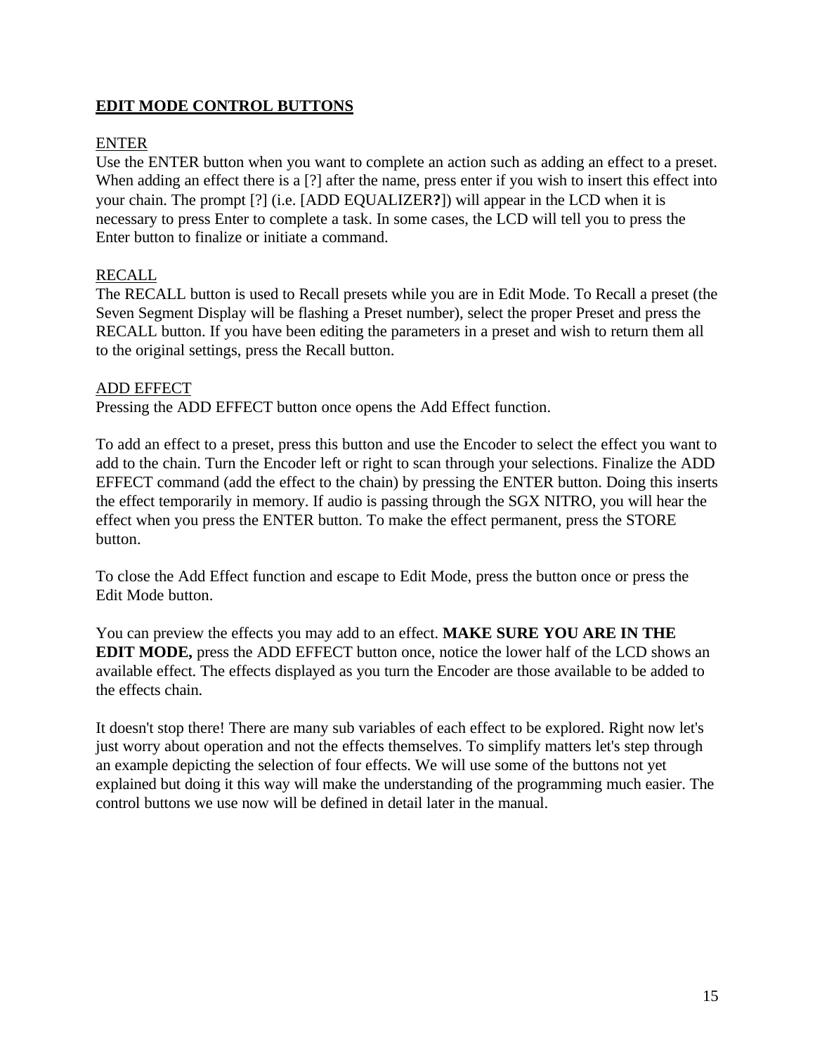## EDIT MODE CONTROL BUTTONS

ENTER

Use the ENTER button when you want to complete an action such as adding an effect to a preset. When adding an effect there is a [?] after the name, press enter if you wish to insert this effect into your chain. The prompt [?] (i.e. [ADD EQUALIZER**?**]) will appear in the LCD when it is necessary to press Enter to complete a task. In some cases, the LCD will tell you to press the Enter button to finalize or initiate a command.

RECALL

The RECALL button is used to Recall presets while you are in Edit Mode. To Recall a preset (the Seven Segment Display will be flashing a Preset number), select the proper Preset and press the RECALL button. If you have been editing the parameters in a preset and wish to return them all to the original settings, press the Recall button.

ADD EFFECT

Pressing the ADD EFFECT button once opens the Add Effect function.

To add an effect to a preset, press this button and use the Encoder to select the effect you want to add to the chain. Turn the Encoder left or right to scan through your selections. Finalize the ADD EFFECT command (add the effect to the chain) by pressing the ENTER button. Doing this inserts the effect temporarily in memory. If audio is passing through the SGX NITRO, you will hear the effect when you press the ENTER button. To make the effect permanent, press the STORE button.

To close the Add Effect function and escape to Edit Mode, press the button once or press the Edit Mode button.

You can preview the effects you may add to an effect. **MAKE SURE YOU ARE IN THE EDIT MODE,** press the ADD EFFECT button once, notice the lower half of the LCD shows an available effect. The effects displayed as you turn the Encoder are those available to be added to the effects chain.

It doesn't stop there! There are many sub variables of each effect to be explored. Right now let's just worry about operation and not the effects themselves. To simplify matters let's step through an example depicting the selection of four effects. We will use some of the buttons not yet explained but doing it this way will make the understanding of the programming much easier. The control buttons we use now will be defined in detail later in the manual.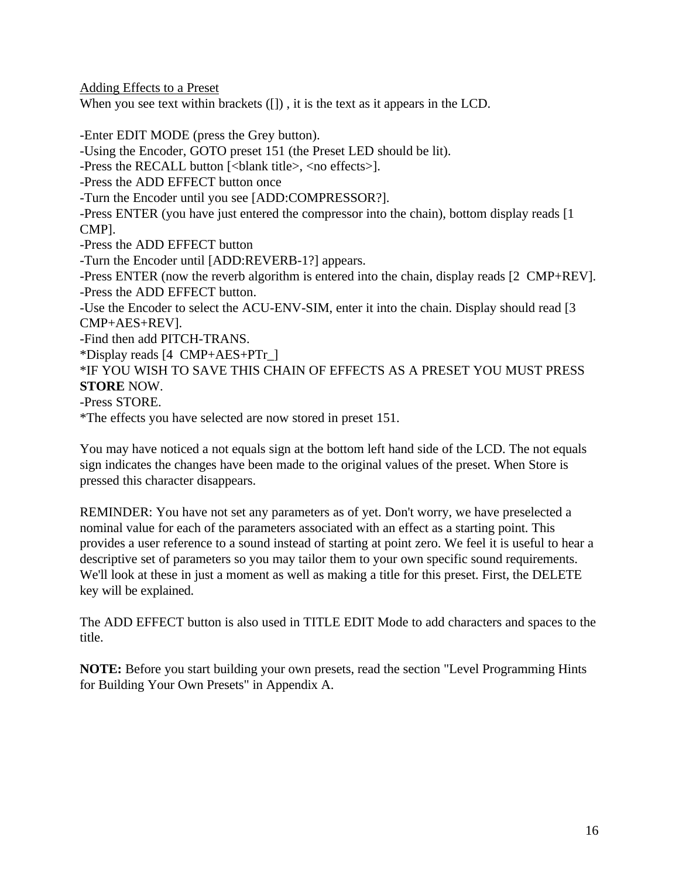Adding Effects to a Preset

When you see text within brackets ([]) , it is the text as it appears in the LCD.

-Enter EDIT MODE (press the Grey button).
-Using the Encoder, GOTO preset 151 (the Preset LED should be lit).
-Press the RECALL button [<blank title>, <no effects>].
-Press the ADD EFFECT button once
-Turn the Encoder until you see [ADD:COMPRESSOR?].
-Press ENTER (you have just entered the compressor into the chain), bottom display reads [1 CMP].
-Press the ADD EFFECT button
-Turn the Encoder until [ADD:REVERB-1?] appears.
-Press ENTER (now the reverb algorithm is entered into the chain, display reads [2  CMP+REV].
-Press the ADD EFFECT button.
-Use the Encoder to select the ACU-ENV-SIM, enter it into the chain. Display should read [3 CMP+AES+REV].
-Find then add PITCH-TRANS.
*Display reads [4  CMP+AES+PTr_]
*IF YOU WISH TO SAVE THIS CHAIN OF EFFECTS AS A PRESET YOU MUST PRESS **STORE** NOW.
-Press STORE.
*The effects you have selected are now stored in preset 151.

You may have noticed a not equals sign at the bottom left hand side of the LCD. The not equals sign indicates the changes have been made to the original values of the preset. When Store is pressed this character disappears.

REMINDER: You have not set any parameters as of yet. Don't worry, we have preselected a nominal value for each of the parameters associated with an effect as a starting point. This provides a user reference to a sound instead of starting at point zero. We feel it is useful to hear a descriptive set of parameters so you may tailor them to your own specific sound requirements. We'll look at these in just a moment as well as making a title for this preset. First, the DELETE key will be explained.

The ADD EFFECT button is also used in TITLE EDIT Mode to add characters and spaces to the title.

**NOTE:** Before you start building your own presets, read the section "Level Programming Hints for Building Your Own Presets" in Appendix A.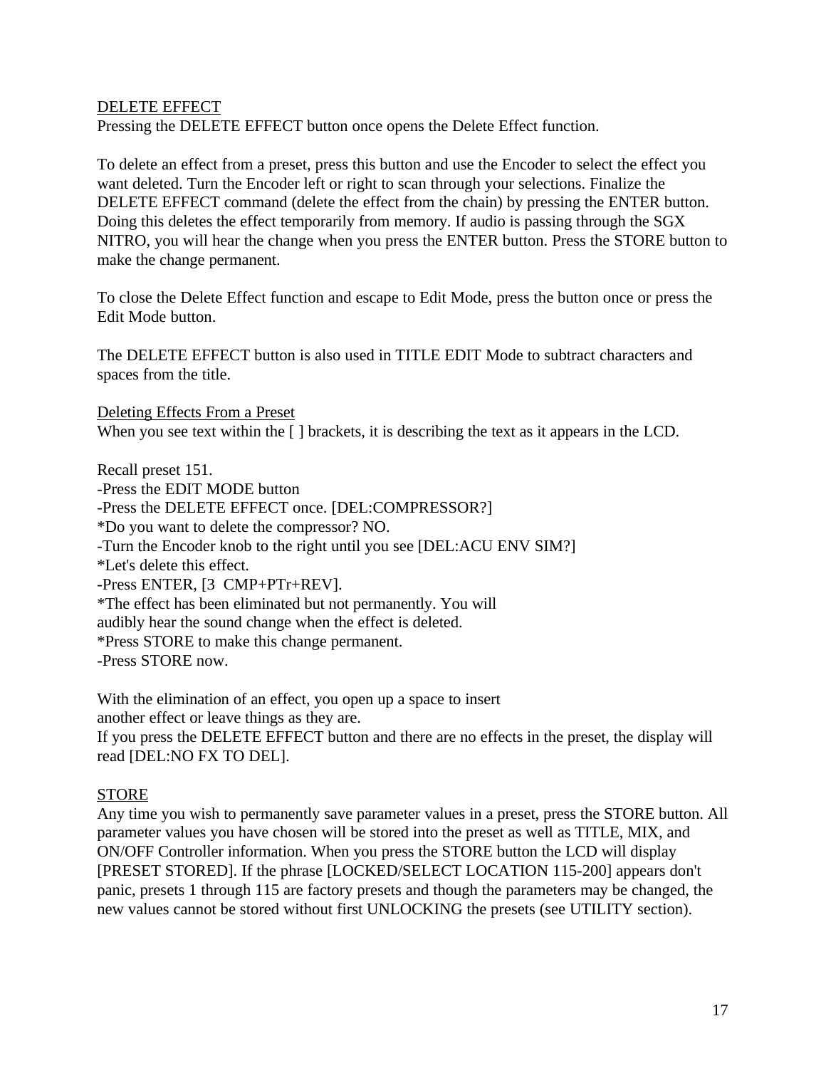<u>DELETE EFFECT</u>
Pressing the DELETE EFFECT button once opens the Delete Effect function.

To delete an effect from a preset, press this button and use the Encoder to select the effect you want deleted. Turn the Encoder left or right to scan through your selections. Finalize the DELETE EFFECT command (delete the effect from the chain) by pressing the ENTER button. Doing this deletes the effect temporarily from memory. If audio is passing through the SGX NITRO, you will hear the change when you press the ENTER button. Press the STORE button to make the change permanent.

To close the Delete Effect function and escape to Edit Mode, press the button once or press the Edit Mode button.

The DELETE EFFECT button is also used in TITLE EDIT Mode to subtract characters and spaces from the title.

<u>Deleting Effects From a Preset</u>
When you see text within the [ ] brackets, it is describing the text as it appears in the LCD.

Recall preset 151.
-Press the EDIT MODE button
-Press the DELETE EFFECT once. [DEL:COMPRESSOR?]
*Do you want to delete the compressor? NO.
-Turn the Encoder knob to the right until you see [DEL:ACU ENV SIM?]
*Let's delete this effect.
-Press ENTER, [3  CMP+PTr+REV].
*The effect has been eliminated but not permanently. You will
audibly hear the sound change when the effect is deleted.
*Press STORE to make this change permanent.
-Press STORE now.

With the elimination of an effect, you open up a space to insert
another effect or leave things as they are.
If you press the DELETE EFFECT button and there are no effects in the preset, the display will read [DEL:NO FX TO DEL].

<u>STORE</u>
Any time you wish to permanently save parameter values in a preset, press the STORE button. All parameter values you have chosen will be stored into the preset as well as TITLE, MIX, and ON/OFF Controller information. When you press the STORE button the LCD will display [PRESET STORED]. If the phrase [LOCKED/SELECT LOCATION 115-200] appears don't panic, presets 1 through 115 are factory presets and though the parameters may be changed, the new values cannot be stored without first UNLOCKING the presets (see UTILITY section).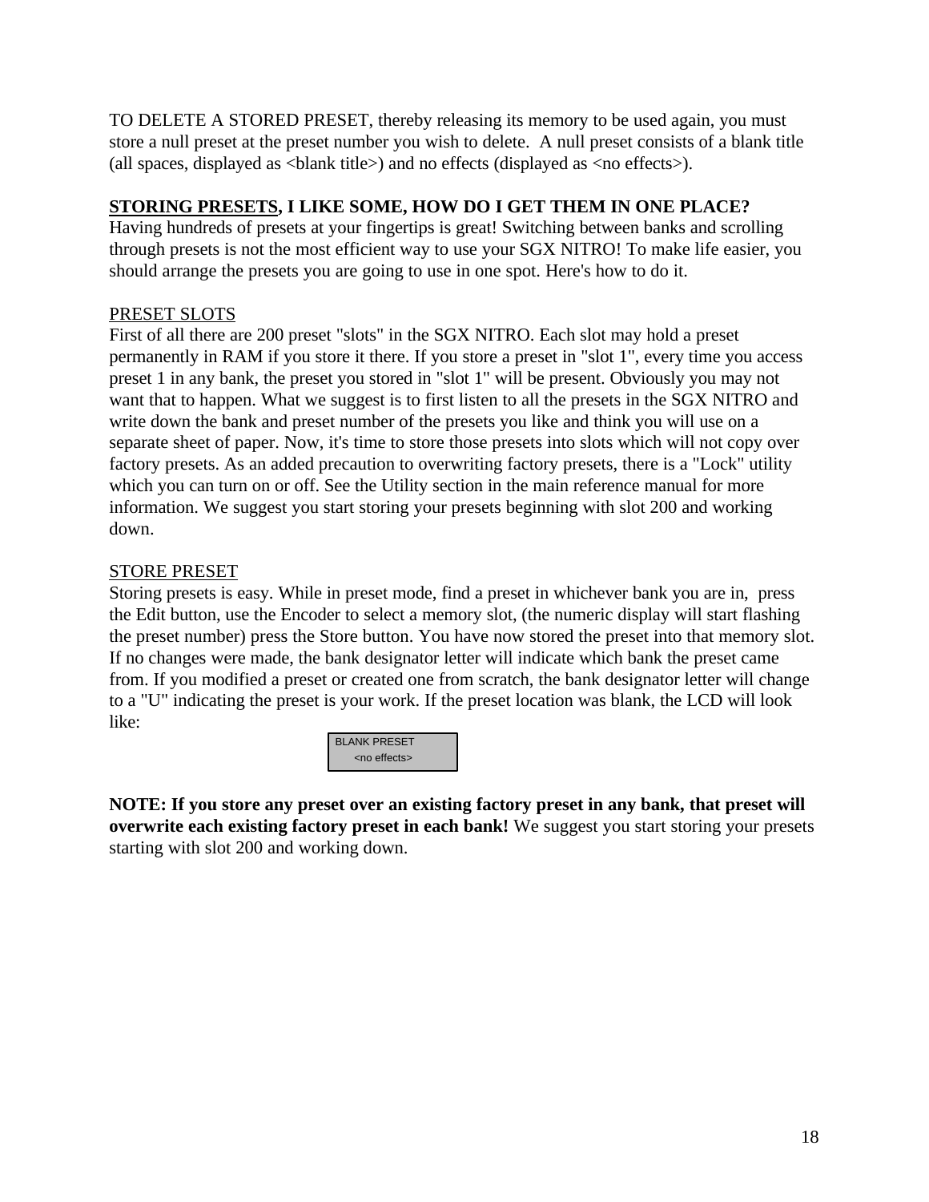TO DELETE A STORED PRESET, thereby releasing its memory to be used again, you must store a null preset at the preset number you wish to delete.  A null preset consists of a blank title (all spaces, displayed as <blank title>) and no effects (displayed as <no effects>).

**STORING PRESETS, I LIKE SOME, HOW DO I GET THEM IN ONE PLACE?**
Having hundreds of presets at your fingertips is great! Switching between banks and scrolling through presets is not the most efficient way to use your SGX NITRO! To make life easier, you should arrange the presets you are going to use in one spot. Here's how to do it.

PRESET SLOTS
First of all there are 200 preset "slots" in the SGX NITRO. Each slot may hold a preset permanently in RAM if you store it there. If you store a preset in "slot 1", every time you access preset 1 in any bank, the preset you stored in "slot 1" will be present. Obviously you may not want that to happen. What we suggest is to first listen to all the presets in the SGX NITRO and write down the bank and preset number of the presets you like and think you will use on a separate sheet of paper. Now, it's time to store those presets into slots which will not copy over factory presets. As an added precaution to overwriting factory presets, there is a "Lock" utility which you can turn on or off. See the Utility section in the main reference manual for more information. We suggest you start storing your presets beginning with slot 200 and working down.

STORE PRESET
Storing presets is easy. While in preset mode, find a preset in whichever bank you are in,  press the Edit button, use the Encoder to select a memory slot, (the numeric display will start flashing the preset number) press the Store button. You have now stored the preset into that memory slot. If no changes were made, the bank designator letter will indicate which bank the preset came from. If you modified a preset or created one from scratch, the bank designator letter will change to a "U" indicating the preset is your work. If the preset location was blank, the LCD will look like:

```
BLANK PRESET
   <no effects>
```

**NOTE: If you store any preset over an existing factory preset in any bank, that preset will overwrite each existing factory preset in each bank!** We suggest you start storing your presets starting with slot 200 and working down.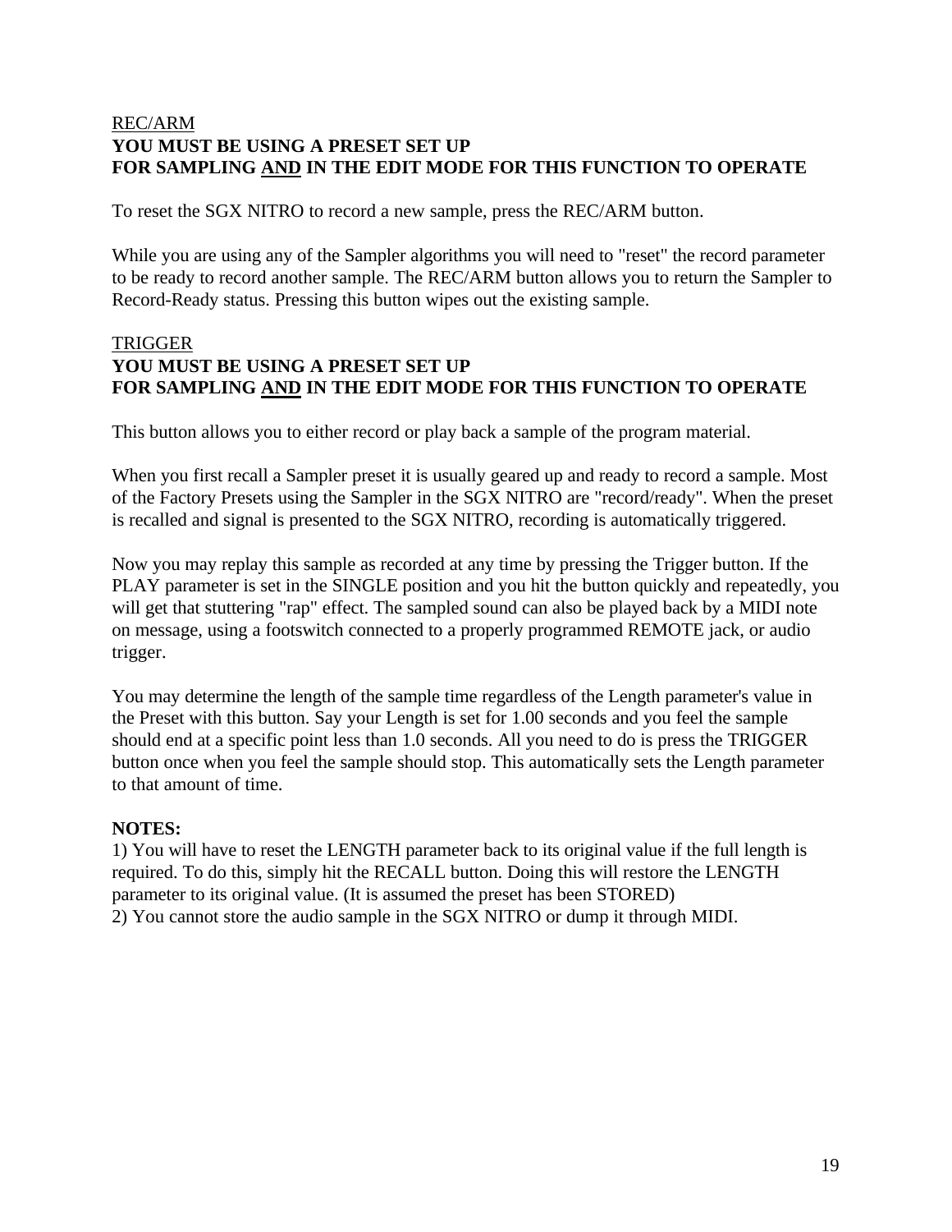REC/ARM

**YOU MUST BE USING A PRESET SET UP**
**FOR SAMPLING AND IN THE EDIT MODE FOR THIS FUNCTION TO OPERATE**

To reset the SGX NITRO to record a new sample, press the REC/ARM button.

While you are using any of the Sampler algorithms you will need to "reset" the record parameter to be ready to record another sample. The REC/ARM button allows you to return the Sampler to Record-Ready status. Pressing this button wipes out the existing sample.

TRIGGER

**YOU MUST BE USING A PRESET SET UP**
**FOR SAMPLING AND IN THE EDIT MODE FOR THIS FUNCTION TO OPERATE**

This button allows you to either record or play back a sample of the program material.

When you first recall a Sampler preset it is usually geared up and ready to record a sample. Most of the Factory Presets using the Sampler in the SGX NITRO are "record/ready". When the preset is recalled and signal is presented to the SGX NITRO, recording is automatically triggered.

Now you may replay this sample as recorded at any time by pressing the Trigger button. If the PLAY parameter is set in the SINGLE position and you hit the button quickly and repeatedly, you will get that stuttering "rap" effect. The sampled sound can also be played back by a MIDI note on message, using a footswitch connected to a properly programmed REMOTE jack, or audio trigger.

You may determine the length of the sample time regardless of the Length parameter's value in the Preset with this button. Say your Length is set for 1.00 seconds and you feel the sample should end at a specific point less than 1.0 seconds. All you need to do is press the TRIGGER button once when you feel the sample should stop. This automatically sets the Length parameter to that amount of time.

**NOTES:**
1) You will have to reset the LENGTH parameter back to its original value if the full length is required. To do this, simply hit the RECALL button. Doing this will restore the LENGTH parameter to its original value. (It is assumed the preset has been STORED)
2) You cannot store the audio sample in the SGX NITRO or dump it through MIDI.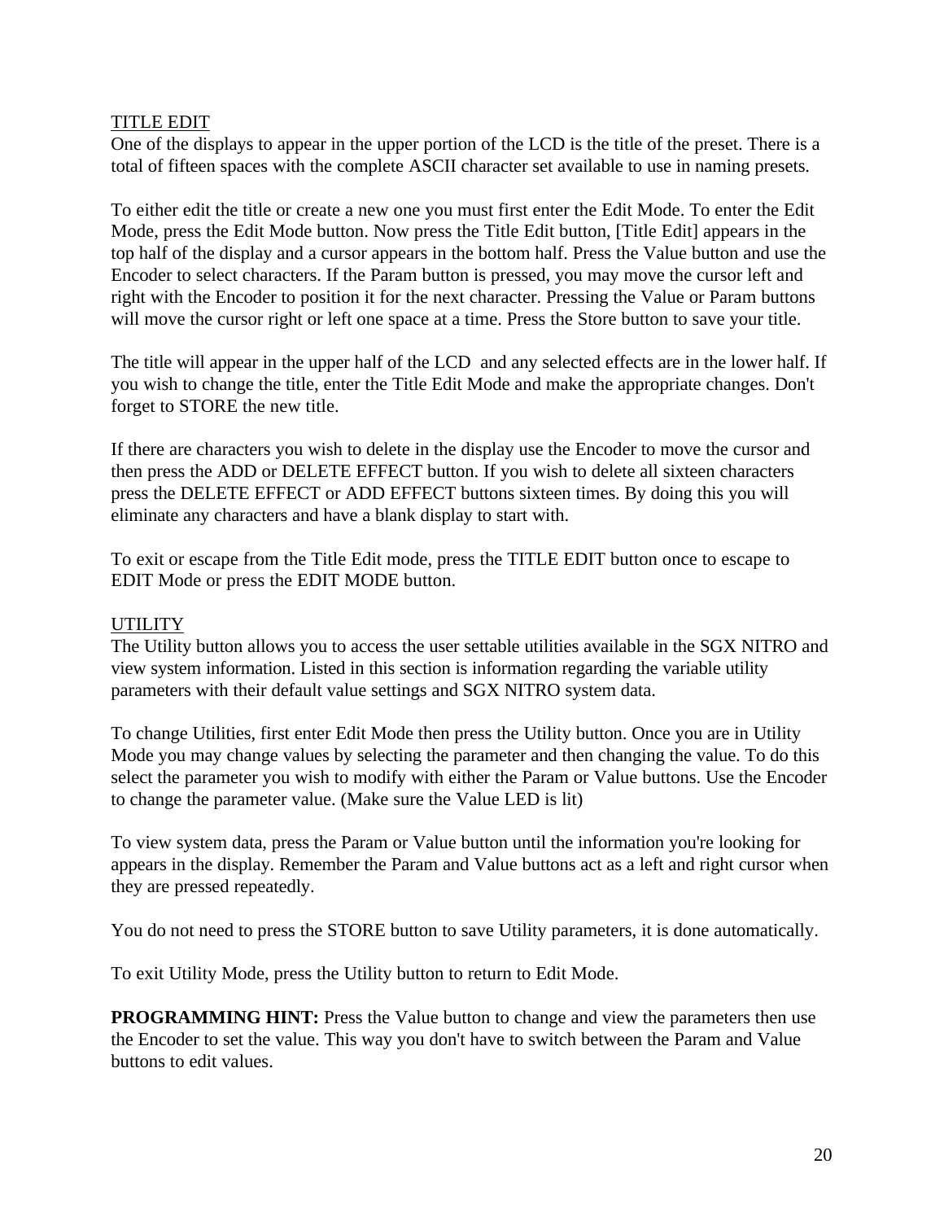## TITLE EDIT

One of the displays to appear in the upper portion of the LCD is the title of the preset. There is a total of fifteen spaces with the complete ASCII character set available to use in naming presets.

To either edit the title or create a new one you must first enter the Edit Mode. To enter the Edit Mode, press the Edit Mode button. Now press the Title Edit button, [Title Edit] appears in the top half of the display and a cursor appears in the bottom half. Press the Value button and use the Encoder to select characters. If the Param button is pressed, you may move the cursor left and right with the Encoder to position it for the next character. Pressing the Value or Param buttons will move the cursor right or left one space at a time. Press the Store button to save your title.

The title will appear in the upper half of the LCD and any selected effects are in the lower half. If you wish to change the title, enter the Title Edit Mode and make the appropriate changes. Don't forget to STORE the new title.

If there are characters you wish to delete in the display use the Encoder to move the cursor and then press the ADD or DELETE EFFECT button. If you wish to delete all sixteen characters press the DELETE EFFECT or ADD EFFECT buttons sixteen times. By doing this you will eliminate any characters and have a blank display to start with.

To exit or escape from the Title Edit mode, press the TITLE EDIT button once to escape to EDIT Mode or press the EDIT MODE button.

## UTILITY

The Utility button allows you to access the user settable utilities available in the SGX NITRO and view system information. Listed in this section is information regarding the variable utility parameters with their default value settings and SGX NITRO system data.

To change Utilities, first enter Edit Mode then press the Utility button. Once you are in Utility Mode you may change values by selecting the parameter and then changing the value. To do this select the parameter you wish to modify with either the Param or Value buttons. Use the Encoder to change the parameter value. (Make sure the Value LED is lit)

To view system data, press the Param or Value button until the information you're looking for appears in the display. Remember the Param and Value buttons act as a left and right cursor when they are pressed repeatedly.

You do not need to press the STORE button to save Utility parameters, it is done automatically.

To exit Utility Mode, press the Utility button to return to Edit Mode.

**PROGRAMMING HINT:** Press the Value button to change and view the parameters then use the Encoder to set the value. This way you don't have to switch between the Param and Value buttons to edit values.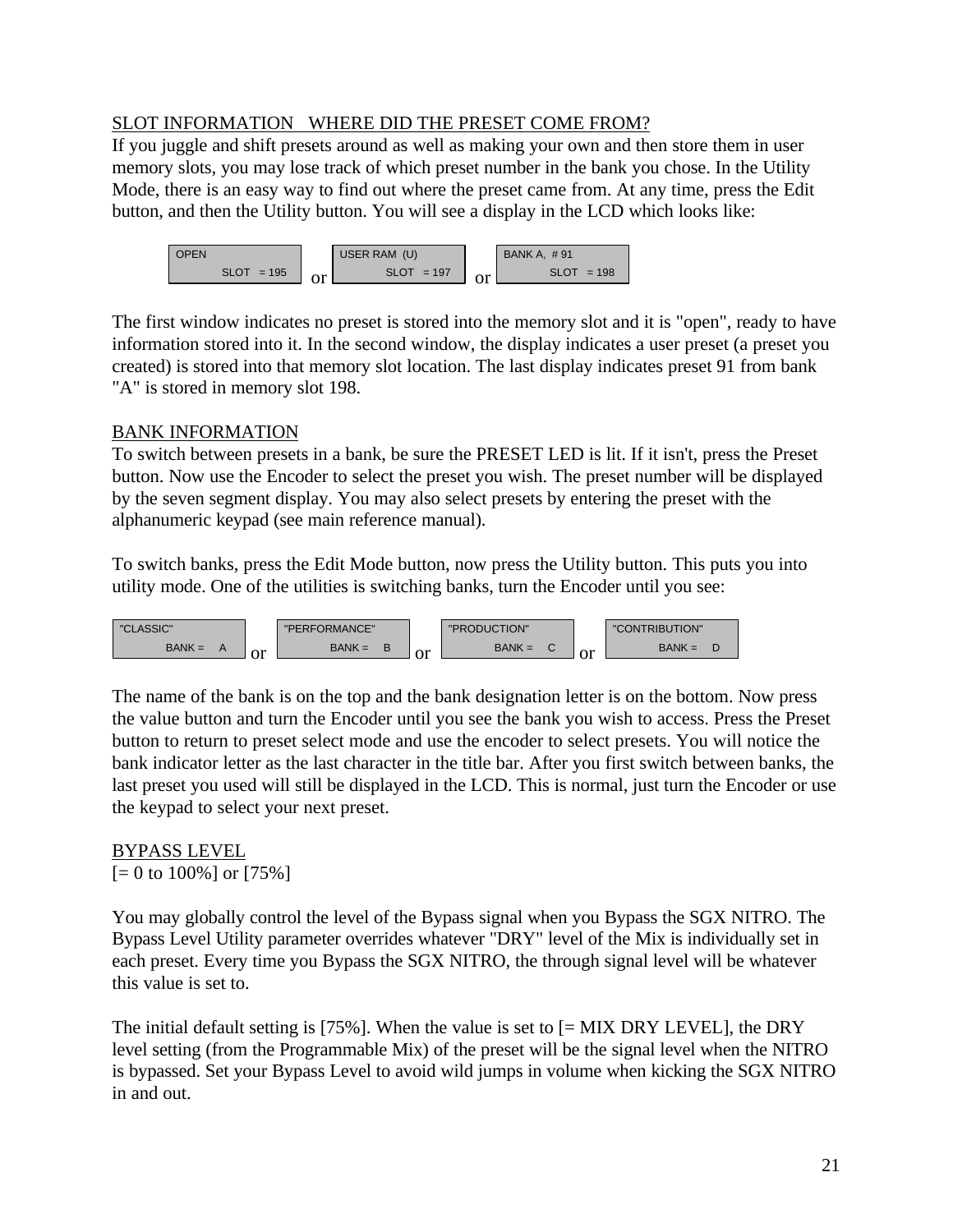## SLOT INFORMATION   WHERE DID THE PRESET COME FROM?

If you juggle and shift presets around as well as making your own and then store them in user memory slots, you may lose track of which preset number in the bank you chose. In the Utility Mode, there is an easy way to find out where the preset came from. At any time, press the Edit button, and then the Utility button. You will see a display in the LCD which looks like:

```
OPEN                 USER RAM  (U)        BANK A,  # 91
      SLOT  = 195  or      SLOT  = 197  or      SLOT  = 198
```

The first window indicates no preset is stored into the memory slot and it is "open", ready to have information stored into it. In the second window, the display indicates a user preset (a preset you created) is stored into that memory slot location. The last display indicates preset 91 from bank "A" is stored in memory slot 198.

## BANK INFORMATION

To switch between presets in a bank, be sure the PRESET LED is lit. If it isn't, press the Preset button. Now use the Encoder to select the preset you wish. The preset number will be displayed by the seven segment display. You may also select presets by entering the preset with the alphanumeric keypad (see main reference manual).

To switch banks, press the Edit Mode button, now press the Utility button. This puts you into utility mode. One of the utilities is switching banks, turn the Encoder until you see:

```
"CLASSIC"           "PERFORMANCE"        "PRODUCTION"         "CONTRIBUTION"
     BANK =   A  or      BANK =   B  or      BANK =   C  or      BANK =   D
```

The name of the bank is on the top and the bank designation letter is on the bottom. Now press the value button and turn the Encoder until you see the bank you wish to access. Press the Preset button to return to preset select mode and use the encoder to select presets. You will notice the bank indicator letter as the last character in the title bar. After you first switch between banks, the last preset you used will still be displayed in the LCD. This is normal, just turn the Encoder or use the keypad to select your next preset.

## BYPASS LEVEL

[= 0 to 100%] or [75%]

You may globally control the level of the Bypass signal when you Bypass the SGX NITRO. The Bypass Level Utility parameter overrides whatever "DRY" level of the Mix is individually set in each preset. Every time you Bypass the SGX NITRO, the through signal level will be whatever this value is set to.

The initial default setting is [75%]. When the value is set to [= MIX DRY LEVEL], the DRY level setting (from the Programmable Mix) of the preset will be the signal level when the NITRO is bypassed. Set your Bypass Level to avoid wild jumps in volume when kicking the SGX NITRO in and out.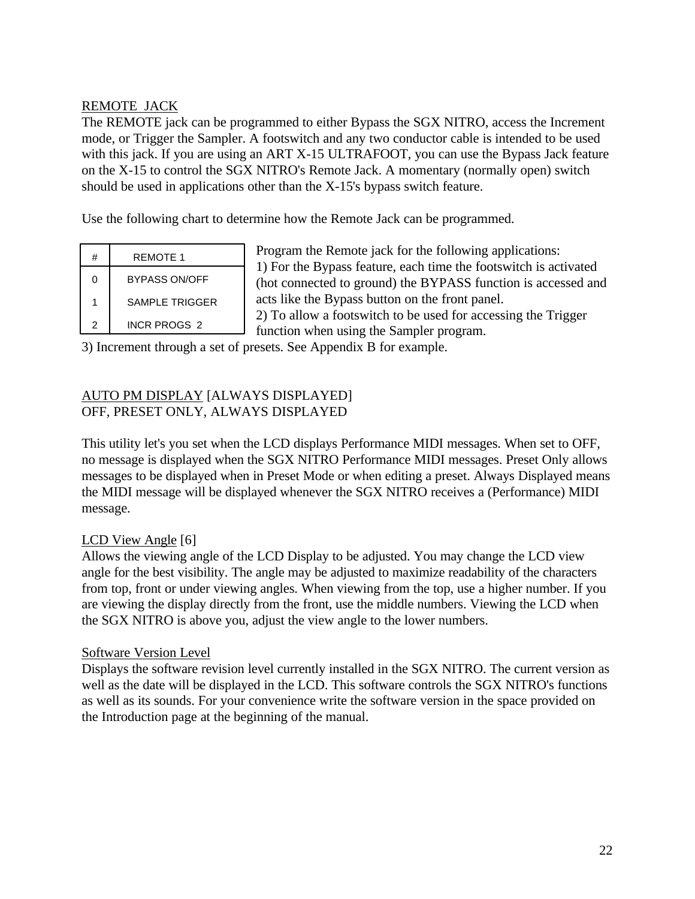REMOTE JACK

The REMOTE jack can be programmed to either Bypass the SGX NITRO, access the Increment mode, or Trigger the Sampler. A footswitch and any two conductor cable is intended to be used with this jack. If you are using an ART X-15 ULTRAFOOT, you can use the Bypass Jack feature on the X-15 to control the SGX NITRO's Remote Jack. A momentary (normally open) switch should be used in applications other than the X-15's bypass switch feature.

Use the following chart to determine how the Remote Jack can be programmed.

| # | REMOTE 1 |
|---|---|
| 0 | BYPASS ON/OFF |
| 1 | SAMPLE TRIGGER |
| 2 | INCR PROGS 2 |

Program the Remote jack for the following applications:
1) For the Bypass feature, each time the footswitch is activated (hot connected to ground) the BYPASS function is accessed and acts like the Bypass button on the front panel.
2) To allow a footswitch to be used for accessing the Trigger function when using the Sampler program.
3) Increment through a set of presets. See Appendix B for example.

AUTO PM DISPLAY [ALWAYS DISPLAYED]
OFF, PRESET ONLY, ALWAYS DISPLAYED

This utility let's you set when the LCD displays Performance MIDI messages. When set to OFF, no message is displayed when the SGX NITRO Performance MIDI messages. Preset Only allows messages to be displayed when in Preset Mode or when editing a preset. Always Displayed means the MIDI message will be displayed whenever the SGX NITRO receives a (Performance) MIDI message.

LCD View Angle [6]
Allows the viewing angle of the LCD Display to be adjusted. You may change the LCD view angle for the best visibility. The angle may be adjusted to maximize readability of the characters from top, front or under viewing angles. When viewing from the top, use a higher number. If you are viewing the display directly from the front, use the middle numbers. Viewing the LCD when the SGX NITRO is above you, adjust the view angle to the lower numbers.

Software Version Level
Displays the software revision level currently installed in the SGX NITRO. The current version as well as the date will be displayed in the LCD. This software controls the SGX NITRO's functions as well as its sounds. For your convenience write the software version in the space provided on the Introduction page at the beginning of the manual.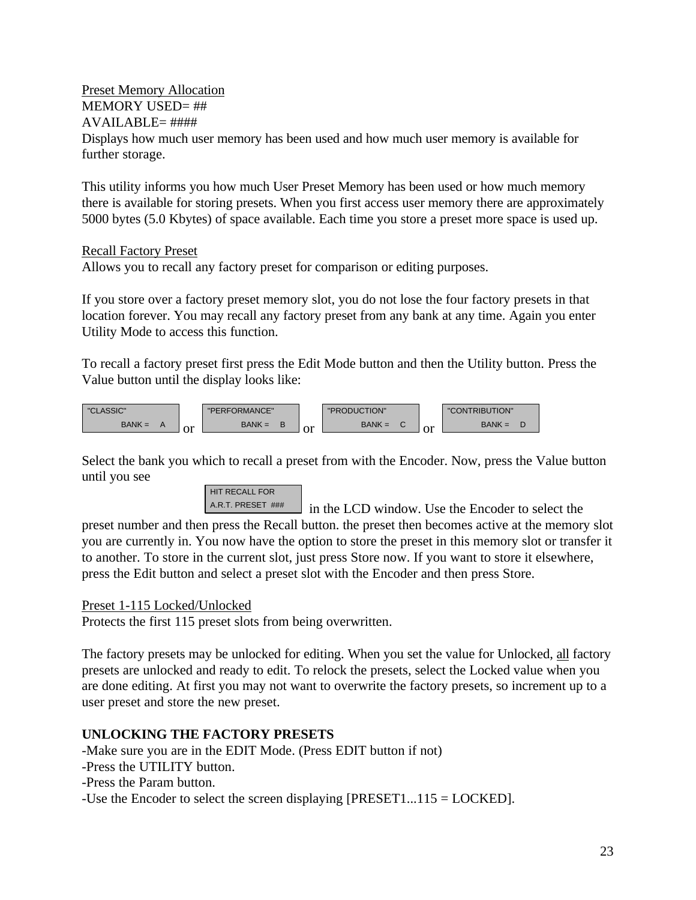Preset Memory Allocation
MEMORY USED= ##
AVAILABLE= ####
Displays how much user memory has been used and how much user memory is available for further storage.

This utility informs you how much User Preset Memory has been used or how much memory there is available for storing presets. When you first access user memory there are approximately 5000 bytes (5.0 Kbytes) of space available. Each time you store a preset more space is used up.

Recall Factory Preset
Allows you to recall any factory preset for comparison or editing purposes.

If you store over a factory preset memory slot, you do not lose the four factory presets in that location forever. You may recall any factory preset from any bank at any time. Again you enter Utility Mode to access this function.

To recall a factory preset first press the Edit Mode button and then the Utility button. Press the Value button until the display looks like:

```
"CLASSIC"            "PERFORMANCE"        "PRODUCTION"         "CONTRIBUTION"
      BANK =  A   or       BANK =  B   or       BANK =  C   or       BANK =  D
```

Select the bank you which to recall a preset from with the Encoder. Now, press the Value button until you see

```
HIT RECALL FOR
A.R.T. PRESET  ###
```

in the LCD window. Use the Encoder to select the preset number and then press the Recall button. the preset then becomes active at the memory slot you are currently in. You now have the option to store the preset in this memory slot or transfer it to another. To store in the current slot, just press Store now. If you want to store it elsewhere, press the Edit button and select a preset slot with the Encoder and then press Store.

Preset 1-115 Locked/Unlocked
Protects the first 115 preset slots from being overwritten.

The factory presets may be unlocked for editing. When you set the value for Unlocked, all factory presets are unlocked and ready to edit. To relock the presets, select the Locked value when you are done editing. At first you may not want to overwrite the factory presets, so increment up to a user preset and store the new preset.

**UNLOCKING THE FACTORY PRESETS**

-Make sure you are in the EDIT Mode. (Press EDIT button if not)
-Press the UTILITY button.
-Press the Param button.
-Use the Encoder to select the screen displaying [PRESET1...115 = LOCKED].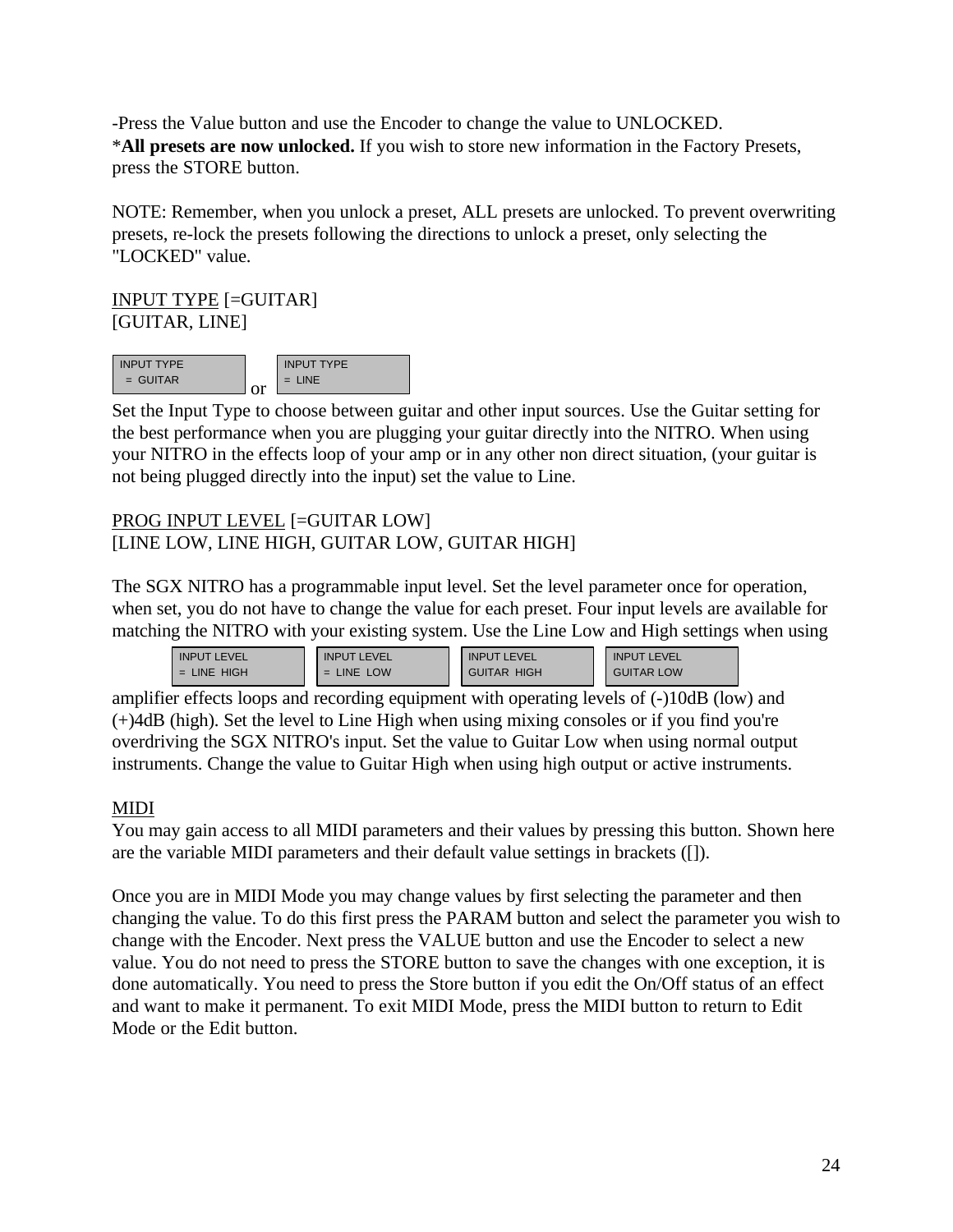-Press the Value button and use the Encoder to change the value to UNLOCKED.
***All presets are now unlocked.** If you wish to store new information in the Factory Presets, press the STORE button.

NOTE: Remember, when you unlock a preset, ALL presets are unlocked. To prevent overwriting presets, re-lock the presets following the directions to unlock a preset, only selecting the "LOCKED" value.

<u>INPUT TYPE</u> [=GUITAR]
[GUITAR, LINE]

```
INPUT TYPE            INPUT TYPE
 = GUITAR       or    = LINE
```

Set the Input Type to choose between guitar and other input sources. Use the Guitar setting for the best performance when you are plugging your guitar directly into the NITRO. When using your NITRO in the effects loop of your amp or in any other non direct situation, (your guitar is not being plugged directly into the input) set the value to Line.

<u>PROG INPUT LEVEL</u> [=GUITAR LOW]
[LINE LOW, LINE HIGH, GUITAR LOW, GUITAR HIGH]

The SGX NITRO has a programmable input level. Set the level parameter once for operation, when set, you do not have to change the value for each preset. Four input levels are available for matching the NITRO with your existing system. Use the Line Low and High settings when using

```
INPUT LEVEL     INPUT LEVEL     INPUT LEVEL     INPUT LEVEL
= LINE HIGH     = LINE LOW      GUITAR HIGH     GUITAR LOW
```

amplifier effects loops and recording equipment with operating levels of (-)10dB (low) and (+)4dB (high). Set the level to Line High when using mixing consoles or if you find you're overdriving the SGX NITRO's input. Set the value to Guitar Low when using normal output instruments. Change the value to Guitar High when using high output or active instruments.

<u>MIDI</u>
You may gain access to all MIDI parameters and their values by pressing this button. Shown here are the variable MIDI parameters and their default value settings in brackets ([]).

Once you are in MIDI Mode you may change values by first selecting the parameter and then changing the value. To do this first press the PARAM button and select the parameter you wish to change with the Encoder. Next press the VALUE button and use the Encoder to select a new value. You do not need to press the STORE button to save the changes with one exception, it is done automatically. You need to press the Store button if you edit the On/Off status of an effect and want to make it permanent. To exit MIDI Mode, press the MIDI button to return to Edit Mode or the Edit button.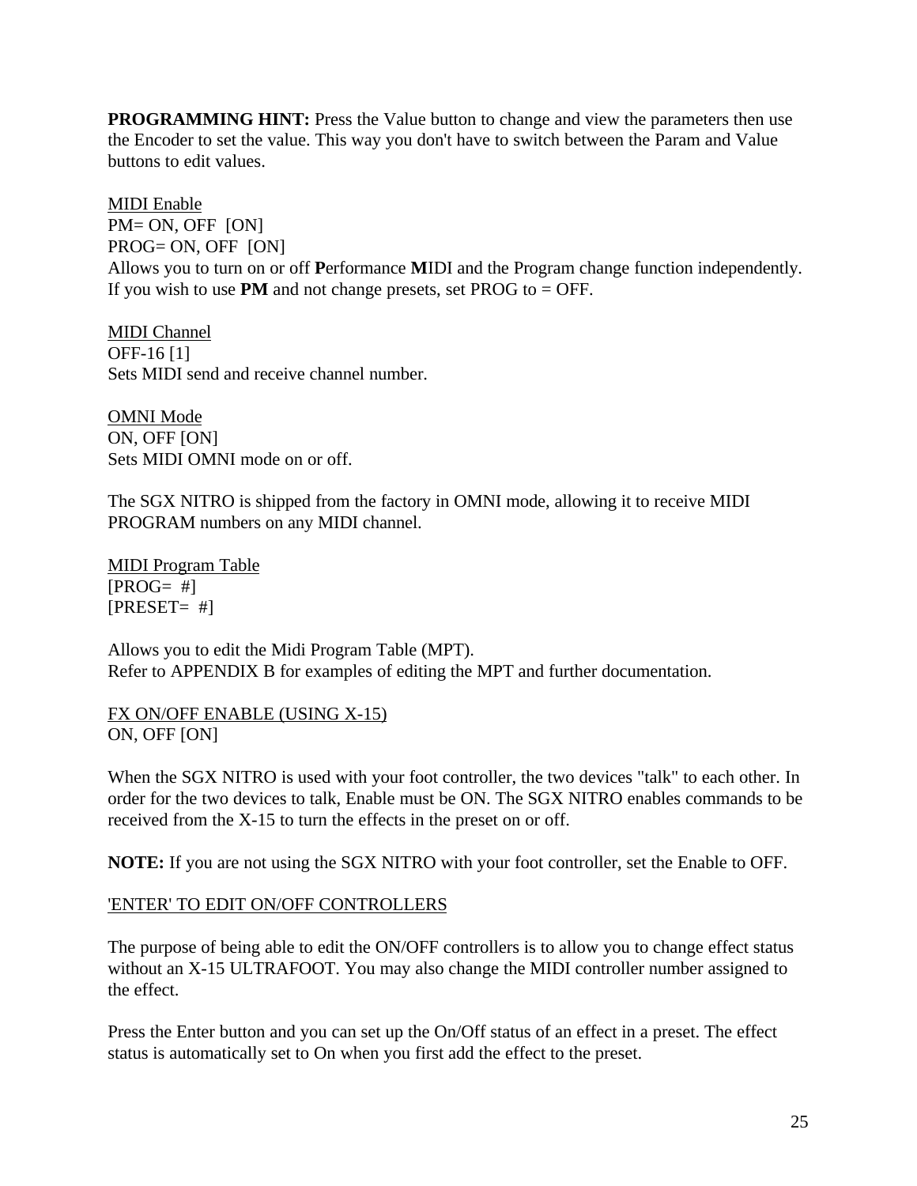**PROGRAMMING HINT:** Press the Value button to change and view the parameters then use the Encoder to set the value. This way you don't have to switch between the Param and Value buttons to edit values.

<u>MIDI Enable</u>
PM= ON, OFF [ON]
PROG= ON, OFF [ON]
Allows you to turn on or off **P**erformance **M**IDI and the Program change function independently. If you wish to use **PM** and not change presets, set PROG to = OFF.

<u>MIDI Channel</u>
OFF-16 [1]
Sets MIDI send and receive channel number.

<u>OMNI Mode</u>
ON, OFF [ON]
Sets MIDI OMNI mode on or off.

The SGX NITRO is shipped from the factory in OMNI mode, allowing it to receive MIDI PROGRAM numbers on any MIDI channel.

<u>MIDI Program Table</u>
[PROG= #]
[PRESET= #]

Allows you to edit the Midi Program Table (MPT).
Refer to APPENDIX B for examples of editing the MPT and further documentation.

<u>FX ON/OFF ENABLE (USING X-15)</u>
ON, OFF [ON]

When the SGX NITRO is used with your foot controller, the two devices "talk" to each other. In order for the two devices to talk, Enable must be ON. The SGX NITRO enables commands to be received from the X-15 to turn the effects in the preset on or off.

**NOTE:** If you are not using the SGX NITRO with your foot controller, set the Enable to OFF.

<u>'ENTER' TO EDIT ON/OFF CONTROLLERS</u>

The purpose of being able to edit the ON/OFF controllers is to allow you to change effect status without an X-15 ULTRAFOOT. You may also change the MIDI controller number assigned to the effect.

Press the Enter button and you can set up the On/Off status of an effect in a preset. The effect status is automatically set to On when you first add the effect to the preset.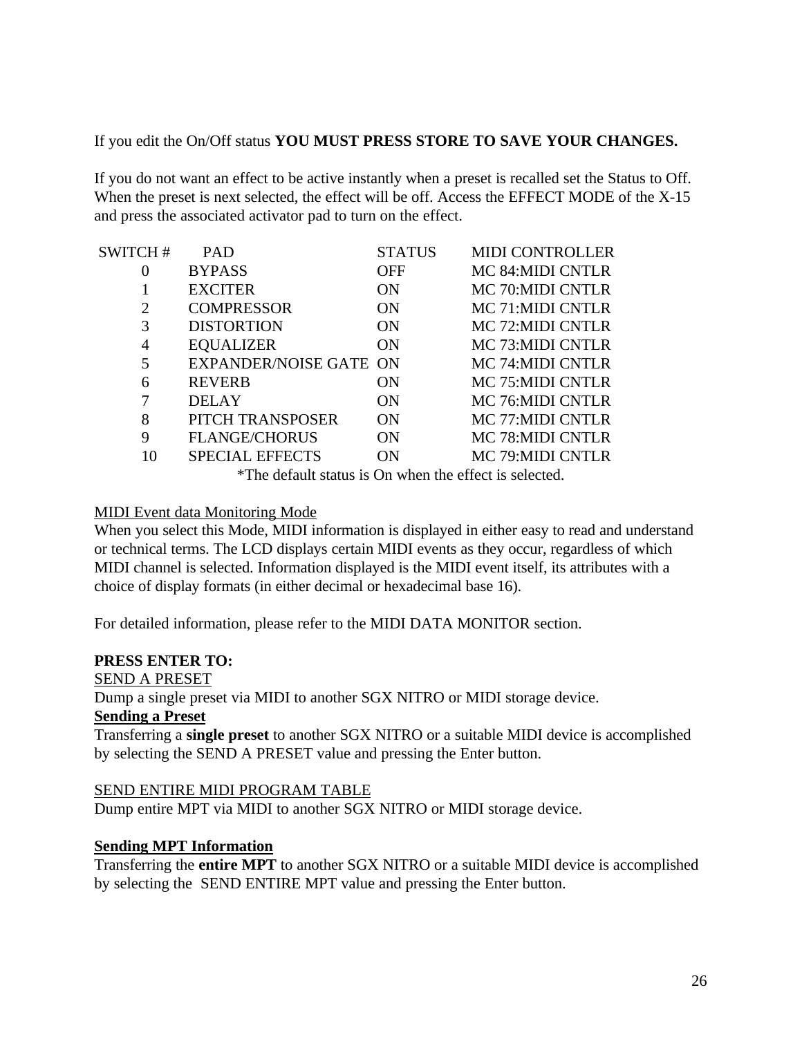If you edit the On/Off status **YOU MUST PRESS STORE TO SAVE YOUR CHANGES.**

If you do not want an effect to be active instantly when a preset is recalled set the Status to Off. When the preset is next selected, the effect will be off. Access the EFFECT MODE of the X-15 and press the associated activator pad to turn on the effect.

| SWITCH # | PAD | STATUS | MIDI CONTROLLER |
|---|---|---|---|
| 0 | BYPASS | OFF | MC 84:MIDI CNTLR |
| 1 | EXCITER | ON | MC 70:MIDI CNTLR |
| 2 | COMPRESSOR | ON | MC 71:MIDI CNTLR |
| 3 | DISTORTION | ON | MC 72:MIDI CNTLR |
| 4 | EQUALIZER | ON | MC 73:MIDI CNTLR |
| 5 | EXPANDER/NOISE GATE | ON | MC 74:MIDI CNTLR |
| 6 | REVERB | ON | MC 75:MIDI CNTLR |
| 7 | DELAY | ON | MC 76:MIDI CNTLR |
| 8 | PITCH TRANSPOSER | ON | MC 77:MIDI CNTLR |
| 9 | FLANGE/CHORUS | ON | MC 78:MIDI CNTLR |
| 10 | SPECIAL EFFECTS | ON | MC 79:MIDI CNTLR |

*The default status is On when the effect is selected.

<u>MIDI Event data Monitoring Mode</u>
When you select this Mode, MIDI information is displayed in either easy to read and understand or technical terms. The LCD displays certain MIDI events as they occur, regardless of which MIDI channel is selected. Information displayed is the MIDI event itself, its attributes with a choice of display formats (in either decimal or hexadecimal base 16).

For detailed information, please refer to the MIDI DATA MONITOR section.

**PRESS ENTER TO:**

<u>SEND A PRESET</u>
Dump a single preset via MIDI to another SGX NITRO or MIDI storage device.

**<u>Sending a Preset</u>**
Transferring a **single preset** to another SGX NITRO or a suitable MIDI device is accomplished by selecting the SEND A PRESET value and pressing the Enter button.

<u>SEND ENTIRE MIDI PROGRAM TABLE</u>
Dump entire MPT via MIDI to another SGX NITRO or MIDI storage device.

**<u>Sending MPT Information</u>**
Transferring the **entire MPT** to another SGX NITRO or a suitable MIDI device is accomplished by selecting the SEND ENTIRE MPT value and pressing the Enter button.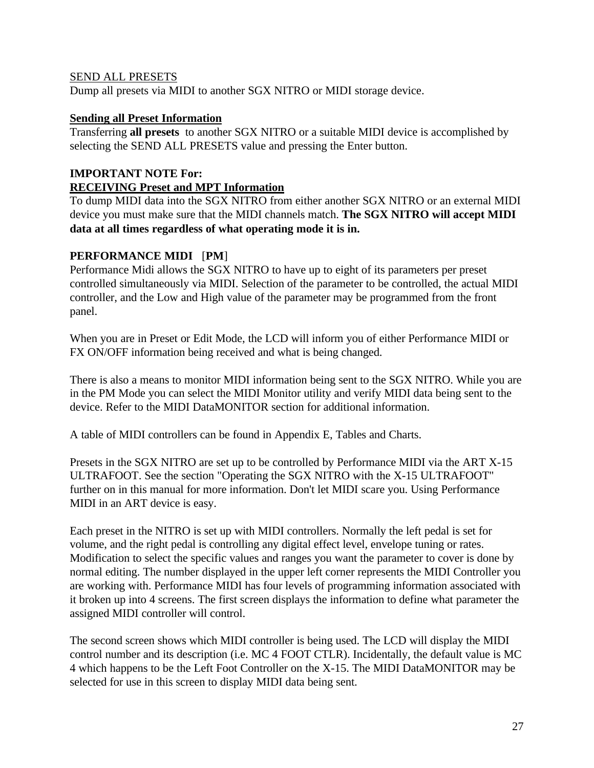<u>SEND ALL PRESETS</u>
Dump all presets via MIDI to another SGX NITRO or MIDI storage device.

**<u>Sending all Preset Information</u>**
Transferring **all presets** to another SGX NITRO or a suitable MIDI device is accomplished by selecting the SEND ALL PRESETS value and pressing the Enter button.

**IMPORTANT NOTE For:**
**<u>RECEIVING Preset and MPT Information</u>**
To dump MIDI data into the SGX NITRO from either another SGX NITRO or an external MIDI device you must make sure that the MIDI channels match. **The SGX NITRO will accept MIDI data at all times regardless of what operating mode it is in.**

**PERFORMANCE MIDI** [**PM**]
Performance Midi allows the SGX NITRO to have up to eight of its parameters per preset controlled simultaneously via MIDI. Selection of the parameter to be controlled, the actual MIDI controller, and the Low and High value of the parameter may be programmed from the front panel.

When you are in Preset or Edit Mode, the LCD will inform you of either Performance MIDI or FX ON/OFF information being received and what is being changed.

There is also a means to monitor MIDI information being sent to the SGX NITRO. While you are in the PM Mode you can select the MIDI Monitor utility and verify MIDI data being sent to the device. Refer to the MIDI DataMONITOR section for additional information.

A table of MIDI controllers can be found in Appendix E, Tables and Charts.

Presets in the SGX NITRO are set up to be controlled by Performance MIDI via the ART X-15 ULTRAFOOT. See the section "Operating the SGX NITRO with the X-15 ULTRAFOOT" further on in this manual for more information. Don't let MIDI scare you. Using Performance MIDI in an ART device is easy.

Each preset in the NITRO is set up with MIDI controllers. Normally the left pedal is set for volume, and the right pedal is controlling any digital effect level, envelope tuning or rates. Modification to select the specific values and ranges you want the parameter to cover is done by normal editing. The number displayed in the upper left corner represents the MIDI Controller you are working with. Performance MIDI has four levels of programming information associated with it broken up into 4 screens. The first screen displays the information to define what parameter the assigned MIDI controller will control.

The second screen shows which MIDI controller is being used. The LCD will display the MIDI control number and its description (i.e. MC 4 FOOT CTLR). Incidentally, the default value is MC 4 which happens to be the Left Foot Controller on the X-15. The MIDI DataMONITOR may be selected for use in this screen to display MIDI data being sent.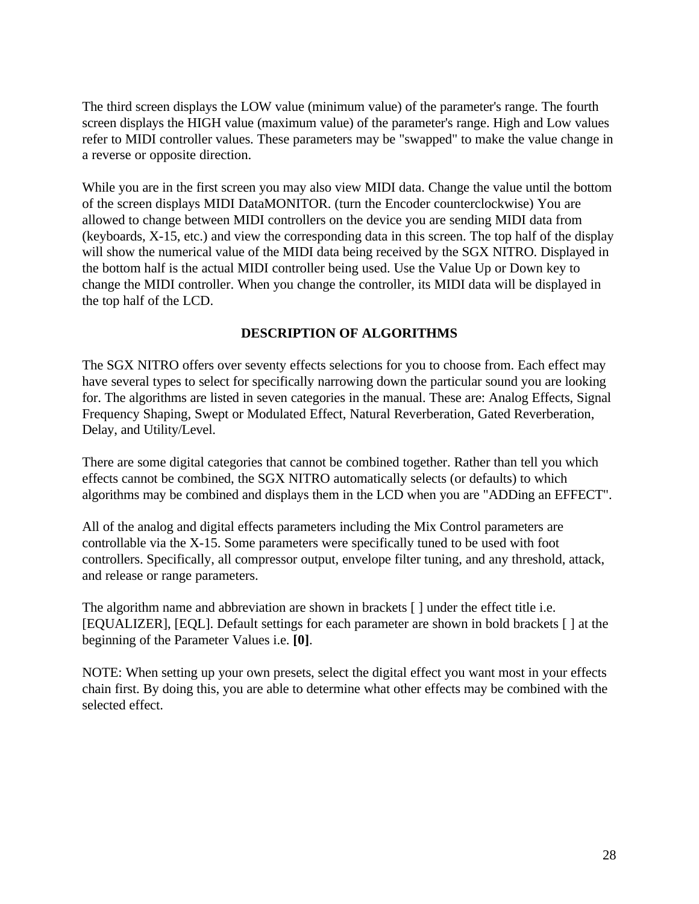The third screen displays the LOW value (minimum value) of the parameter's range. The fourth screen displays the HIGH value (maximum value) of the parameter's range. High and Low values refer to MIDI controller values. These parameters may be "swapped" to make the value change in a reverse or opposite direction.

While you are in the first screen you may also view MIDI data. Change the value until the bottom of the screen displays MIDI DataMONITOR. (turn the Encoder counterclockwise) You are allowed to change between MIDI controllers on the device you are sending MIDI data from (keyboards, X-15, etc.) and view the corresponding data in this screen. The top half of the display will show the numerical value of the MIDI data being received by the SGX NITRO. Displayed in the bottom half is the actual MIDI controller being used. Use the Value Up or Down key to change the MIDI controller. When you change the controller, its MIDI data will be displayed in the top half of the LCD.

## DESCRIPTION OF ALGORITHMS

The SGX NITRO offers over seventy effects selections for you to choose from. Each effect may have several types to select for specifically narrowing down the particular sound you are looking for. The algorithms are listed in seven categories in the manual. These are: Analog Effects, Signal Frequency Shaping, Swept or Modulated Effect, Natural Reverberation, Gated Reverberation, Delay, and Utility/Level.

There are some digital categories that cannot be combined together. Rather than tell you which effects cannot be combined, the SGX NITRO automatically selects (or defaults) to which algorithms may be combined and displays them in the LCD when you are "ADDing an EFFECT".

All of the analog and digital effects parameters including the Mix Control parameters are controllable via the X-15. Some parameters were specifically tuned to be used with foot controllers. Specifically, all compressor output, envelope filter tuning, and any threshold, attack, and release or range parameters.

The algorithm name and abbreviation are shown in brackets [ ] under the effect title i.e. [EQUALIZER], [EQL]. Default settings for each parameter are shown in bold brackets [ ] at the beginning of the Parameter Values i.e. **[0]**.

NOTE: When setting up your own presets, select the digital effect you want most in your effects chain first. By doing this, you are able to determine what other effects may be combined with the selected effect.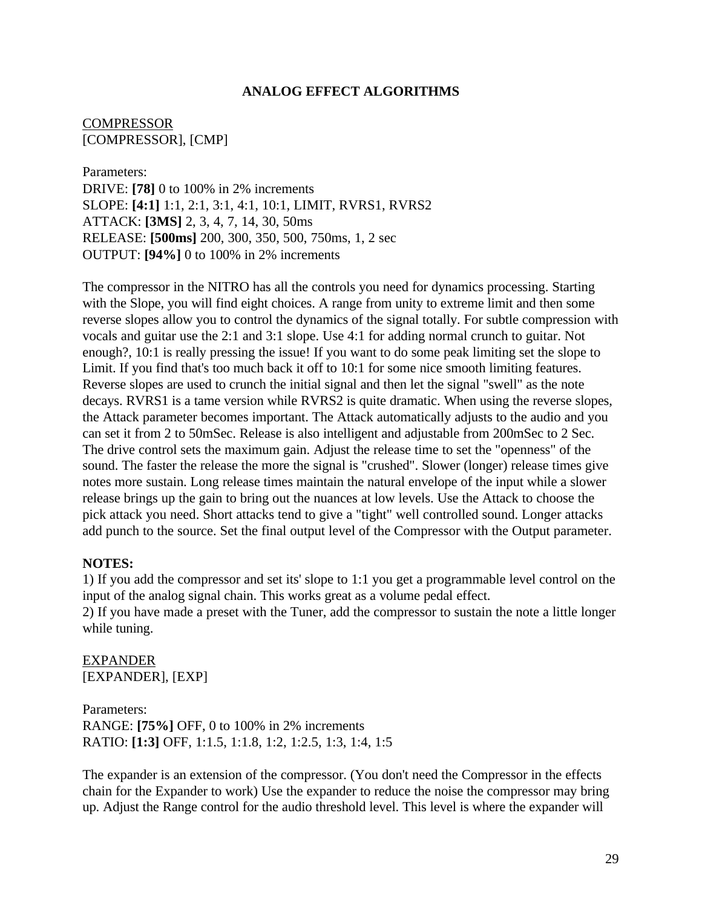# ANALOG EFFECT ALGORITHMS

<u>COMPRESSOR</u>
[COMPRESSOR], [CMP]

Parameters:
DRIVE: **[78]** 0 to 100% in 2% increments
SLOPE: **[4:1]** 1:1, 2:1, 3:1, 4:1, 10:1, LIMIT, RVRS1, RVRS2
ATTACK: **[3MS]** 2, 3, 4, 7, 14, 30, 50ms
RELEASE: **[500ms]** 200, 300, 350, 500, 750ms, 1, 2 sec
OUTPUT: **[94%]** 0 to 100% in 2% increments

The compressor in the NITRO has all the controls you need for dynamics processing. Starting with the Slope, you will find eight choices. A range from unity to extreme limit and then some reverse slopes allow you to control the dynamics of the signal totally. For subtle compression with vocals and guitar use the 2:1 and 3:1 slope. Use 4:1 for adding normal crunch to guitar. Not enough?, 10:1 is really pressing the issue! If you want to do some peak limiting set the slope to Limit. If you find that's too much back it off to 10:1 for some nice smooth limiting features. Reverse slopes are used to crunch the initial signal and then let the signal "swell" as the note decays. RVRS1 is a tame version while RVRS2 is quite dramatic. When using the reverse slopes, the Attack parameter becomes important. The Attack automatically adjusts to the audio and you can set it from 2 to 50mSec. Release is also intelligent and adjustable from 200mSec to 2 Sec. The drive control sets the maximum gain. Adjust the release time to set the "openness" of the sound. The faster the release the more the signal is "crushed". Slower (longer) release times give notes more sustain. Long release times maintain the natural envelope of the input while a slower release brings up the gain to bring out the nuances at low levels. Use the Attack to choose the pick attack you need. Short attacks tend to give a "tight" well controlled sound. Longer attacks add punch to the source. Set the final output level of the Compressor with the Output parameter.

**NOTES:**
1) If you add the compressor and set its' slope to 1:1 you get a programmable level control on the input of the analog signal chain. This works great as a volume pedal effect.
2) If you have made a preset with the Tuner, add the compressor to sustain the note a little longer while tuning.

<u>EXPANDER</u>
[EXPANDER], [EXP]

Parameters:
RANGE: **[75%]** OFF, 0 to 100% in 2% increments
RATIO: **[1:3]** OFF, 1:1.5, 1:1.8, 1:2, 1:2.5, 1:3, 1:4, 1:5

The expander is an extension of the compressor. (You don't need the Compressor in the effects chain for the Expander to work) Use the expander to reduce the noise the compressor may bring up. Adjust the Range control for the audio threshold level. This level is where the expander will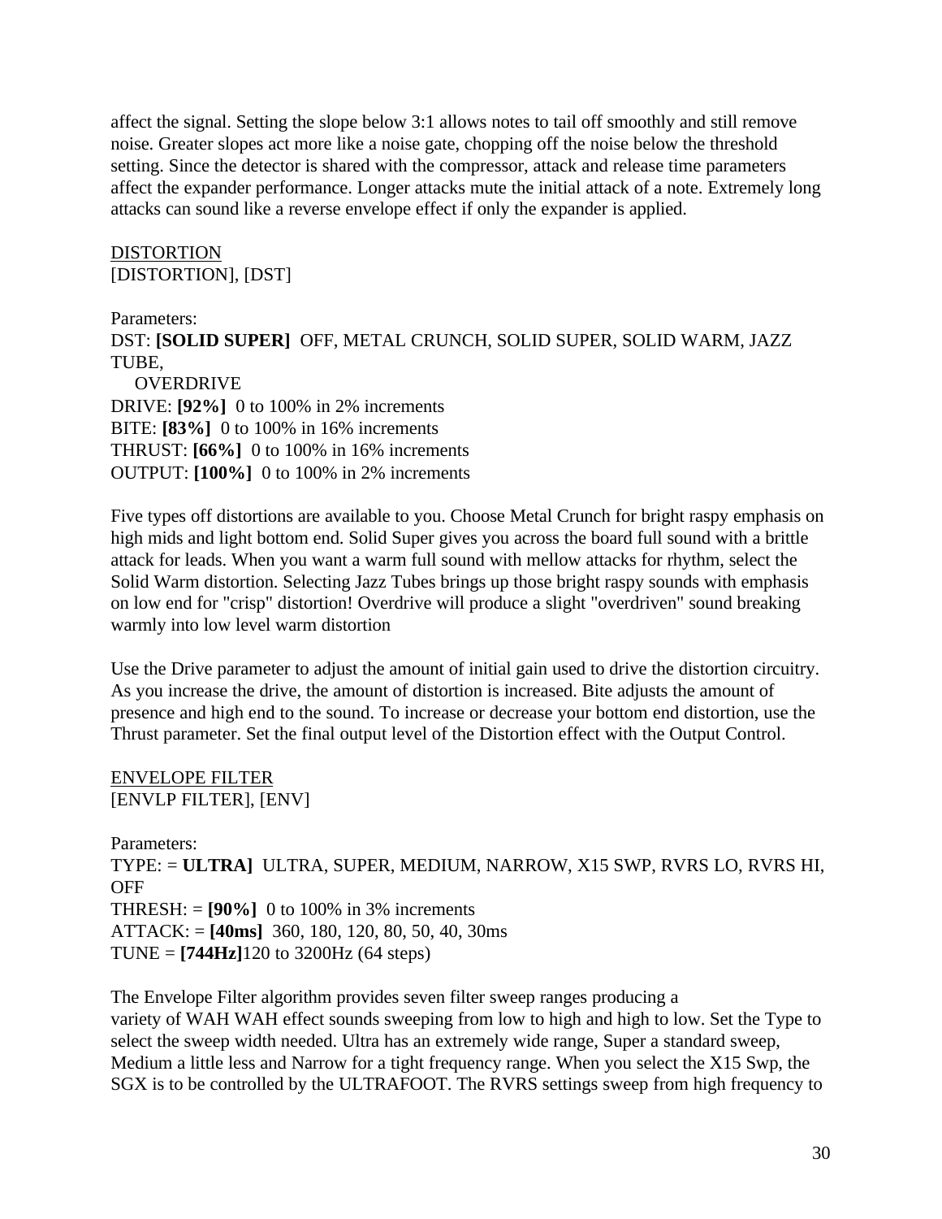affect the signal. Setting the slope below 3:1 allows notes to tail off smoothly and still remove noise. Greater slopes act more like a noise gate, chopping off the noise below the threshold setting. Since the detector is shared with the compressor, attack and release time parameters affect the expander performance. Longer attacks mute the initial attack of a note. Extremely long attacks can sound like a reverse envelope effect if only the expander is applied.

<u>DISTORTION</u>
[DISTORTION], [DST]

Parameters:
DST: **[SOLID SUPER]** OFF, METAL CRUNCH, SOLID SUPER, SOLID WARM, JAZZ TUBE,
OVERDRIVE
DRIVE: **[92%]** 0 to 100% in 2% increments
BITE: **[83%]** 0 to 100% in 16% increments
THRUST: **[66%]** 0 to 100% in 16% increments
OUTPUT: **[100%]** 0 to 100% in 2% increments

Five types off distortions are available to you. Choose Metal Crunch for bright raspy emphasis on high mids and light bottom end. Solid Super gives you across the board full sound with a brittle attack for leads. When you want a warm full sound with mellow attacks for rhythm, select the Solid Warm distortion. Selecting Jazz Tubes brings up those bright raspy sounds with emphasis on low end for "crisp" distortion! Overdrive will produce a slight "overdriven" sound breaking warmly into low level warm distortion

Use the Drive parameter to adjust the amount of initial gain used to drive the distortion circuitry. As you increase the drive, the amount of distortion is increased. Bite adjusts the amount of presence and high end to the sound. To increase or decrease your bottom end distortion, use the Thrust parameter. Set the final output level of the Distortion effect with the Output Control.

<u>ENVELOPE FILTER</u>
[ENVLP FILTER], [ENV]

Parameters:
TYPE: = **ULTRA]** ULTRA, SUPER, MEDIUM, NARROW, X15 SWP, RVRS LO, RVRS HI, OFF
THRESH: = **[90%]** 0 to 100% in 3% increments
ATTACK: = **[40ms]** 360, 180, 120, 80, 50, 40, 30ms
TUNE = **[744Hz]**120 to 3200Hz (64 steps)

The Envelope Filter algorithm provides seven filter sweep ranges producing a variety of WAH WAH effect sounds sweeping from low to high and high to low. Set the Type to select the sweep width needed. Ultra has an extremely wide range, Super a standard sweep, Medium a little less and Narrow for a tight frequency range. When you select the X15 Swp, the SGX is to be controlled by the ULTRAFOOT. The RVRS settings sweep from high frequency to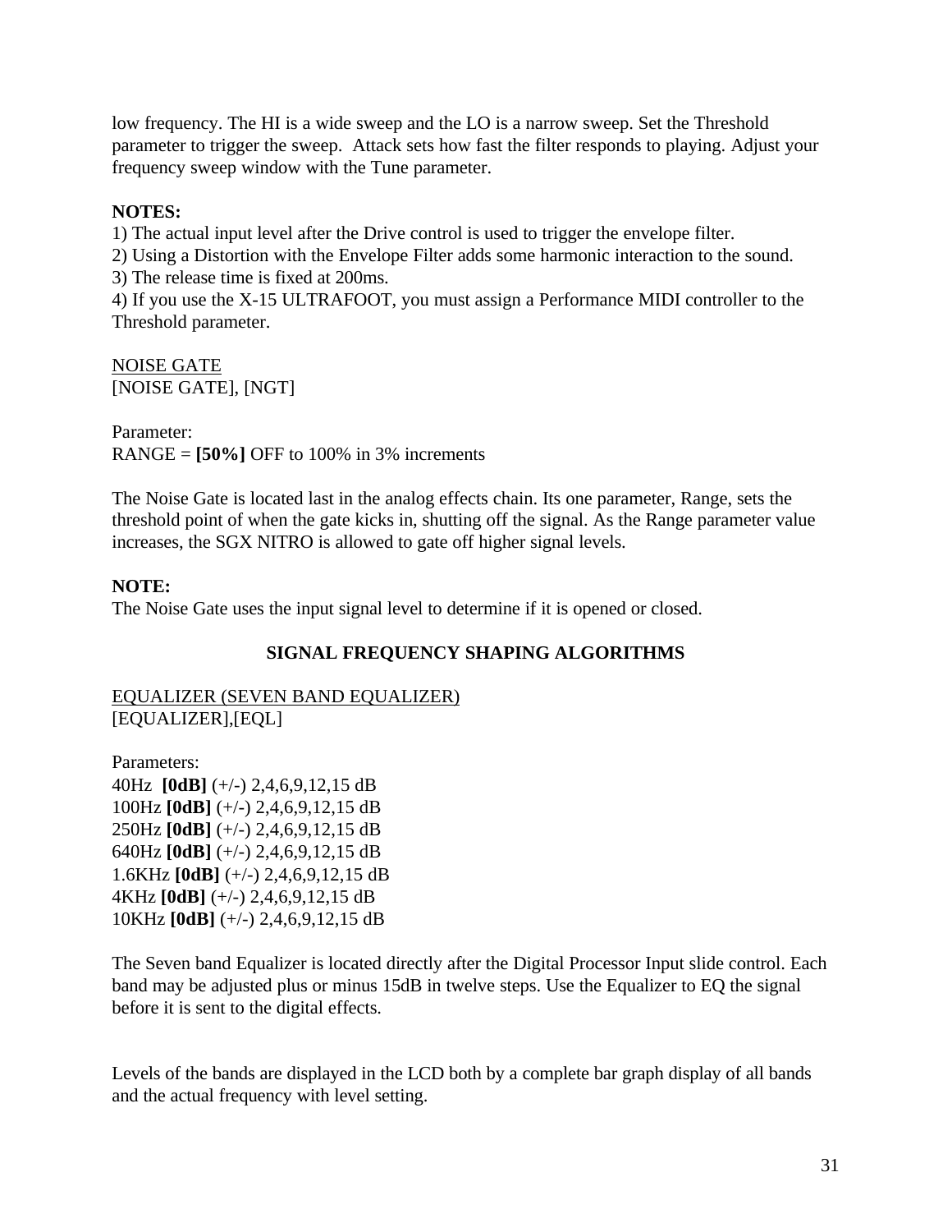low frequency. The HI is a wide sweep and the LO is a narrow sweep. Set the Threshold parameter to trigger the sweep.  Attack sets how fast the filter responds to playing. Adjust your frequency sweep window with the Tune parameter.

**NOTES:**

1) The actual input level after the Drive control is used to trigger the envelope filter.
2) Using a Distortion with the Envelope Filter adds some harmonic interaction to the sound.
3) The release time is fixed at 200ms.
4) If you use the X-15 ULTRAFOOT, you must assign a Performance MIDI controller to the Threshold parameter.

<u>NOISE GATE</u>
[NOISE GATE], [NGT]

Parameter:
RANGE = **[50%]** OFF to 100% in 3% increments

The Noise Gate is located last in the analog effects chain. Its one parameter, Range, sets the threshold point of when the gate kicks in, shutting off the signal. As the Range parameter value increases, the SGX NITRO is allowed to gate off higher signal levels.

**NOTE:**
The Noise Gate uses the input signal level to determine if it is opened or closed.

## SIGNAL FREQUENCY SHAPING ALGORITHMS

<u>EQUALIZER (SEVEN BAND EQUALIZER)</u>
[EQUALIZER],[EQL]

Parameters:
40Hz  **[0dB]** (+/-) 2,4,6,9,12,15 dB
100Hz **[0dB]** (+/-) 2,4,6,9,12,15 dB
250Hz **[0dB]** (+/-) 2,4,6,9,12,15 dB
640Hz **[0dB]** (+/-) 2,4,6,9,12,15 dB
1.6KHz **[0dB]** (+/-) 2,4,6,9,12,15 dB
4KHz **[0dB]** (+/-) 2,4,6,9,12,15 dB
10KHz **[0dB]** (+/-) 2,4,6,9,12,15 dB

The Seven band Equalizer is located directly after the Digital Processor Input slide control. Each band may be adjusted plus or minus 15dB in twelve steps. Use the Equalizer to EQ the signal before it is sent to the digital effects.

Levels of the bands are displayed in the LCD both by a complete bar graph display of all bands and the actual frequency with level setting.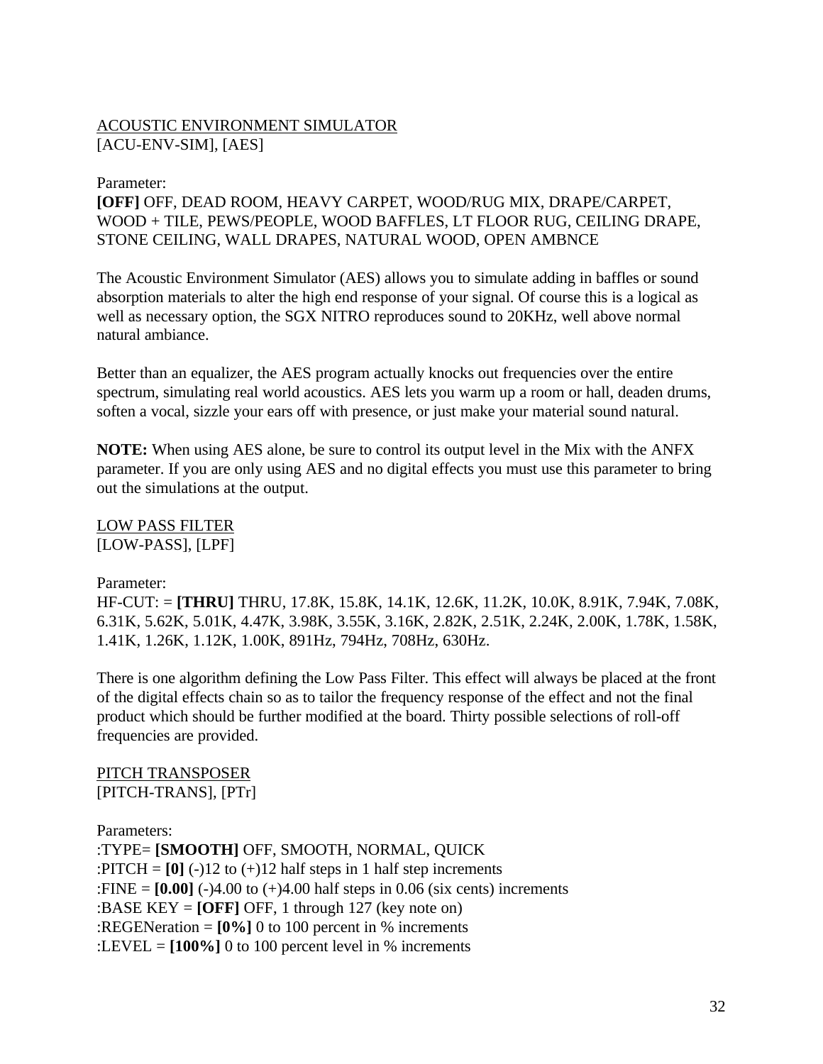<u>ACOUSTIC ENVIRONMENT SIMULATOR</u>
[ACU-ENV-SIM], [AES]

Parameter:
**[OFF]** OFF, DEAD ROOM, HEAVY CARPET, WOOD/RUG MIX, DRAPE/CARPET, WOOD + TILE, PEWS/PEOPLE, WOOD BAFFLES, LT FLOOR RUG, CEILING DRAPE, STONE CEILING, WALL DRAPES, NATURAL WOOD, OPEN AMBNCE

The Acoustic Environment Simulator (AES) allows you to simulate adding in baffles or sound absorption materials to alter the high end response of your signal. Of course this is a logical as well as necessary option, the SGX NITRO reproduces sound to 20KHz, well above normal natural ambiance.

Better than an equalizer, the AES program actually knocks out frequencies over the entire spectrum, simulating real world acoustics. AES lets you warm up a room or hall, deaden drums, soften a vocal, sizzle your ears off with presence, or just make your material sound natural.

**NOTE:** When using AES alone, be sure to control its output level in the Mix with the ANFX parameter. If you are only using AES and no digital effects you must use this parameter to bring out the simulations at the output.

<u>LOW PASS FILTER</u>
[LOW-PASS], [LPF]

Parameter:
HF-CUT: = **[THRU]** THRU, 17.8K, 15.8K, 14.1K, 12.6K, 11.2K, 10.0K, 8.91K, 7.94K, 7.08K, 6.31K, 5.62K, 5.01K, 4.47K, 3.98K, 3.55K, 3.16K, 2.82K, 2.51K, 2.24K, 2.00K, 1.78K, 1.58K, 1.41K, 1.26K, 1.12K, 1.00K, 891Hz, 794Hz, 708Hz, 630Hz.

There is one algorithm defining the Low Pass Filter. This effect will always be placed at the front of the digital effects chain so as to tailor the frequency response of the effect and not the final product which should be further modified at the board. Thirty possible selections of roll-off frequencies are provided.

<u>PITCH TRANSPOSER</u>
[PITCH-TRANS], [PTr]

Parameters:
:TYPE= **[SMOOTH]** OFF, SMOOTH, NORMAL, QUICK
:PITCH = **[0]** (-)12 to (+)12 half steps in 1 half step increments
:FINE = **[0.00]** (-)4.00 to (+)4.00 half steps in 0.06 (six cents) increments
:BASE KEY = **[OFF]** OFF, 1 through 127 (key note on)
:REGENeration = **[0%]** 0 to 100 percent in % increments
:LEVEL = **[100%]** 0 to 100 percent level in % increments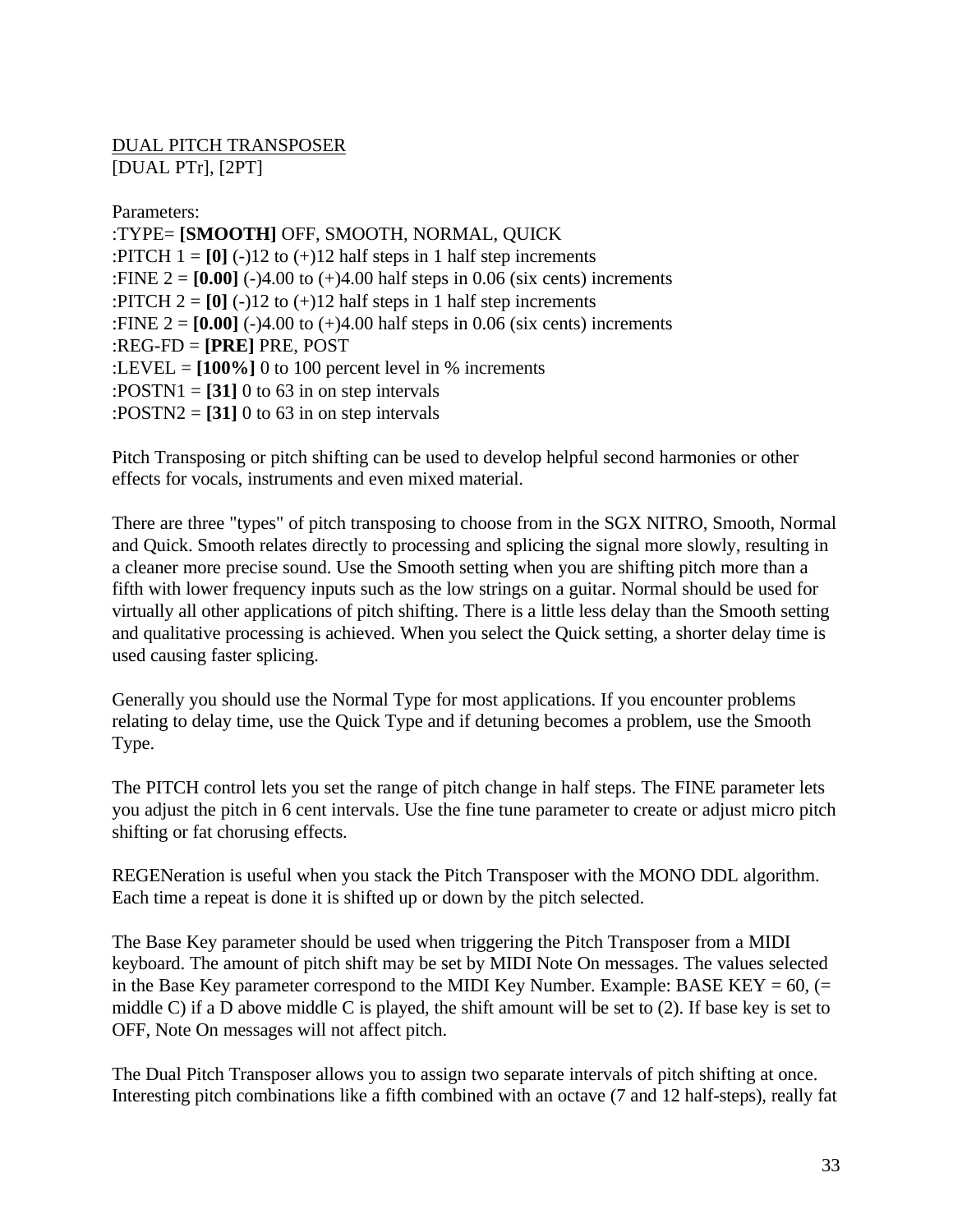DUAL PITCH TRANSPOSER
[DUAL PTr], [2PT]

Parameters:
:TYPE= **[SMOOTH]** OFF, SMOOTH, NORMAL, QUICK
:PITCH 1 = **[0]** (-)12 to (+)12 half steps in 1 half step increments
:FINE 2 = **[0.00]** (-)4.00 to (+)4.00 half steps in 0.06 (six cents) increments
:PITCH 2 = **[0]** (-)12 to (+)12 half steps in 1 half step increments
:FINE 2 = **[0.00]** (-)4.00 to (+)4.00 half steps in 0.06 (six cents) increments
:REG-FD = **[PRE]** PRE, POST
:LEVEL = **[100%]** 0 to 100 percent level in % increments
:POSTN1 = **[31]** 0 to 63 in on step intervals
:POSTN2 = **[31]** 0 to 63 in on step intervals

Pitch Transposing or pitch shifting can be used to develop helpful second harmonies or other effects for vocals, instruments and even mixed material.

There are three "types" of pitch transposing to choose from in the SGX NITRO, Smooth, Normal and Quick. Smooth relates directly to processing and splicing the signal more slowly, resulting in a cleaner more precise sound. Use the Smooth setting when you are shifting pitch more than a fifth with lower frequency inputs such as the low strings on a guitar. Normal should be used for virtually all other applications of pitch shifting. There is a little less delay than the Smooth setting and qualitative processing is achieved. When you select the Quick setting, a shorter delay time is used causing faster splicing.

Generally you should use the Normal Type for most applications. If you encounter problems relating to delay time, use the Quick Type and if detuning becomes a problem, use the Smooth Type.

The PITCH control lets you set the range of pitch change in half steps. The FINE parameter lets you adjust the pitch in 6 cent intervals. Use the fine tune parameter to create or adjust micro pitch shifting or fat chorusing effects.

REGENeration is useful when you stack the Pitch Transposer with the MONO DDL algorithm. Each time a repeat is done it is shifted up or down by the pitch selected.

The Base Key parameter should be used when triggering the Pitch Transposer from a MIDI keyboard. The amount of pitch shift may be set by MIDI Note On messages. The values selected in the Base Key parameter correspond to the MIDI Key Number. Example: BASE KEY = 60, (= middle C) if a D above middle C is played, the shift amount will be set to (2). If base key is set to OFF, Note On messages will not affect pitch.

The Dual Pitch Transposer allows you to assign two separate intervals of pitch shifting at once. Interesting pitch combinations like a fifth combined with an octave (7 and 12 half-steps), really fat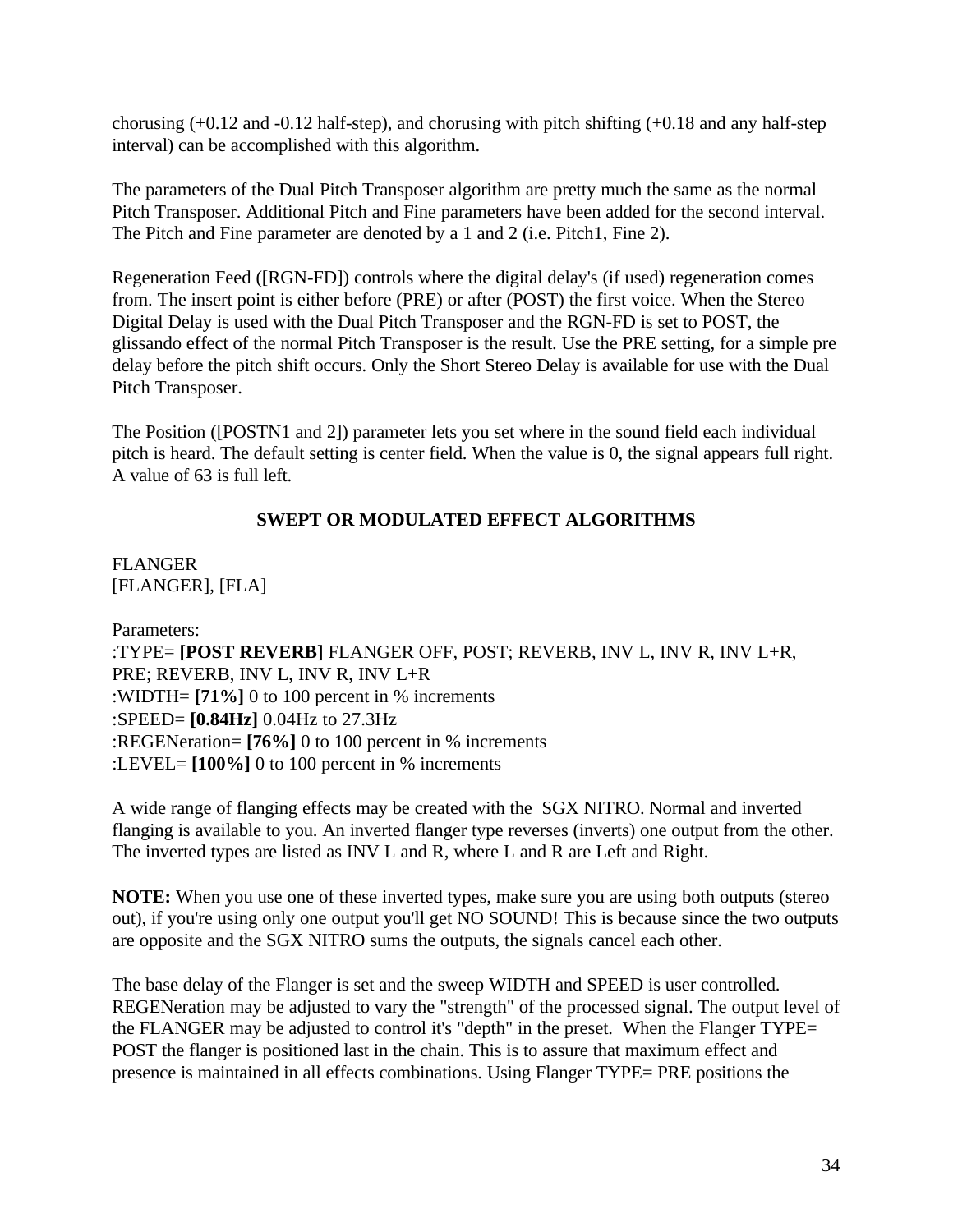chorusing (+0.12 and -0.12 half-step), and chorusing with pitch shifting (+0.18 and any half-step interval) can be accomplished with this algorithm.

The parameters of the Dual Pitch Transposer algorithm are pretty much the same as the normal Pitch Transposer. Additional Pitch and Fine parameters have been added for the second interval. The Pitch and Fine parameter are denoted by a 1 and 2 (i.e. Pitch1, Fine 2).

Regeneration Feed ([RGN-FD]) controls where the digital delay's (if used) regeneration comes from. The insert point is either before (PRE) or after (POST) the first voice. When the Stereo Digital Delay is used with the Dual Pitch Transposer and the RGN-FD is set to POST, the glissando effect of the normal Pitch Transposer is the result. Use the PRE setting, for a simple pre delay before the pitch shift occurs. Only the Short Stereo Delay is available for use with the Dual Pitch Transposer.

The Position ([POSTN1 and 2]) parameter lets you set where in the sound field each individual pitch is heard. The default setting is center field. When the value is 0, the signal appears full right. A value of 63 is full left.

## SWEPT OR MODULATED EFFECT ALGORITHMS

<u>FLANGER</u>
[FLANGER], [FLA]

Parameters:
:TYPE= **[POST REVERB]** FLANGER OFF, POST; REVERB, INV L, INV R, INV L+R, PRE; REVERB, INV L, INV R, INV L+R
:WIDTH= **[71%]** 0 to 100 percent in % increments
:SPEED= **[0.84Hz]** 0.04Hz to 27.3Hz
:REGENeration= **[76%]** 0 to 100 percent in % increments
:LEVEL= **[100%]** 0 to 100 percent in % increments

A wide range of flanging effects may be created with the SGX NITRO. Normal and inverted flanging is available to you. An inverted flanger type reverses (inverts) one output from the other. The inverted types are listed as INV L and R, where L and R are Left and Right.

**NOTE:** When you use one of these inverted types, make sure you are using both outputs (stereo out), if you're using only one output you'll get NO SOUND! This is because since the two outputs are opposite and the SGX NITRO sums the outputs, the signals cancel each other.

The base delay of the Flanger is set and the sweep WIDTH and SPEED is user controlled. REGENeration may be adjusted to vary the "strength" of the processed signal. The output level of the FLANGER may be adjusted to control it's "depth" in the preset. When the Flanger TYPE= POST the flanger is positioned last in the chain. This is to assure that maximum effect and presence is maintained in all effects combinations. Using Flanger TYPE= PRE positions the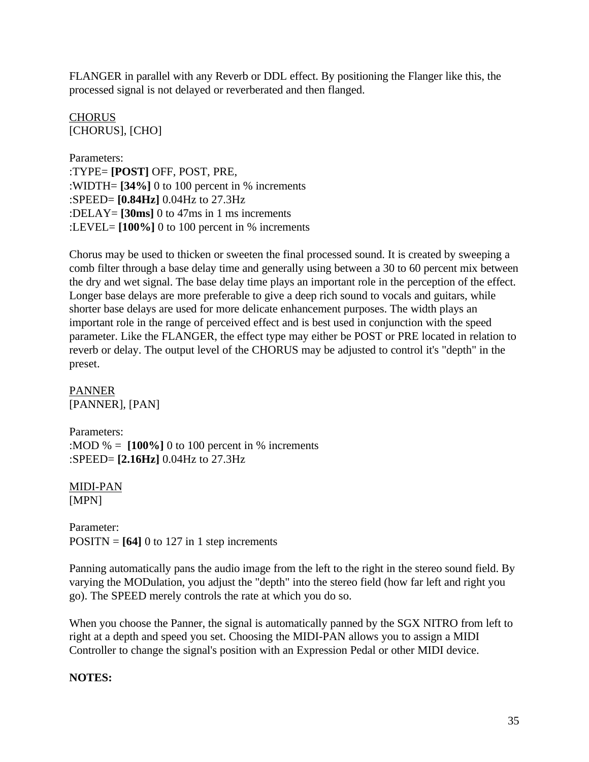FLANGER in parallel with any Reverb or DDL effect. By positioning the Flanger like this, the processed signal is not delayed or reverberated and then flanged.

<u>CHORUS</u>
[CHORUS], [CHO]

Parameters:
:TYPE= **[POST]** OFF, POST, PRE,
:WIDTH= **[34%]** 0 to 100 percent in % increments
:SPEED= **[0.84Hz]** 0.04Hz to 27.3Hz
:DELAY= **[30ms]** 0 to 47ms in 1 ms increments
:LEVEL= **[100%]** 0 to 100 percent in % increments

Chorus may be used to thicken or sweeten the final processed sound. It is created by sweeping a comb filter through a base delay time and generally using between a 30 to 60 percent mix between the dry and wet signal. The base delay time plays an important role in the perception of the effect. Longer base delays are more preferable to give a deep rich sound to vocals and guitars, while shorter base delays are used for more delicate enhancement purposes. The width plays an important role in the range of perceived effect and is best used in conjunction with the speed parameter. Like the FLANGER, the effect type may either be POST or PRE located in relation to reverb or delay. The output level of the CHORUS may be adjusted to control it's "depth" in the preset.

<u>PANNER</u>
[PANNER], [PAN]

Parameters:
:MOD % = **[100%]** 0 to 100 percent in % increments
:SPEED= **[2.16Hz]** 0.04Hz to 27.3Hz

<u>MIDI-PAN</u>
[MPN]

Parameter:
POSITN = **[64]** 0 to 127 in 1 step increments

Panning automatically pans the audio image from the left to the right in the stereo sound field. By varying the MODulation, you adjust the "depth" into the stereo field (how far left and right you go). The SPEED merely controls the rate at which you do so.

When you choose the Panner, the signal is automatically panned by the SGX NITRO from left to right at a depth and speed you set. Choosing the MIDI-PAN allows you to assign a MIDI Controller to change the signal's position with an Expression Pedal or other MIDI device.

**NOTES:**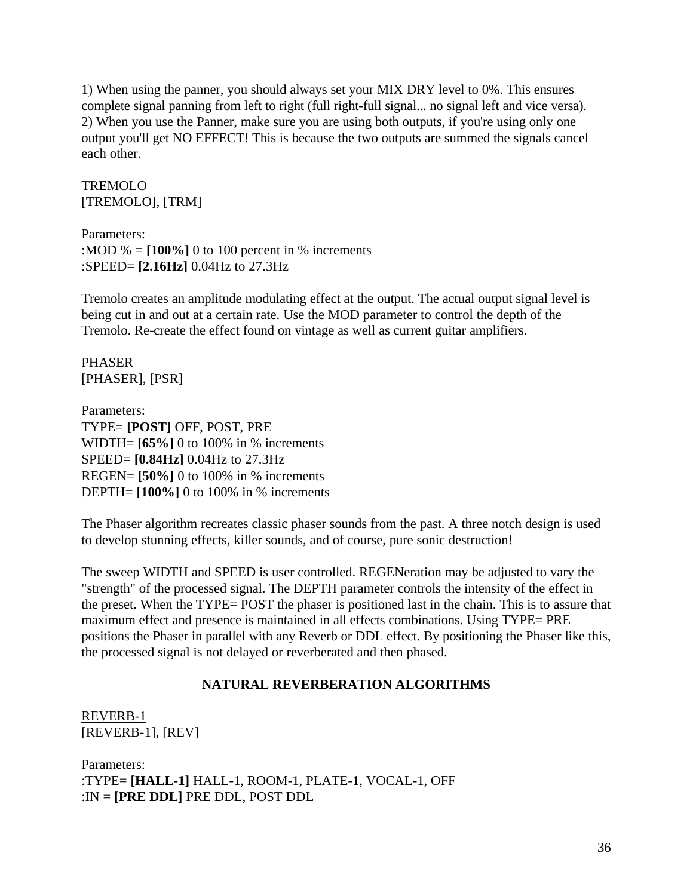1) When using the panner, you should always set your MIX DRY level to 0%. This ensures complete signal panning from left to right (full right-full signal... no signal left and vice versa).
2) When you use the Panner, make sure you are using both outputs, if you're using only one output you'll get NO EFFECT! This is because the two outputs are summed the signals cancel each other.

<u>TREMOLO</u>
[TREMOLO], [TRM]

Parameters:
:MOD % = **[100%]** 0 to 100 percent in % increments
:SPEED= **[2.16Hz]** 0.04Hz to 27.3Hz

Tremolo creates an amplitude modulating effect at the output. The actual output signal level is being cut in and out at a certain rate. Use the MOD parameter to control the depth of the Tremolo. Re-create the effect found on vintage as well as current guitar amplifiers.

<u>PHASER</u>
[PHASER], [PSR]

Parameters:
TYPE= **[POST]** OFF, POST, PRE
WIDTH= **[65%]** 0 to 100% in % increments
SPEED= **[0.84Hz]** 0.04Hz to 27.3Hz
REGEN= **[50%]** 0 to 100% in % increments
DEPTH= **[100%]** 0 to 100% in % increments

The Phaser algorithm recreates classic phaser sounds from the past. A three notch design is used to develop stunning effects, killer sounds, and of course, pure sonic destruction!

The sweep WIDTH and SPEED is user controlled. REGENeration may be adjusted to vary the "strength" of the processed signal. The DEPTH parameter controls the intensity of the effect in the preset. When the TYPE= POST the phaser is positioned last in the chain. This is to assure that maximum effect and presence is maintained in all effects combinations. Using TYPE= PRE positions the Phaser in parallel with any Reverb or DDL effect. By positioning the Phaser like this, the processed signal is not delayed or reverberated and then phased.

## NATURAL REVERBERATION ALGORITHMS

<u>REVERB-1</u>
[REVERB-1], [REV]

Parameters:
:TYPE= **[HALL-1]** HALL-1, ROOM-1, PLATE-1, VOCAL-1, OFF
:IN = **[PRE DDL]** PRE DDL, POST DDL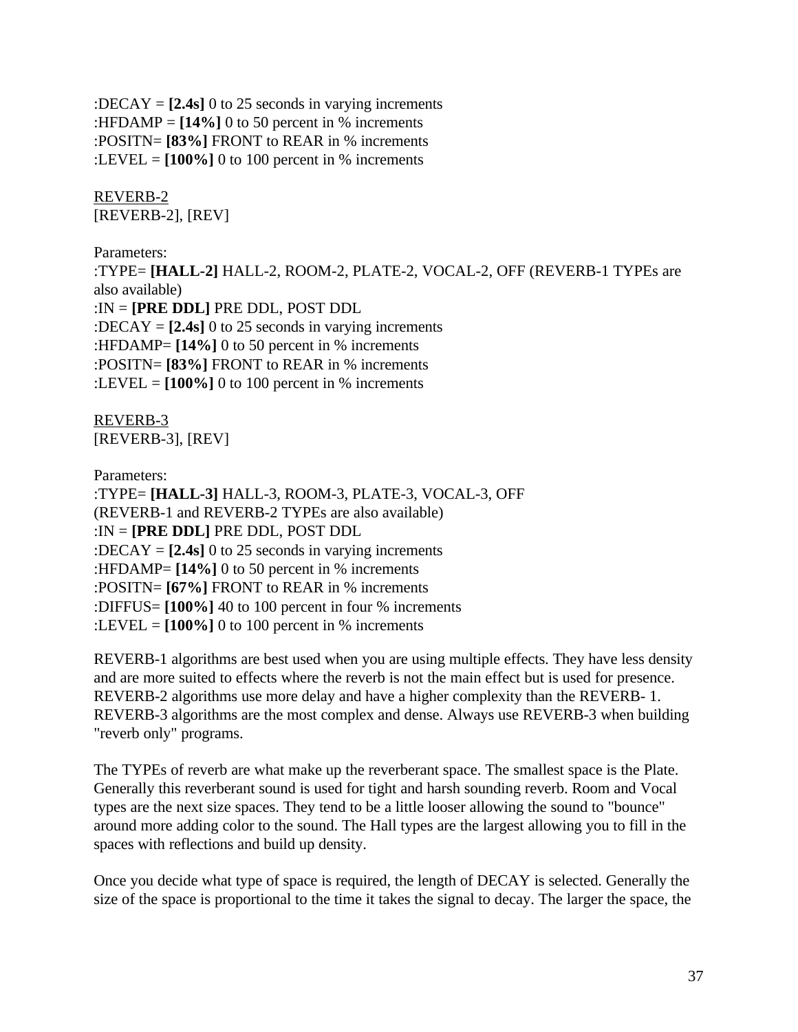:DECAY = **[2.4s]** 0 to 25 seconds in varying increments
:HFDAMP = **[14%]** 0 to 50 percent in % increments
:POSITN= **[83%]** FRONT to REAR in % increments
:LEVEL = **[100%]** 0 to 100 percent in % increments

<u>REVERB-2</u>
[REVERB-2], [REV]

Parameters:
:TYPE= **[HALL-2]** HALL-2, ROOM-2, PLATE-2, VOCAL-2, OFF (REVERB-1 TYPEs are also available)
:IN = **[PRE DDL]** PRE DDL, POST DDL
:DECAY = **[2.4s]** 0 to 25 seconds in varying increments
:HFDAMP= **[14%]** 0 to 50 percent in % increments
:POSITN= **[83%]** FRONT to REAR in % increments
:LEVEL = **[100%]** 0 to 100 percent in % increments

<u>REVERB-3</u>
[REVERB-3], [REV]

Parameters:
:TYPE= **[HALL-3]** HALL-3, ROOM-3, PLATE-3, VOCAL-3, OFF
(REVERB-1 and REVERB-2 TYPEs are also available)
:IN = **[PRE DDL]** PRE DDL, POST DDL
:DECAY = **[2.4s]** 0 to 25 seconds in varying increments
:HFDAMP= **[14%]** 0 to 50 percent in % increments
:POSITN= **[67%]** FRONT to REAR in % increments
:DIFFUS= **[100%]** 40 to 100 percent in four % increments
:LEVEL = **[100%]** 0 to 100 percent in % increments

REVERB-1 algorithms are best used when you are using multiple effects. They have less density and are more suited to effects where the reverb is not the main effect but is used for presence. REVERB-2 algorithms use more delay and have a higher complexity than the REVERB- 1. REVERB-3 algorithms are the most complex and dense. Always use REVERB-3 when building "reverb only" programs.

The TYPEs of reverb are what make up the reverberant space. The smallest space is the Plate. Generally this reverberant sound is used for tight and harsh sounding reverb. Room and Vocal types are the next size spaces. They tend to be a little looser allowing the sound to "bounce" around more adding color to the sound. The Hall types are the largest allowing you to fill in the spaces with reflections and build up density.

Once you decide what type of space is required, the length of DECAY is selected. Generally the size of the space is proportional to the time it takes the signal to decay. The larger the space, the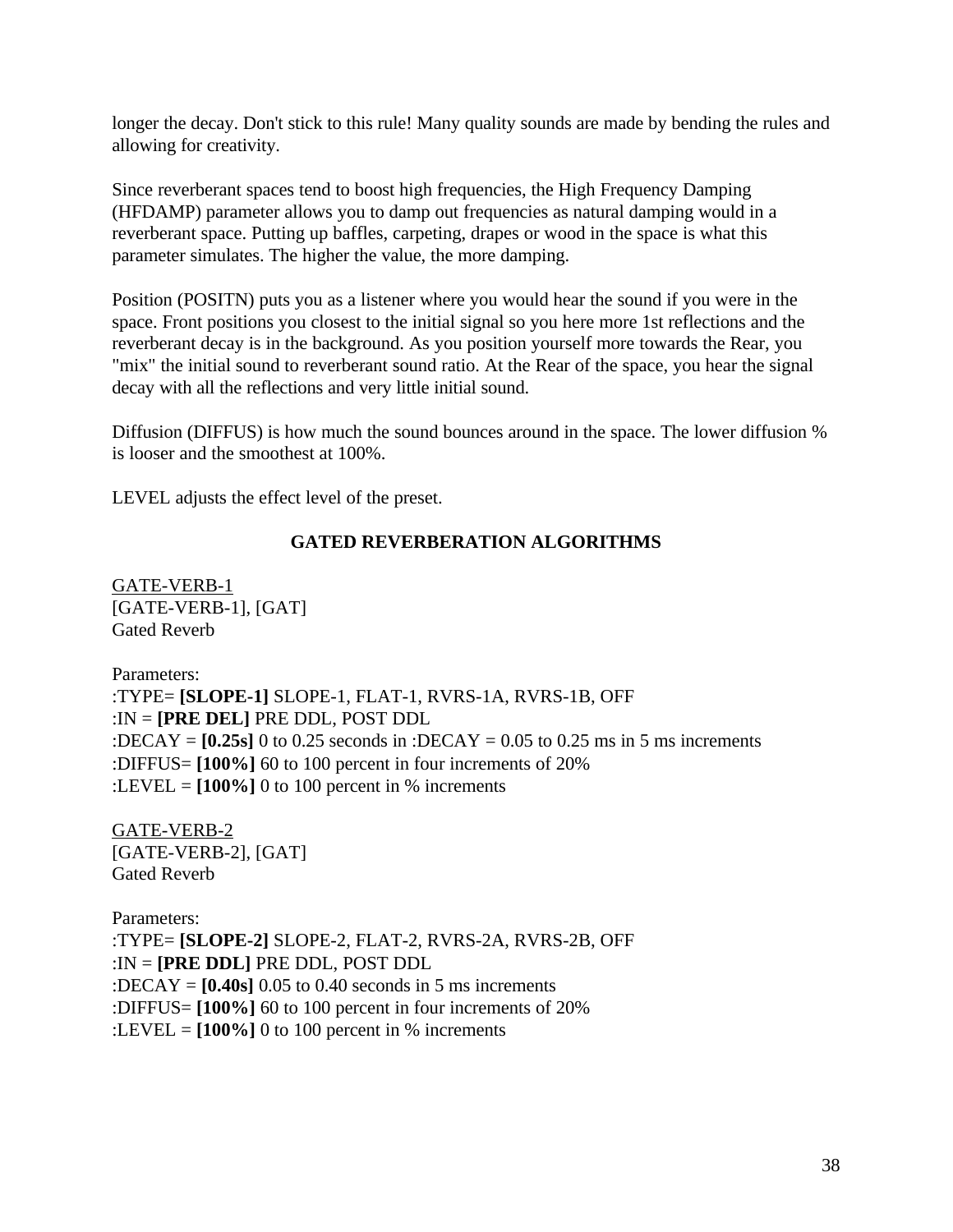longer the decay. Don't stick to this rule! Many quality sounds are made by bending the rules and allowing for creativity.

Since reverberant spaces tend to boost high frequencies, the High Frequency Damping (HFDAMP) parameter allows you to damp out frequencies as natural damping would in a reverberant space. Putting up baffles, carpeting, drapes or wood in the space is what this parameter simulates. The higher the value, the more damping.

Position (POSITN) puts you as a listener where you would hear the sound if you were in the space. Front positions you closest to the initial signal so you here more 1st reflections and the reverberant decay is in the background. As you position yourself more towards the Rear, you "mix" the initial sound to reverberant sound ratio. At the Rear of the space, you hear the signal decay with all the reflections and very little initial sound.

Diffusion (DIFFUS) is how much the sound bounces around in the space. The lower diffusion % is looser and the smoothest at 100%.

LEVEL adjusts the effect level of the preset.

## GATED REVERBERATION ALGORITHMS

<u>GATE-VERB-1</u>
[GATE-VERB-1], [GAT]
Gated Reverb

Parameters:
:TYPE= **[SLOPE-1]** SLOPE-1, FLAT-1, RVRS-1A, RVRS-1B, OFF
:IN = **[PRE DEL]** PRE DDL, POST DDL
:DECAY = **[0.25s]** 0 to 0.25 seconds in :DECAY = 0.05 to 0.25 ms in 5 ms increments
:DIFFUS= **[100%]** 60 to 100 percent in four increments of 20%
:LEVEL = **[100%]** 0 to 100 percent in % increments

<u>GATE-VERB-2</u>
[GATE-VERB-2], [GAT]
Gated Reverb

Parameters:
:TYPE= **[SLOPE-2]** SLOPE-2, FLAT-2, RVRS-2A, RVRS-2B, OFF
:IN = **[PRE DDL]** PRE DDL, POST DDL
:DECAY = **[0.40s]** 0.05 to 0.40 seconds in 5 ms increments
:DIFFUS= **[100%]** 60 to 100 percent in four increments of 20%
:LEVEL = **[100%]** 0 to 100 percent in % increments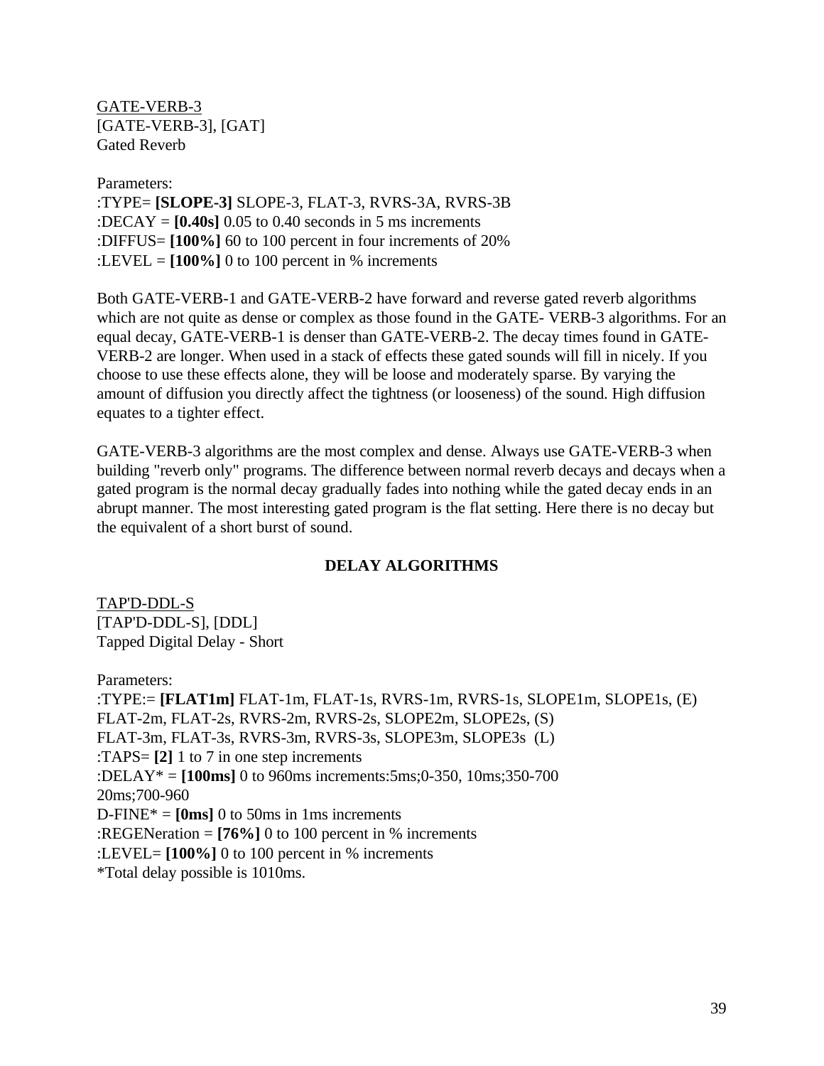<u>GATE-VERB-3</u>
[GATE-VERB-3], [GAT]
Gated Reverb

Parameters:
:TYPE= **[SLOPE-3]** SLOPE-3, FLAT-3, RVRS-3A, RVRS-3B
:DECAY = **[0.40s]** 0.05 to 0.40 seconds in 5 ms increments
:DIFFUS= **[100%]** 60 to 100 percent in four increments of 20%
:LEVEL = **[100%]** 0 to 100 percent in % increments

Both GATE-VERB-1 and GATE-VERB-2 have forward and reverse gated reverb algorithms which are not quite as dense or complex as those found in the GATE- VERB-3 algorithms. For an equal decay, GATE-VERB-1 is denser than GATE-VERB-2. The decay times found in GATE-VERB-2 are longer. When used in a stack of effects these gated sounds will fill in nicely. If you choose to use these effects alone, they will be loose and moderately sparse. By varying the amount of diffusion you directly affect the tightness (or looseness) of the sound. High diffusion equates to a tighter effect.

GATE-VERB-3 algorithms are the most complex and dense. Always use GATE-VERB-3 when building "reverb only" programs. The difference between normal reverb decays and decays when a gated program is the normal decay gradually fades into nothing while the gated decay ends in an abrupt manner. The most interesting gated program is the flat setting. Here there is no decay but the equivalent of a short burst of sound.

## DELAY ALGORITHMS

<u>TAP'D-DDL-S</u>
[TAP'D-DDL-S], [DDL]
Tapped Digital Delay - Short

Parameters:
:TYPE:= **[FLAT1m]** FLAT-1m, FLAT-1s, RVRS-1m, RVRS-1s, SLOPE1m, SLOPE1s, (E)
FLAT-2m, FLAT-2s, RVRS-2m, RVRS-2s, SLOPE2m, SLOPE2s, (S)
FLAT-3m, FLAT-3s, RVRS-3m, RVRS-3s, SLOPE3m, SLOPE3s  (L)
:TAPS= **[2]** 1 to 7 in one step increments
:DELAY* = **[100ms]** 0 to 960ms increments:5ms;0-350, 10ms;350-700
20ms;700-960
D-FINE* = **[0ms]** 0 to 50ms in 1ms increments
:REGENeration = **[76%]** 0 to 100 percent in % increments
:LEVEL= **[100%]** 0 to 100 percent in % increments
*Total delay possible is 1010ms.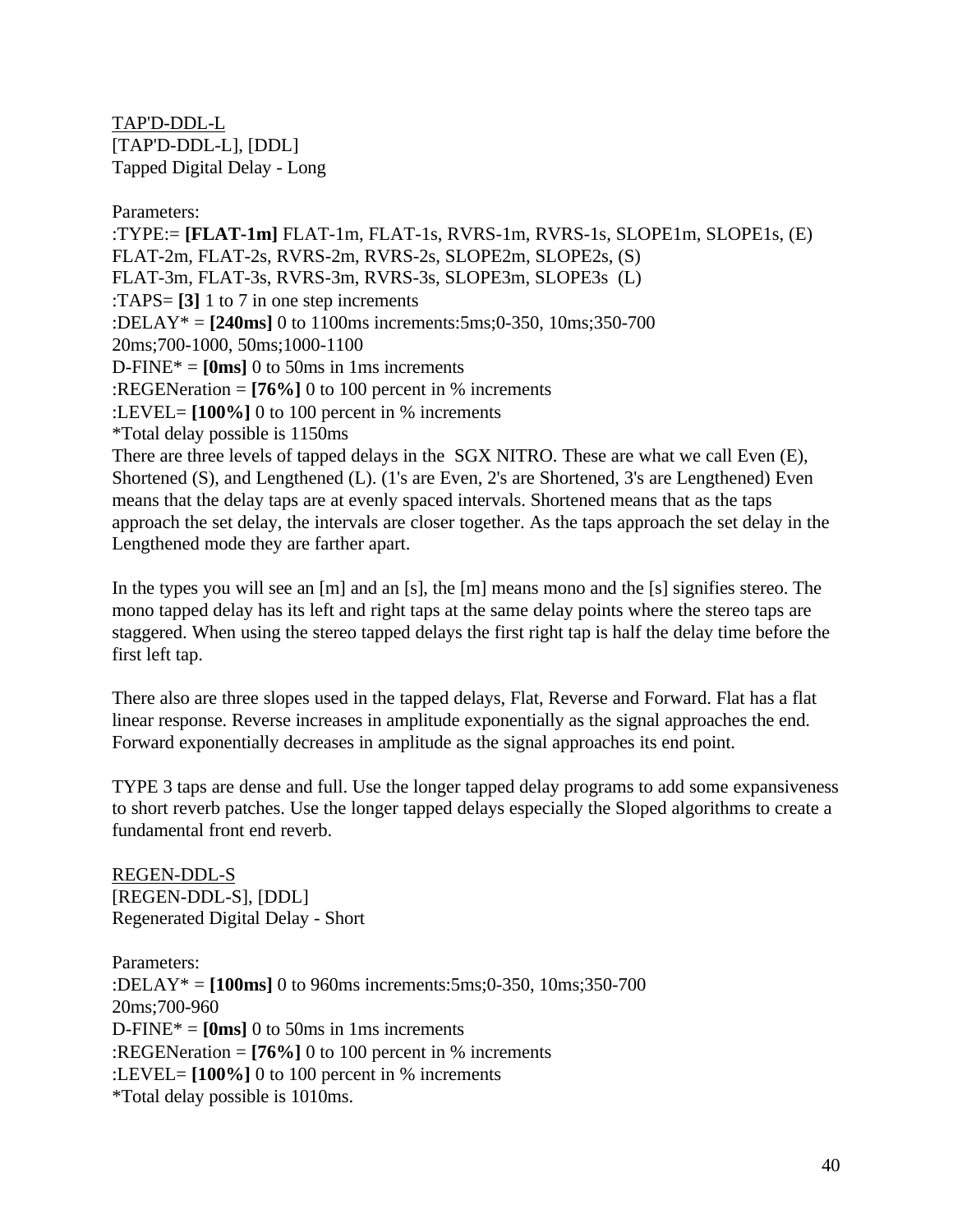TAP'D-DDL-L

[TAP'D-DDL-L], [DDL]
Tapped Digital Delay - Long

Parameters:
:TYPE:= **[FLAT-1m]** FLAT-1m, FLAT-1s, RVRS-1m, RVRS-1s, SLOPE1m, SLOPE1s, (E)
FLAT-2m, FLAT-2s, RVRS-2m, RVRS-2s, SLOPE2m, SLOPE2s, (S)
FLAT-3m, FLAT-3s, RVRS-3m, RVRS-3s, SLOPE3m, SLOPE3s (L)
:TAPS= **[3]** 1 to 7 in one step increments
:DELAY* = **[240ms]** 0 to 1100ms increments:5ms;0-350, 10ms;350-700
20ms;700-1000, 50ms;1000-1100
D-FINE* = **[0ms]** 0 to 50ms in 1ms increments
:REGENeration = **[76%]** 0 to 100 percent in % increments
:LEVEL= **[100%]** 0 to 100 percent in % increments
*Total delay possible is 1150ms
There are three levels of tapped delays in the SGX NITRO. These are what we call Even (E), Shortened (S), and Lengthened (L). (1's are Even, 2's are Shortened, 3's are Lengthened) Even means that the delay taps are at evenly spaced intervals. Shortened means that as the taps approach the set delay, the intervals are closer together. As the taps approach the set delay in the Lengthened mode they are farther apart.

In the types you will see an [m] and an [s], the [m] means mono and the [s] signifies stereo. The mono tapped delay has its left and right taps at the same delay points where the stereo taps are staggered. When using the stereo tapped delays the first right tap is half the delay time before the first left tap.

There also are three slopes used in the tapped delays, Flat, Reverse and Forward. Flat has a flat linear response. Reverse increases in amplitude exponentially as the signal approaches the end. Forward exponentially decreases in amplitude as the signal approaches its end point.

TYPE 3 taps are dense and full. Use the longer tapped delay programs to add some expansiveness to short reverb patches. Use the longer tapped delays especially the Sloped algorithms to create a fundamental front end reverb.

REGEN-DDL-S

[REGEN-DDL-S], [DDL]
Regenerated Digital Delay - Short

Parameters:
:DELAY* = **[100ms]** 0 to 960ms increments:5ms;0-350, 10ms;350-700
20ms;700-960
D-FINE* = **[0ms]** 0 to 50ms in 1ms increments
:REGENeration = **[76%]** 0 to 100 percent in % increments
:LEVEL= **[100%]** 0 to 100 percent in % increments
*Total delay possible is 1010ms.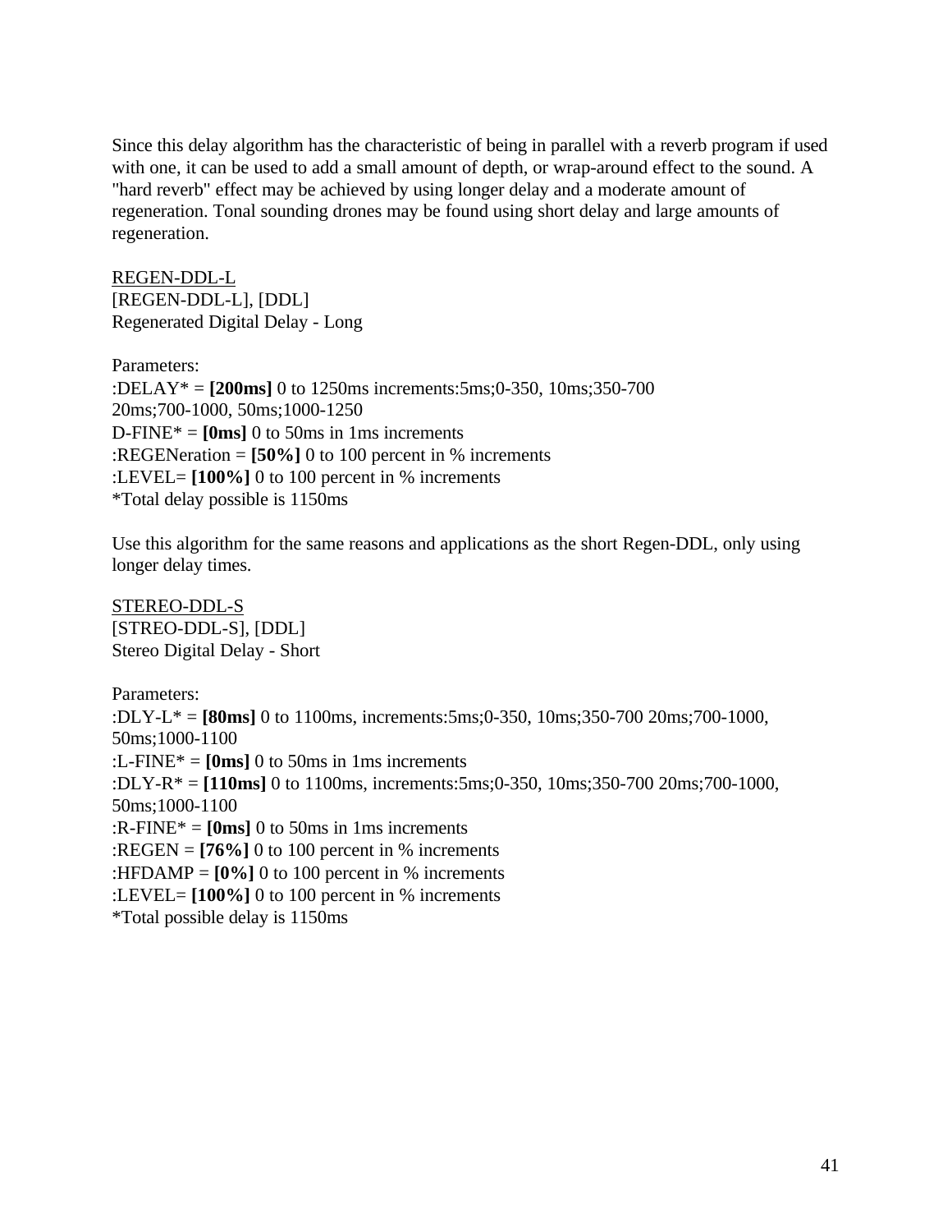Since this delay algorithm has the characteristic of being in parallel with a reverb program if used with one, it can be used to add a small amount of depth, or wrap-around effect to the sound. A "hard reverb" effect may be achieved by using longer delay and a moderate amount of regeneration. Tonal sounding drones may be found using short delay and large amounts of regeneration.

<u>REGEN-DDL-L</u>
[REGEN-DDL-L], [DDL]
Regenerated Digital Delay - Long

Parameters:
:DELAY* = **[200ms]** 0 to 1250ms increments:5ms;0-350, 10ms;350-700
20ms;700-1000, 50ms;1000-1250
D-FINE* = **[0ms]** 0 to 50ms in 1ms increments
:REGENeration = **[50%]** 0 to 100 percent in % increments
:LEVEL= **[100%]** 0 to 100 percent in % increments
*Total delay possible is 1150ms

Use this algorithm for the same reasons and applications as the short Regen-DDL, only using longer delay times.

<u>STEREO-DDL-S</u>
[STREO-DDL-S], [DDL]
Stereo Digital Delay - Short

Parameters:
:DLY-L* = **[80ms]** 0 to 1100ms, increments:5ms;0-350, 10ms;350-700 20ms;700-1000, 50ms;1000-1100
:L-FINE* = **[0ms]** 0 to 50ms in 1ms increments
:DLY-R* = **[110ms]** 0 to 1100ms, increments:5ms;0-350, 10ms;350-700 20ms;700-1000, 50ms;1000-1100
:R-FINE* = **[0ms]** 0 to 50ms in 1ms increments
:REGEN = **[76%]** 0 to 100 percent in % increments
:HFDAMP = **[0%]** 0 to 100 percent in % increments
:LEVEL= **[100%]** 0 to 100 percent in % increments
*Total possible delay is 1150ms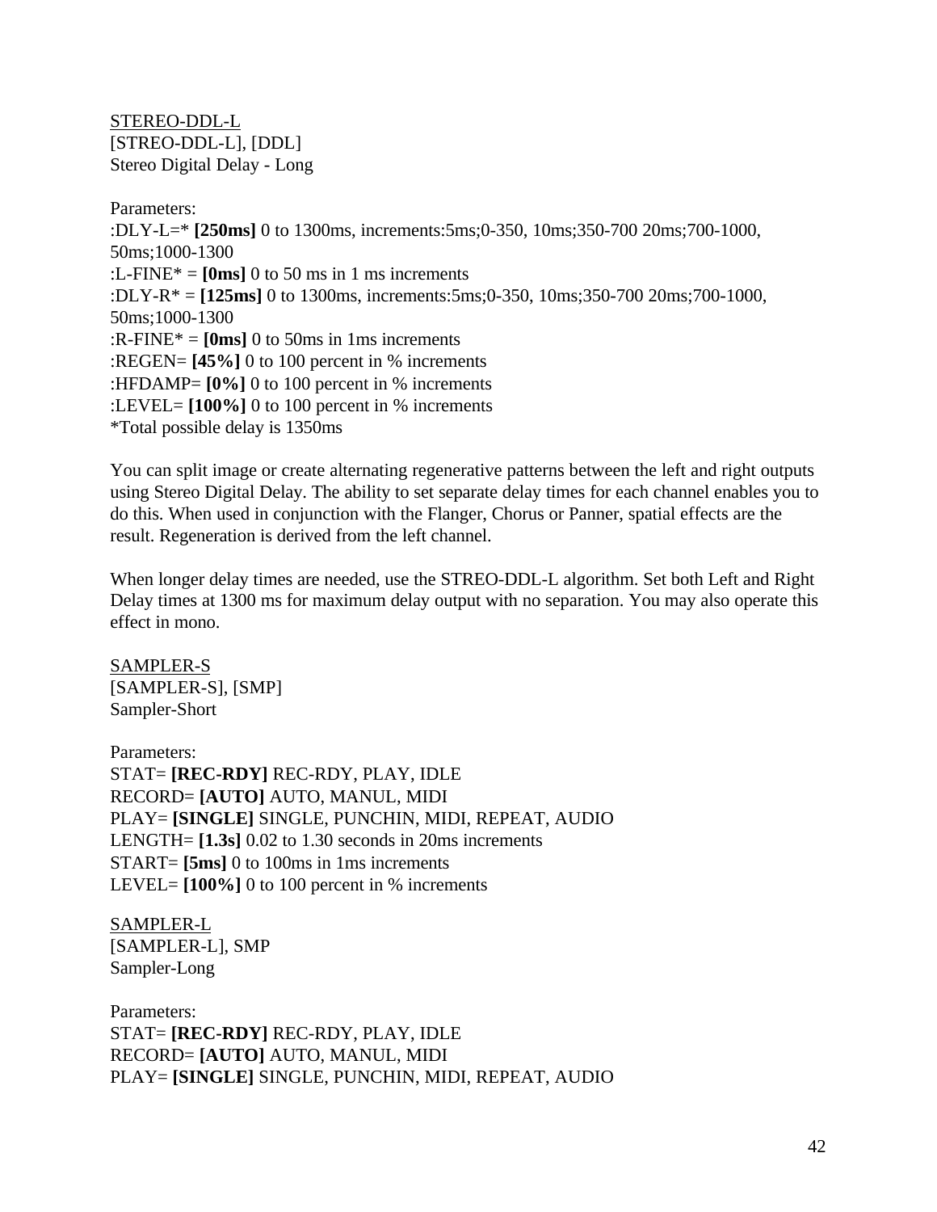<u>STEREO-DDL-L</u>
[STREO-DDL-L], [DDL]
Stereo Digital Delay - Long

Parameters:
:DLY-L=* **[250ms]** 0 to 1300ms, increments:5ms;0-350, 10ms;350-700 20ms;700-1000, 50ms;1000-1300
:L-FINE* = **[0ms]** 0 to 50 ms in 1 ms increments
:DLY-R* = **[125ms]** 0 to 1300ms, increments:5ms;0-350, 10ms;350-700 20ms;700-1000, 50ms;1000-1300
:R-FINE* = **[0ms]** 0 to 50ms in 1ms increments
:REGEN= **[45%]** 0 to 100 percent in % increments
:HFDAMP= **[0%]** 0 to 100 percent in % increments
:LEVEL= **[100%]** 0 to 100 percent in % increments
*Total possible delay is 1350ms

You can split image or create alternating regenerative patterns between the left and right outputs using Stereo Digital Delay. The ability to set separate delay times for each channel enables you to do this. When used in conjunction with the Flanger, Chorus or Panner, spatial effects are the result. Regeneration is derived from the left channel.

When longer delay times are needed, use the STREO-DDL-L algorithm. Set both Left and Right Delay times at 1300 ms for maximum delay output with no separation. You may also operate this effect in mono.

<u>SAMPLER-S</u>
[SAMPLER-S], [SMP]
Sampler-Short

Parameters:
STAT= **[REC-RDY]** REC-RDY, PLAY, IDLE
RECORD= **[AUTO]** AUTO, MANUL, MIDI
PLAY= **[SINGLE]** SINGLE, PUNCHIN, MIDI, REPEAT, AUDIO
LENGTH= **[1.3s]** 0.02 to 1.30 seconds in 20ms increments
START= **[5ms]** 0 to 100ms in 1ms increments
LEVEL= **[100%]** 0 to 100 percent in % increments

<u>SAMPLER-L</u>
[SAMPLER-L], SMP
Sampler-Long

Parameters:
STAT= **[REC-RDY]** REC-RDY, PLAY, IDLE
RECORD= **[AUTO]** AUTO, MANUL, MIDI
PLAY= **[SINGLE]** SINGLE, PUNCHIN, MIDI, REPEAT, AUDIO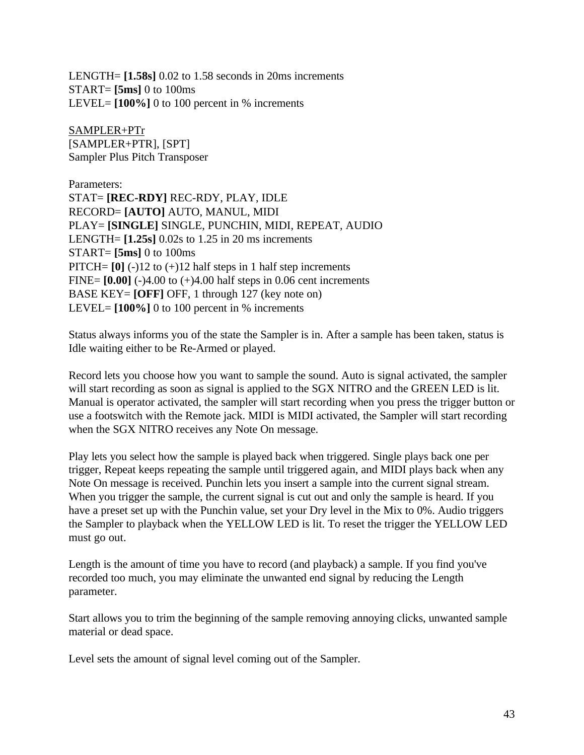LENGTH= **[1.58s]** 0.02 to 1.58 seconds in 20ms increments
START= **[5ms]** 0 to 100ms
LEVEL= **[100%]** 0 to 100 percent in % increments

<u>SAMPLER+PTr</u>
[SAMPLER+PTR], [SPT]
Sampler Plus Pitch Transposer

Parameters:
STAT= **[REC-RDY]** REC-RDY, PLAY, IDLE
RECORD= **[AUTO]** AUTO, MANUL, MIDI
PLAY= **[SINGLE]** SINGLE, PUNCHIN, MIDI, REPEAT, AUDIO
LENGTH= **[1.25s]** 0.02s to 1.25 in 20 ms increments
START= **[5ms]** 0 to 100ms
PITCH= **[0]** (-)12 to (+)12 half steps in 1 half step increments
FINE= **[0.00]** (-)4.00 to (+)4.00 half steps in 0.06 cent increments
BASE KEY= **[OFF]** OFF, 1 through 127 (key note on)
LEVEL= **[100%]** 0 to 100 percent in % increments

Status always informs you of the state the Sampler is in. After a sample has been taken, status is Idle waiting either to be Re-Armed or played.

Record lets you choose how you want to sample the sound. Auto is signal activated, the sampler will start recording as soon as signal is applied to the SGX NITRO and the GREEN LED is lit. Manual is operator activated, the sampler will start recording when you press the trigger button or use a footswitch with the Remote jack. MIDI is MIDI activated, the Sampler will start recording when the SGX NITRO receives any Note On message.

Play lets you select how the sample is played back when triggered. Single plays back one per trigger, Repeat keeps repeating the sample until triggered again, and MIDI plays back when any Note On message is received. Punchin lets you insert a sample into the current signal stream. When you trigger the sample, the current signal is cut out and only the sample is heard. If you have a preset set up with the Punchin value, set your Dry level in the Mix to 0%. Audio triggers the Sampler to playback when the YELLOW LED is lit. To reset the trigger the YELLOW LED must go out.

Length is the amount of time you have to record (and playback) a sample. If you find you've recorded too much, you may eliminate the unwanted end signal by reducing the Length parameter.

Start allows you to trim the beginning of the sample removing annoying clicks, unwanted sample material or dead space.

Level sets the amount of signal level coming out of the Sampler.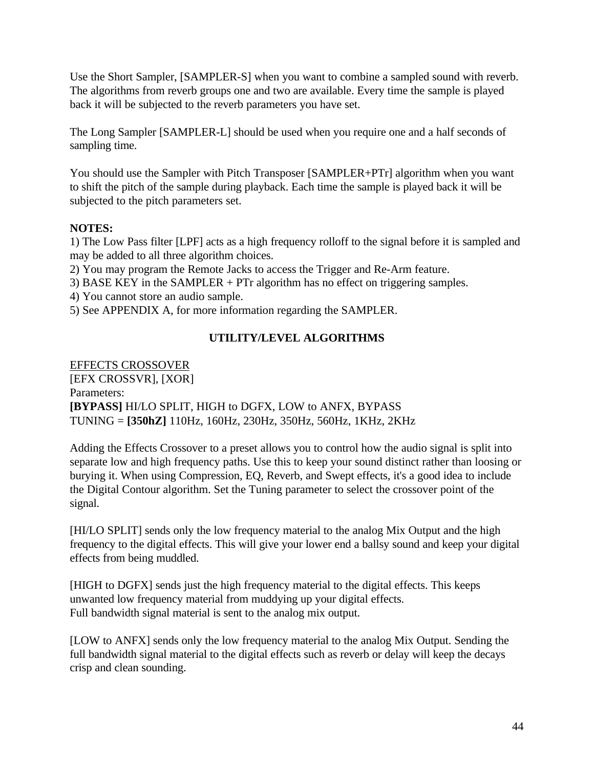Use the Short Sampler, [SAMPLER-S] when you want to combine a sampled sound with reverb. The algorithms from reverb groups one and two are available. Every time the sample is played back it will be subjected to the reverb parameters you have set.

The Long Sampler [SAMPLER-L] should be used when you require one and a half seconds of sampling time.

You should use the Sampler with Pitch Transposer [SAMPLER+PTr] algorithm when you want to shift the pitch of the sample during playback. Each time the sample is played back it will be subjected to the pitch parameters set.

**NOTES:**
1) The Low Pass filter [LPF] acts as a high frequency rolloff to the signal before it is sampled and may be added to all three algorithm choices.
2) You may program the Remote Jacks to access the Trigger and Re-Arm feature.
3) BASE KEY in the SAMPLER + PTr algorithm has no effect on triggering samples.
4) You cannot store an audio sample.
5) See APPENDIX A, for more information regarding the SAMPLER.

## UTILITY/LEVEL ALGORITHMS

<u>EFFECTS CROSSOVER</u>
[EFX CROSSVR], [XOR]
Parameters:
**[BYPASS]** HI/LO SPLIT, HIGH to DGFX, LOW to ANFX, BYPASS
TUNING = **[350hZ]** 110Hz, 160Hz, 230Hz, 350Hz, 560Hz, 1KHz, 2KHz

Adding the Effects Crossover to a preset allows you to control how the audio signal is split into separate low and high frequency paths. Use this to keep your sound distinct rather than loosing or burying it. When using Compression, EQ, Reverb, and Swept effects, it's a good idea to include the Digital Contour algorithm. Set the Tuning parameter to select the crossover point of the signal.

[HI/LO SPLIT] sends only the low frequency material to the analog Mix Output and the high frequency to the digital effects. This will give your lower end a ballsy sound and keep your digital effects from being muddled.

[HIGH to DGFX] sends just the high frequency material to the digital effects. This keeps unwanted low frequency material from muddying up your digital effects.
Full bandwidth signal material is sent to the analog mix output.

[LOW to ANFX] sends only the low frequency material to the analog Mix Output. Sending the full bandwidth signal material to the digital effects such as reverb or delay will keep the decays crisp and clean sounding.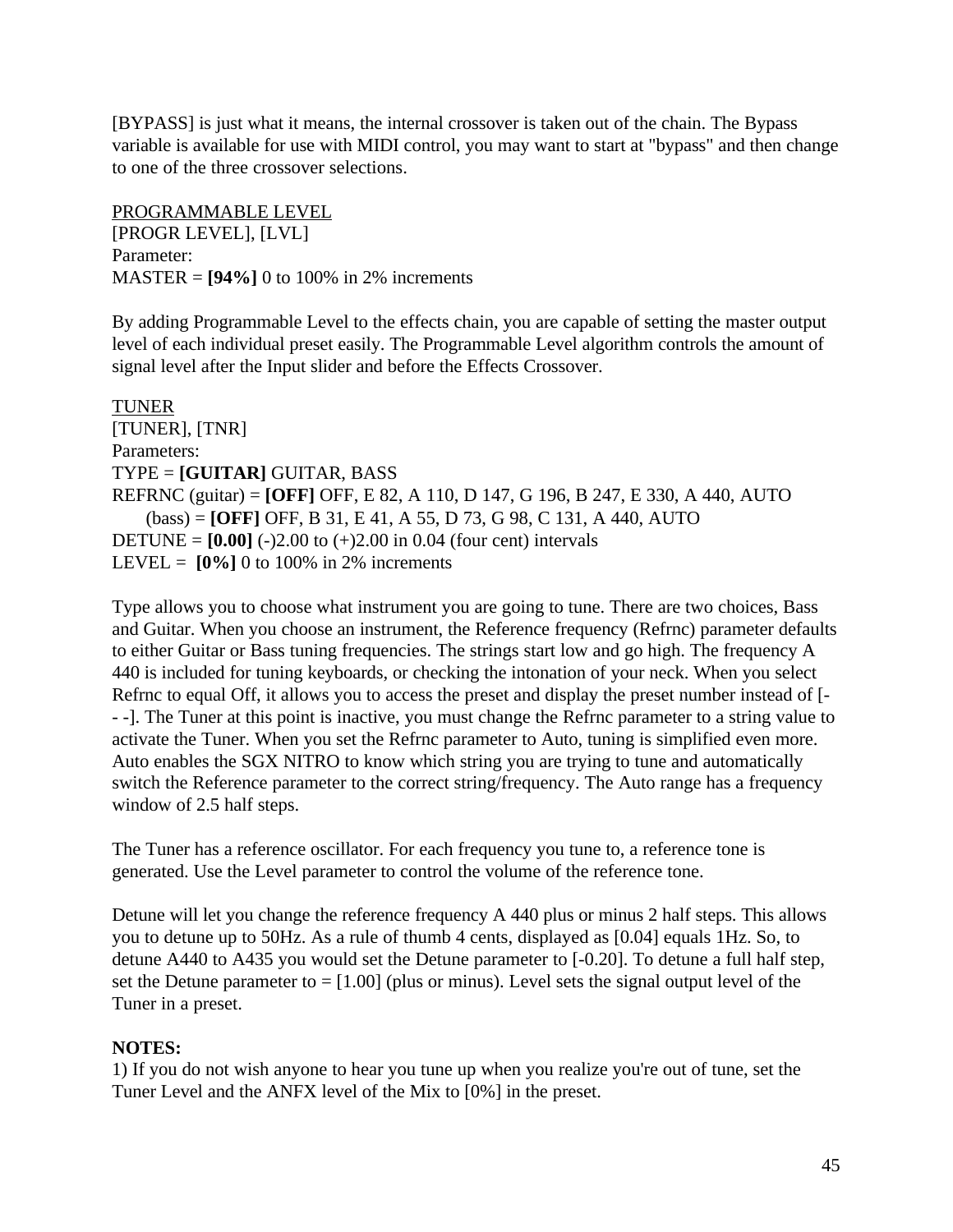[BYPASS] is just what it means, the internal crossover is taken out of the chain. The Bypass variable is available for use with MIDI control, you may want to start at "bypass" and then change to one of the three crossover selections.

<u>PROGRAMMABLE LEVEL</u>
[PROGR LEVEL], [LVL]
Parameter:
MASTER = **[94%]** 0 to 100% in 2% increments

By adding Programmable Level to the effects chain, you are capable of setting the master output level of each individual preset easily. The Programmable Level algorithm controls the amount of signal level after the Input slider and before the Effects Crossover.

<u>TUNER</u>
[TUNER], [TNR]
Parameters:
TYPE = **[GUITAR]** GUITAR, BASS
REFRNC (guitar) = **[OFF]** OFF, E 82, A 110, D 147, G 196, B 247, E 330, A 440, AUTO
(bass) = **[OFF]** OFF, B 31, E 41, A 55, D 73, G 98, C 131, A 440, AUTO
DETUNE = **[0.00]** (-)2.00 to (+)2.00 in 0.04 (four cent) intervals
LEVEL = **[0%]** 0 to 100% in 2% increments

Type allows you to choose what instrument you are going to tune. There are two choices, Bass and Guitar. When you choose an instrument, the Reference frequency (Refrnc) parameter defaults to either Guitar or Bass tuning frequencies. The strings start low and go high. The frequency A 440 is included for tuning keyboards, or checking the intonation of your neck. When you select Refrnc to equal Off, it allows you to access the preset and display the preset number instead of [- - -]. The Tuner at this point is inactive, you must change the Refrnc parameter to a string value to activate the Tuner. When you set the Refrnc parameter to Auto, tuning is simplified even more. Auto enables the SGX NITRO to know which string you are trying to tune and automatically switch the Reference parameter to the correct string/frequency. The Auto range has a frequency window of 2.5 half steps.

The Tuner has a reference oscillator. For each frequency you tune to, a reference tone is generated. Use the Level parameter to control the volume of the reference tone.

Detune will let you change the reference frequency A 440 plus or minus 2 half steps. This allows you to detune up to 50Hz. As a rule of thumb 4 cents, displayed as [0.04] equals 1Hz. So, to detune A440 to A435 you would set the Detune parameter to [-0.20]. To detune a full half step, set the Detune parameter to = [1.00] (plus or minus). Level sets the signal output level of the Tuner in a preset.

**NOTES:**
1) If you do not wish anyone to hear you tune up when you realize you're out of tune, set the Tuner Level and the ANFX level of the Mix to [0%] in the preset.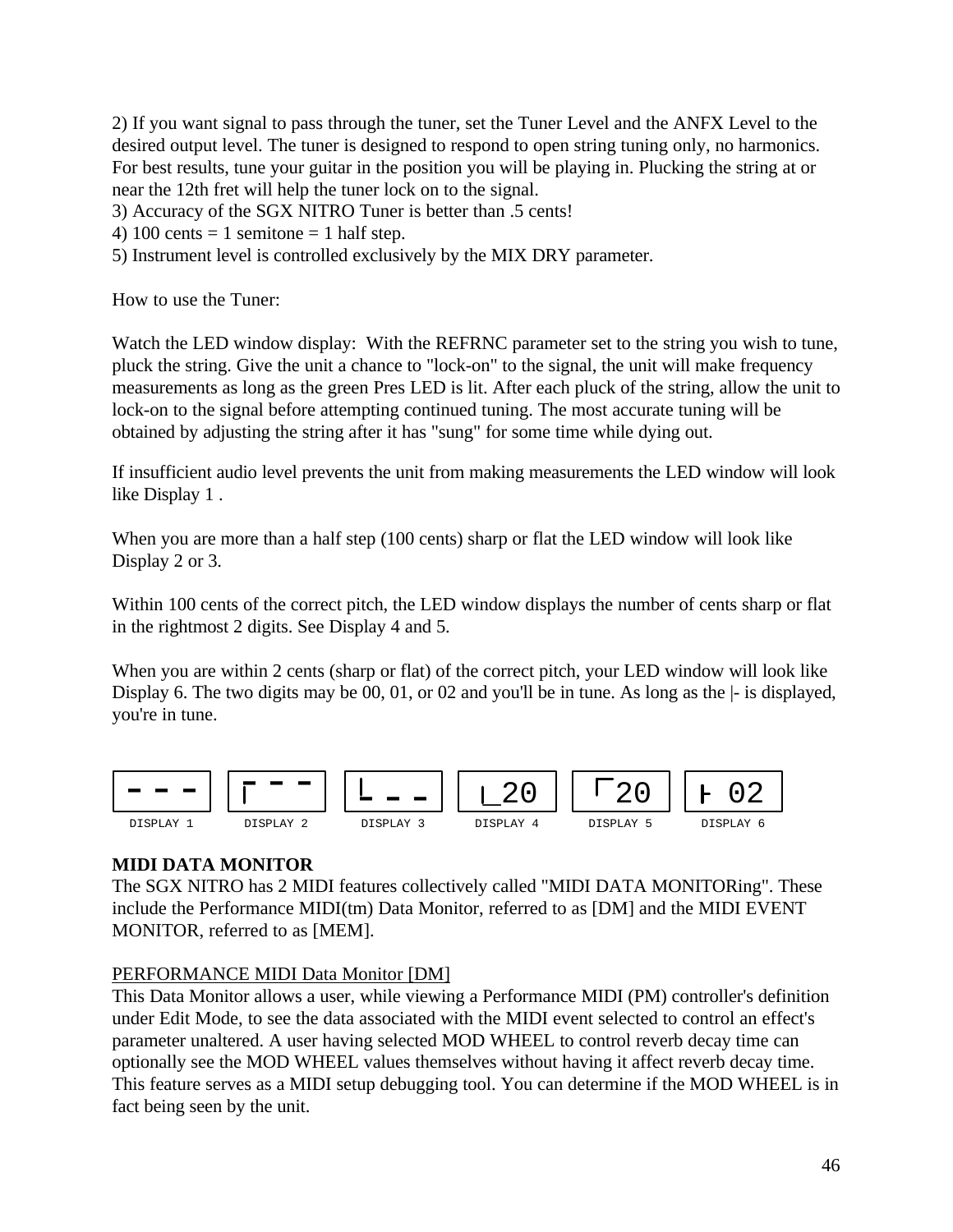2) If you want signal to pass through the tuner, set the Tuner Level and the ANFX Level to the desired output level. The tuner is designed to respond to open string tuning only, no harmonics. For best results, tune your guitar in the position you will be playing in. Plucking the string at or near the 12th fret will help the tuner lock on to the signal.
3) Accuracy of the SGX NITRO Tuner is better than .5 cents!
4) 100 cents = 1 semitone = 1 half step.
5) Instrument level is controlled exclusively by the MIX DRY parameter.

How to use the Tuner:

Watch the LED window display: With the REFRNC parameter set to the string you wish to tune, pluck the string. Give the unit a chance to "lock-on" to the signal, the unit will make frequency measurements as long as the green Pres LED is lit. After each pluck of the string, allow the unit to lock-on to the signal before attempting continued tuning. The most accurate tuning will be obtained by adjusting the string after it has "sung" for some time while dying out.

If insufficient audio level prevents the unit from making measurements the LED window will look like Display 1 .

When you are more than a half step (100 cents) sharp or flat the LED window will look like Display 2 or 3.

Within 100 cents of the correct pitch, the LED window displays the number of cents sharp or flat in the rightmost 2 digits. See Display 4 and 5.

When you are within 2 cents (sharp or flat) of the correct pitch, your LED window will look like Display 6. The two digits may be 00, 01, or 02 and you'll be in tune. As long as the |- is displayed, you're in tune.

| - - - | ⌐ ‾ ‾ | L _ _ | ⌊20 | ⌈20 | ⊦ 02 |
|---|---|---|---|---|---|
| DISPLAY 1 | DISPLAY 2 | DISPLAY 3 | DISPLAY 4 | DISPLAY 5 | DISPLAY 6 |

**MIDI DATA MONITOR**

The SGX NITRO has 2 MIDI features collectively called "MIDI DATA MONITORing". These include the Performance MIDI(tm) Data Monitor, referred to as [DM] and the MIDI EVENT MONITOR, referred to as [MEM].

PERFORMANCE MIDI Data Monitor [DM]

This Data Monitor allows a user, while viewing a Performance MIDI (PM) controller's definition under Edit Mode, to see the data associated with the MIDI event selected to control an effect's parameter unaltered. A user having selected MOD WHEEL to control reverb decay time can optionally see the MOD WHEEL values themselves without having it affect reverb decay time. This feature serves as a MIDI setup debugging tool. You can determine if the MOD WHEEL is in fact being seen by the unit.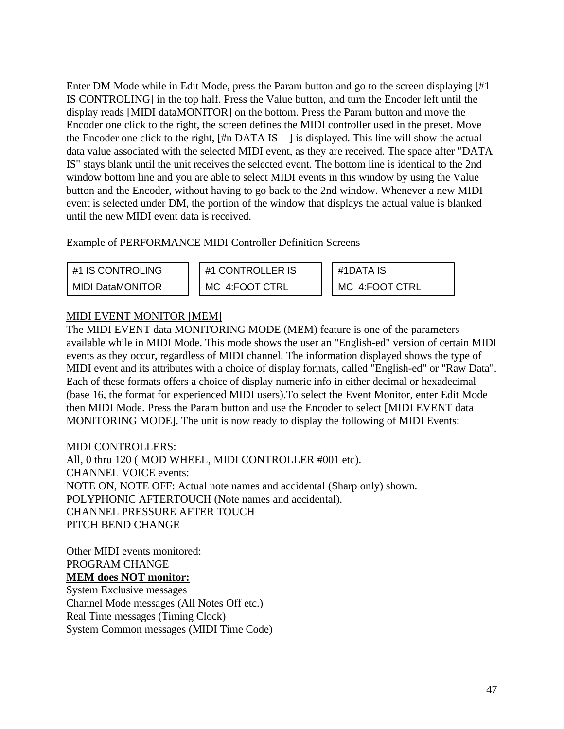Enter DM Mode while in Edit Mode, press the Param button and go to the screen displaying [#1 IS CONTROLING] in the top half. Press the Value button, and turn the Encoder left until the display reads [MIDI dataMONITOR] on the bottom. Press the Param button and move the Encoder one click to the right, the screen defines the MIDI controller used in the preset. Move the Encoder one click to the right, [#n DATA IS ] is displayed. This line will show the actual data value associated with the selected MIDI event, as they are received. The space after "DATA IS" stays blank until the unit receives the selected event. The bottom line is identical to the 2nd window bottom line and you are able to select MIDI events in this window by using the Value button and the Encoder, without having to go back to the 2nd window. Whenever a new MIDI event is selected under DM, the portion of the window that displays the actual value is blanked until the new MIDI event data is received.

Example of PERFORMANCE MIDI Controller Definition Screens

```
#1 IS CONTROLING      #1 CONTROLLER IS      #1DATA IS
MIDI DataMONITOR      MC  4:FOOT CTRL       MC  4:FOOT CTRL
```

<u>MIDI EVENT MONITOR [MEM]</u>

The MIDI EVENT data MONITORING MODE (MEM) feature is one of the parameters available while in MIDI Mode. This mode shows the user an "English-ed" version of certain MIDI events as they occur, regardless of MIDI channel. The information displayed shows the type of MIDI event and its attributes with a choice of display formats, called "English-ed" or "Raw Data". Each of these formats offers a choice of display numeric info in either decimal or hexadecimal (base 16, the format for experienced MIDI users).To select the Event Monitor, enter Edit Mode then MIDI Mode. Press the Param button and use the Encoder to select [MIDI EVENT data MONITORING MODE]. The unit is now ready to display the following of MIDI Events:

MIDI CONTROLLERS:
All, 0 thru 120 ( MOD WHEEL, MIDI CONTROLLER #001 etc).
CHANNEL VOICE events:
NOTE ON, NOTE OFF: Actual note names and accidental (Sharp only) shown.
POLYPHONIC AFTERTOUCH (Note names and accidental).
CHANNEL PRESSURE AFTER TOUCH
PITCH BEND CHANGE

Other MIDI events monitored:
PROGRAM CHANGE
**<u>MEM does NOT monitor:</u>**
System Exclusive messages
Channel Mode messages (All Notes Off etc.)
Real Time messages (Timing Clock)
System Common messages (MIDI Time Code)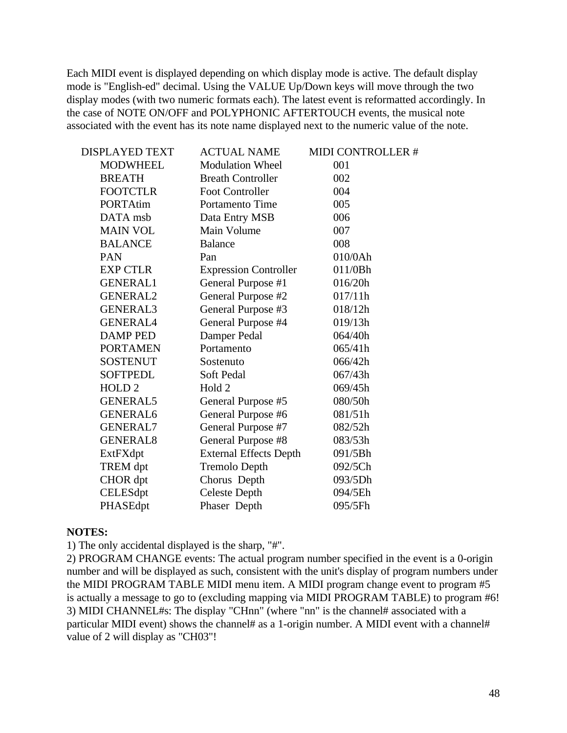Each MIDI event is displayed depending on which display mode is active. The default display mode is "English-ed" decimal. Using the VALUE Up/Down keys will move through the two display modes (with two numeric formats each). The latest event is reformatted accordingly. In the case of NOTE ON/OFF and POLYPHONIC AFTERTOUCH events, the musical note associated with the event has its note name displayed next to the numeric value of the note.

| DISPLAYED TEXT | ACTUAL NAME | MIDI CONTROLLER # |
|---|---|---|
| MODWHEEL | Modulation Wheel | 001 |
| BREATH | Breath Controller | 002 |
| FOOTCTLR | Foot Controller | 004 |
| PORTAtim | Portamento Time | 005 |
| DATA msb | Data Entry MSB | 006 |
| MAIN VOL | Main Volume | 007 |
| BALANCE | Balance | 008 |
| PAN | Pan | 010/0Ah |
| EXP CTLR | Expression Controller | 011/0Bh |
| GENERAL1 | General Purpose #1 | 016/20h |
| GENERAL2 | General Purpose #2 | 017/11h |
| GENERAL3 | General Purpose #3 | 018/12h |
| GENERAL4 | General Purpose #4 | 019/13h |
| DAMP PED | Damper Pedal | 064/40h |
| PORTAMEN | Portamento | 065/41h |
| SOSTENUT | Sostenuto | 066/42h |
| SOFTPEDL | Soft Pedal | 067/43h |
| HOLD 2 | Hold 2 | 069/45h |
| GENERAL5 | General Purpose #5 | 080/50h |
| GENERAL6 | General Purpose #6 | 081/51h |
| GENERAL7 | General Purpose #7 | 082/52h |
| GENERAL8 | General Purpose #8 | 083/53h |
| ExtFXdpt | External Effects Depth | 091/5Bh |
| TREM dpt | Tremolo Depth | 092/5Ch |
| CHOR dpt | Chorus Depth | 093/5Dh |
| CELESdpt | Celeste Depth | 094/5Eh |
| PHASEdpt | Phaser Depth | 095/5Fh |

**NOTES:**

1) The only accidental displayed is the sharp, "#".
2) PROGRAM CHANGE events: The actual program number specified in the event is a 0-origin number and will be displayed as such, consistent with the unit's display of program numbers under the MIDI PROGRAM TABLE MIDI menu item. A MIDI program change event to program #5 is actually a message to go to (excluding mapping via MIDI PROGRAM TABLE) to program #6!
3) MIDI CHANNEL#s: The display "CHnn" (where "nn" is the channel# associated with a particular MIDI event) shows the channel# as a 1-origin number. A MIDI event with a channel# value of 2 will display as "CH03"!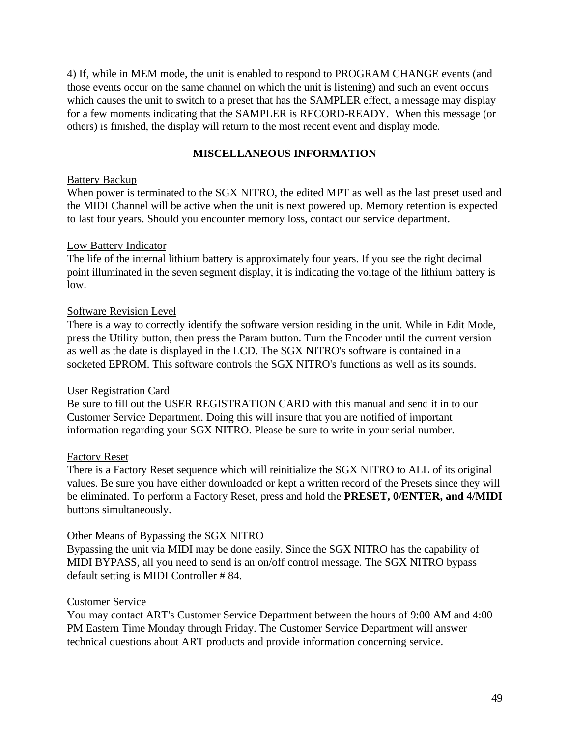4) If, while in MEM mode, the unit is enabled to respond to PROGRAM CHANGE events (and those events occur on the same channel on which the unit is listening) and such an event occurs which causes the unit to switch to a preset that has the SAMPLER effect, a message may display for a few moments indicating that the SAMPLER is RECORD-READY. When this message (or others) is finished, the display will return to the most recent event and display mode.

## MISCELLANEOUS INFORMATION

<u>Battery Backup</u>
When power is terminated to the SGX NITRO, the edited MPT as well as the last preset used and the MIDI Channel will be active when the unit is next powered up. Memory retention is expected to last four years. Should you encounter memory loss, contact our service department.

<u>Low Battery Indicator</u>
The life of the internal lithium battery is approximately four years. If you see the right decimal point illuminated in the seven segment display, it is indicating the voltage of the lithium battery is low.

<u>Software Revision Level</u>
There is a way to correctly identify the software version residing in the unit. While in Edit Mode, press the Utility button, then press the Param button. Turn the Encoder until the current version as well as the date is displayed in the LCD. The SGX NITRO's software is contained in a socketed EPROM. This software controls the SGX NITRO's functions as well as its sounds.

<u>User Registration Card</u>
Be sure to fill out the USER REGISTRATION CARD with this manual and send it in to our Customer Service Department. Doing this will insure that you are notified of important information regarding your SGX NITRO. Please be sure to write in your serial number.

<u>Factory Reset</u>
There is a Factory Reset sequence which will reinitialize the SGX NITRO to ALL of its original values. Be sure you have either downloaded or kept a written record of the Presets since they will be eliminated. To perform a Factory Reset, press and hold the **PRESET, 0/ENTER, and 4/MIDI** buttons simultaneously.

<u>Other Means of Bypassing the SGX NITRO</u>
Bypassing the unit via MIDI may be done easily. Since the SGX NITRO has the capability of MIDI BYPASS, all you need to send is an on/off control message. The SGX NITRO bypass default setting is MIDI Controller # 84.

<u>Customer Service</u>
You may contact ART's Customer Service Department between the hours of 9:00 AM and 4:00 PM Eastern Time Monday through Friday. The Customer Service Department will answer technical questions about ART products and provide information concerning service.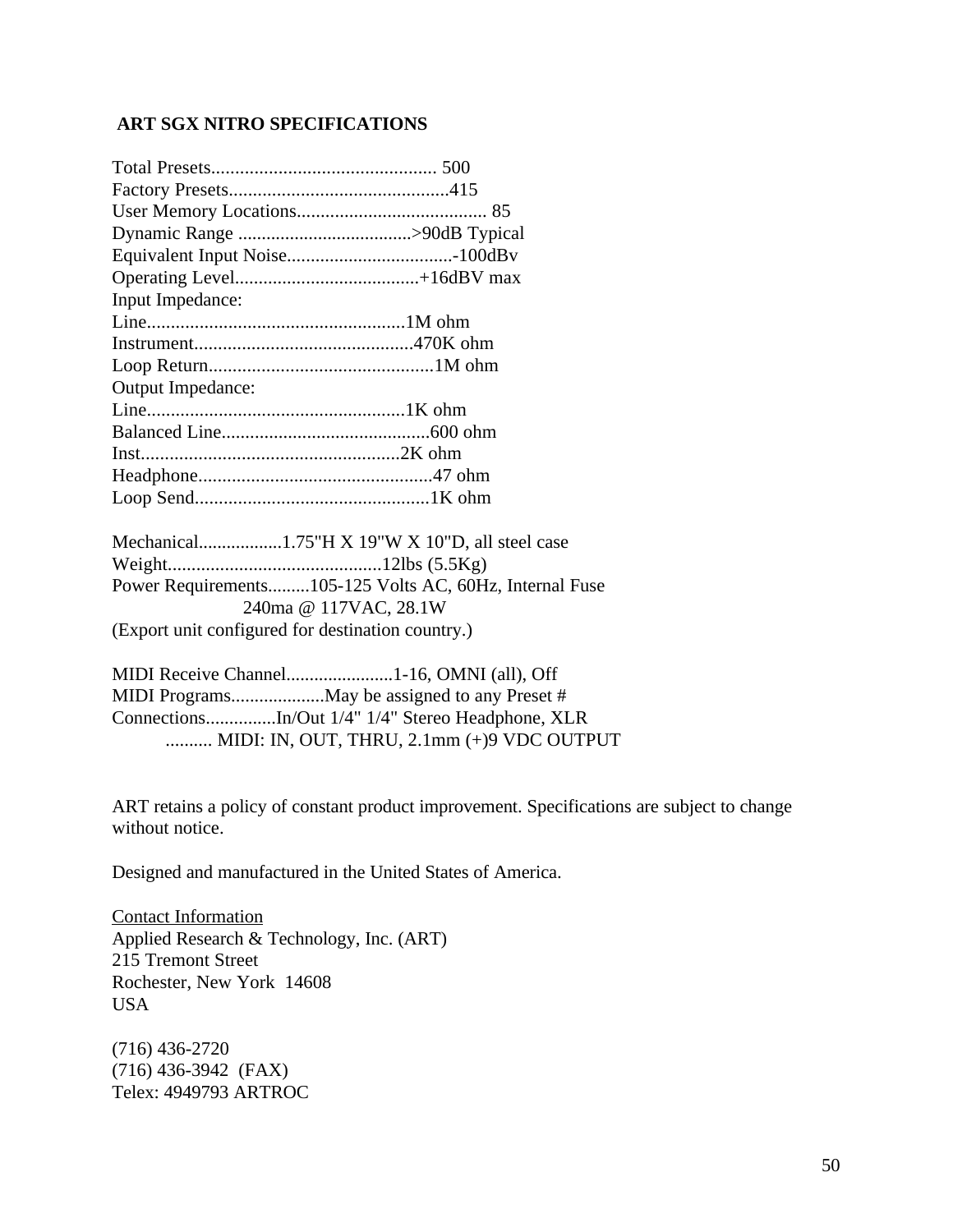## ART SGX NITRO SPECIFICATIONS

Total Presets............................................... 500
Factory Presets..............................................415
User Memory Locations........................................ 85
Dynamic Range .....................................>90dB Typical
Equivalent Input Noise...................................-100dBv
Operating Level.......................................+16dBV max
Input Impedance:
Line......................................................1M ohm
Instrument..............................................470K ohm
Loop Return...............................................1M ohm
Output Impedance:
Line......................................................1K ohm
Balanced Line...........................................600 ohm
Inst......................................................2K ohm
Headphone.................................................47 ohm
Loop Send.................................................1K ohm

Mechanical.................1.75"H X 19"W X 10"D, all steel case
Weight.............................................12lbs (5.5Kg)
Power Requirements.........105-125 Volts AC, 60Hz, Internal Fuse
240ma @ 117VAC, 28.1W
(Export unit configured for destination country.)

MIDI Receive Channel.......................1-16, OMNI (all), Off
MIDI Programs....................May be assigned to any Preset #
Connections...............In/Out 1/4" 1/4" Stereo Headphone, XLR
.......... MIDI: IN, OUT, THRU, 2.1mm (+)9 VDC OUTPUT

ART retains a policy of constant product improvement. Specifications are subject to change without notice.

Designed and manufactured in the United States of America.

Contact Information
Applied Research & Technology, Inc. (ART)
215 Tremont Street
Rochester, New York 14608
USA

(716) 436-2720
(716) 436-3942 (FAX)
Telex: 4949793 ARTROC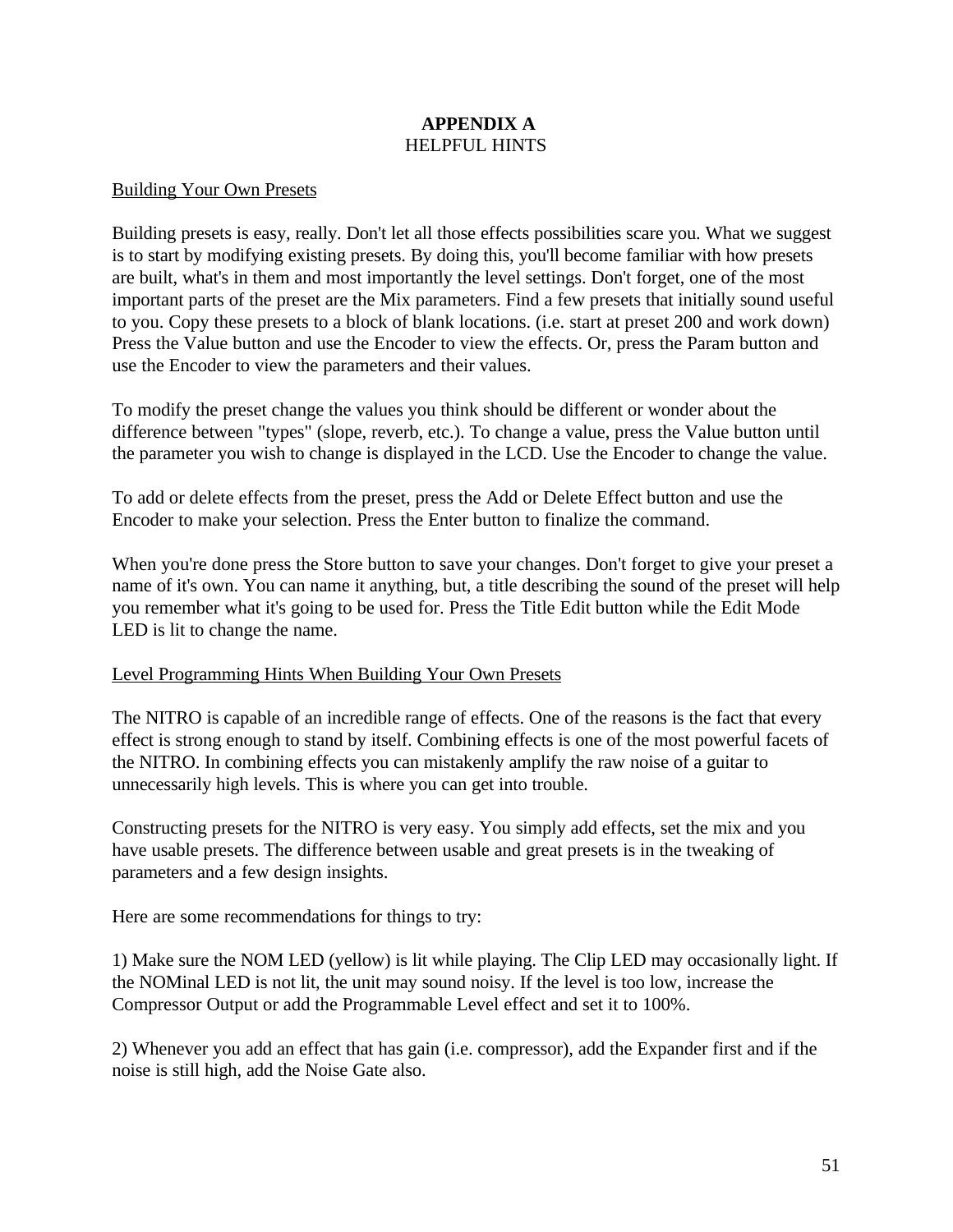# APPENDIX A
## HELPFUL HINTS

Building Your Own Presets

Building presets is easy, really. Don't let all those effects possibilities scare you. What we suggest is to start by modifying existing presets. By doing this, you'll become familiar with how presets are built, what's in them and most importantly the level settings. Don't forget, one of the most important parts of the preset are the Mix parameters. Find a few presets that initially sound useful to you. Copy these presets to a block of blank locations. (i.e. start at preset 200 and work down) Press the Value button and use the Encoder to view the effects. Or, press the Param button and use the Encoder to view the parameters and their values.

To modify the preset change the values you think should be different or wonder about the difference between "types" (slope, reverb, etc.). To change a value, press the Value button until the parameter you wish to change is displayed in the LCD. Use the Encoder to change the value.

To add or delete effects from the preset, press the Add or Delete Effect button and use the Encoder to make your selection. Press the Enter button to finalize the command.

When you're done press the Store button to save your changes. Don't forget to give your preset a name of it's own. You can name it anything, but, a title describing the sound of the preset will help you remember what it's going to be used for. Press the Title Edit button while the Edit Mode LED is lit to change the name.

Level Programming Hints When Building Your Own Presets

The NITRO is capable of an incredible range of effects. One of the reasons is the fact that every effect is strong enough to stand by itself. Combining effects is one of the most powerful facets of the NITRO. In combining effects you can mistakenly amplify the raw noise of a guitar to unnecessarily high levels. This is where you can get into trouble.

Constructing presets for the NITRO is very easy. You simply add effects, set the mix and you have usable presets. The difference between usable and great presets is in the tweaking of parameters and a few design insights.

Here are some recommendations for things to try:

1) Make sure the NOM LED (yellow) is lit while playing. The Clip LED may occasionally light. If the NOMinal LED is not lit, the unit may sound noisy. If the level is too low, increase the Compressor Output or add the Programmable Level effect and set it to 100%.

2) Whenever you add an effect that has gain (i.e. compressor), add the Expander first and if the noise is still high, add the Noise Gate also.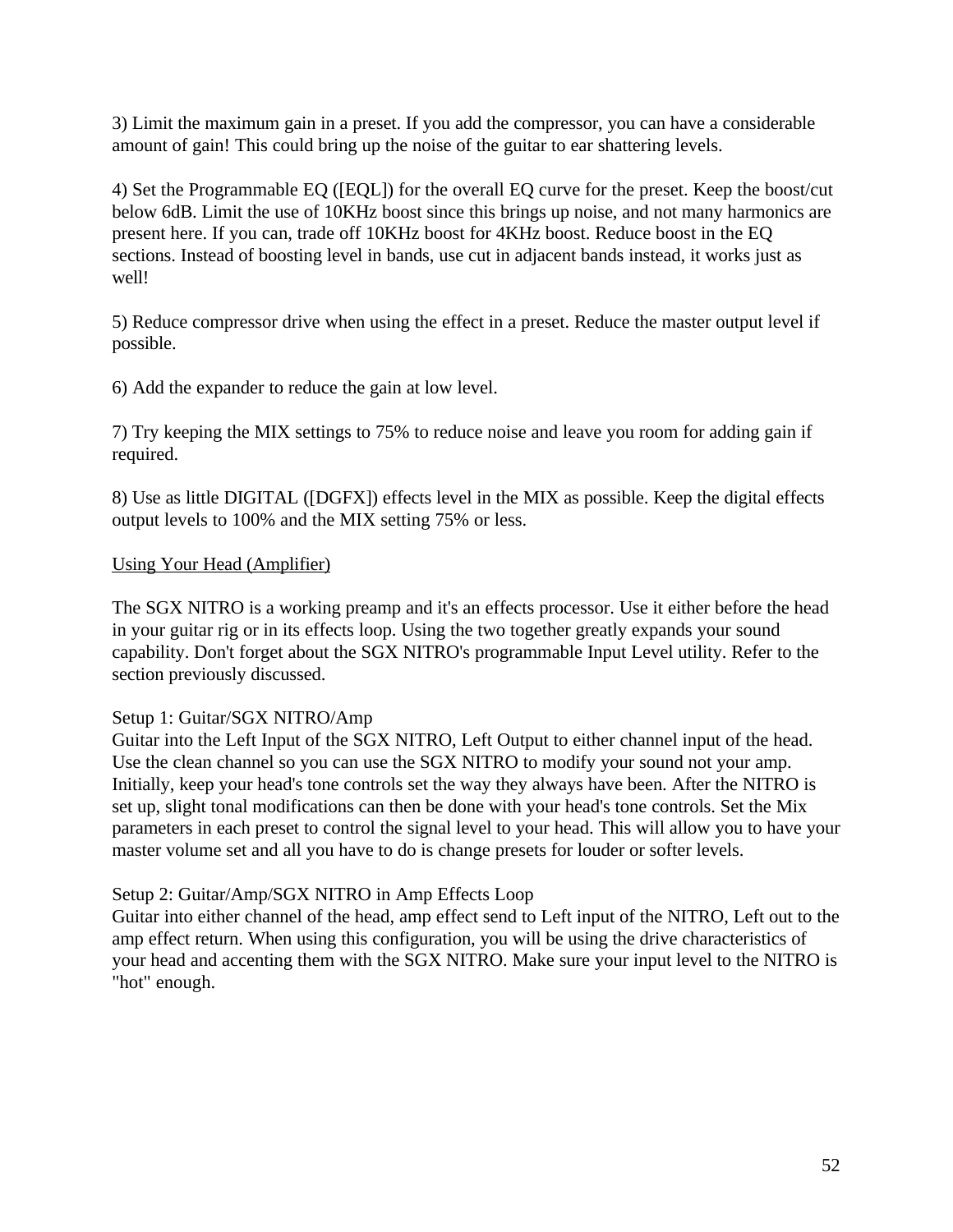3) Limit the maximum gain in a preset. If you add the compressor, you can have a considerable amount of gain! This could bring up the noise of the guitar to ear shattering levels.

4) Set the Programmable EQ ([EQL]) for the overall EQ curve for the preset. Keep the boost/cut below 6dB. Limit the use of 10KHz boost since this brings up noise, and not many harmonics are present here. If you can, trade off 10KHz boost for 4KHz boost. Reduce boost in the EQ sections. Instead of boosting level in bands, use cut in adjacent bands instead, it works just as well!

5) Reduce compressor drive when using the effect in a preset. Reduce the master output level if possible.

6) Add the expander to reduce the gain at low level.

7) Try keeping the MIX settings to 75% to reduce noise and leave you room for adding gain if required.

8) Use as little DIGITAL ([DGFX]) effects level in the MIX as possible. Keep the digital effects output levels to 100% and the MIX setting 75% or less.

<u>Using Your Head (Amplifier)</u>

The SGX NITRO is a working preamp and it's an effects processor. Use it either before the head in your guitar rig or in its effects loop. Using the two together greatly expands your sound capability. Don't forget about the SGX NITRO's programmable Input Level utility. Refer to the section previously discussed.

Setup 1: Guitar/SGX NITRO/Amp
Guitar into the Left Input of the SGX NITRO, Left Output to either channel input of the head. Use the clean channel so you can use the SGX NITRO to modify your sound not your amp. Initially, keep your head's tone controls set the way they always have been. After the NITRO is set up, slight tonal modifications can then be done with your head's tone controls. Set the Mix parameters in each preset to control the signal level to your head. This will allow you to have your master volume set and all you have to do is change presets for louder or softer levels.

Setup 2: Guitar/Amp/SGX NITRO in Amp Effects Loop
Guitar into either channel of the head, amp effect send to Left input of the NITRO, Left out to the amp effect return. When using this configuration, you will be using the drive characteristics of your head and accenting them with the SGX NITRO. Make sure your input level to the NITRO is "hot" enough.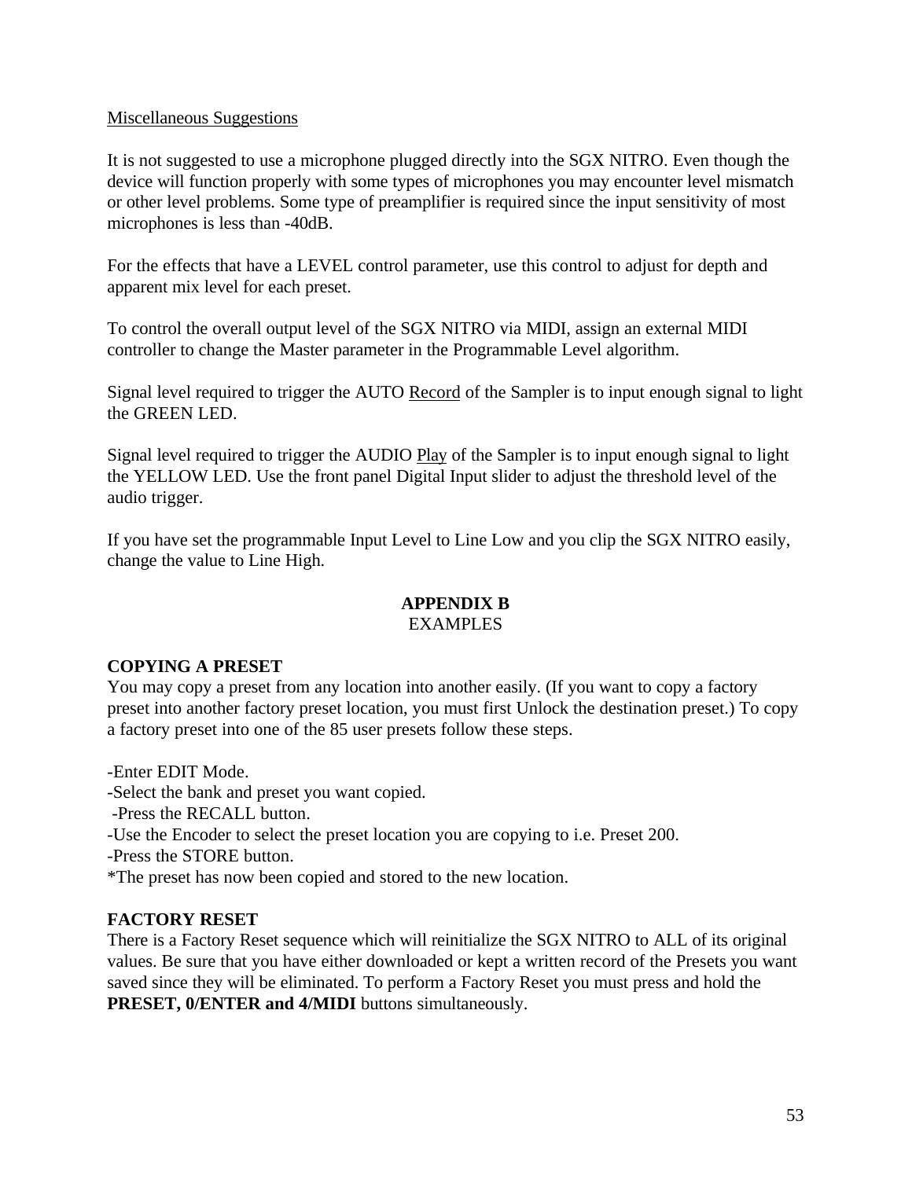Miscellaneous Suggestions

It is not suggested to use a microphone plugged directly into the SGX NITRO. Even though the device will function properly with some types of microphones you may encounter level mismatch or other level problems. Some type of preamplifier is required since the input sensitivity of most microphones is less than -40dB.

For the effects that have a LEVEL control parameter, use this control to adjust for depth and apparent mix level for each preset.

To control the overall output level of the SGX NITRO via MIDI, assign an external MIDI controller to change the Master parameter in the Programmable Level algorithm.

Signal level required to trigger the AUTO Record of the Sampler is to input enough signal to light the GREEN LED.

Signal level required to trigger the AUDIO Play of the Sampler is to input enough signal to light the YELLOW LED. Use the front panel Digital Input slider to adjust the threshold level of the audio trigger.

If you have set the programmable Input Level to Line Low and you clip the SGX NITRO easily, change the value to Line High.

# APPENDIX B
EXAMPLES

**COPYING A PRESET**
You may copy a preset from any location into another easily. (If you want to copy a factory preset into another factory preset location, you must first Unlock the destination preset.) To copy a factory preset into one of the 85 user presets follow these steps.

-Enter EDIT Mode.
-Select the bank and preset you want copied.
-Press the RECALL button.
-Use the Encoder to select the preset location you are copying to i.e. Preset 200.
-Press the STORE button.
*The preset has now been copied and stored to the new location.

**FACTORY RESET**
There is a Factory Reset sequence which will reinitialize the SGX NITRO to ALL of its original values. Be sure that you have either downloaded or kept a written record of the Presets you want saved since they will be eliminated. To perform a Factory Reset you must press and hold the **PRESET, 0/ENTER and 4/MIDI** buttons simultaneously.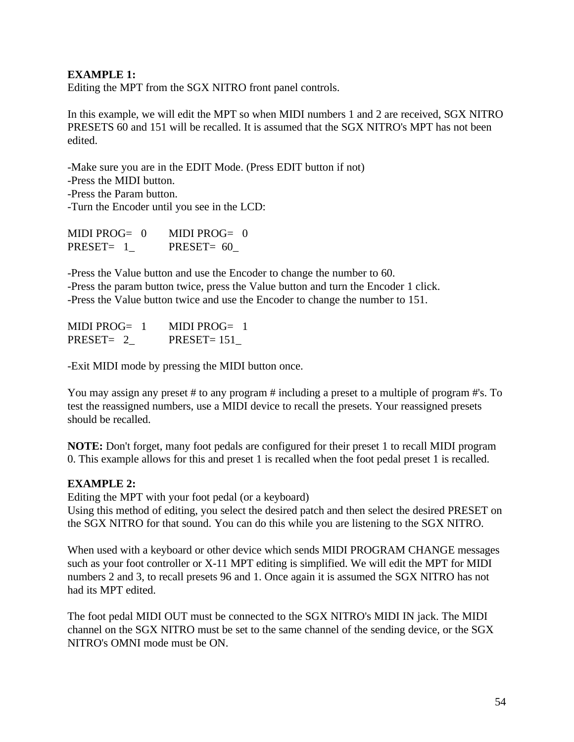**EXAMPLE 1:**
Editing the MPT from the SGX NITRO front panel controls.

In this example, we will edit the MPT so when MIDI numbers 1 and 2 are received, SGX NITRO PRESETS 60 and 151 will be recalled. It is assumed that the SGX NITRO's MPT has not been edited.

-Make sure you are in the EDIT Mode. (Press EDIT button if not)
-Press the MIDI button.
-Press the Param button.
-Turn the Encoder until you see in the LCD:

```
MIDI PROG=   0       MIDI PROG=   0
PRESET=   1_         PRESET=  60_
```

-Press the Value button and use the Encoder to change the number to 60.
-Press the param button twice, press the Value button and turn the Encoder 1 click.
-Press the Value button twice and use the Encoder to change the number to 151.

```
MIDI PROG=   1       MIDI PROG=   1
PRESET=   2_         PRESET= 151_
```

-Exit MIDI mode by pressing the MIDI button once.

You may assign any preset # to any program # including a preset to a multiple of program #'s. To test the reassigned numbers, use a MIDI device to recall the presets. Your reassigned presets should be recalled.

**NOTE:** Don't forget, many foot pedals are configured for their preset 1 to recall MIDI program 0. This example allows for this and preset 1 is recalled when the foot pedal preset 1 is recalled.

**EXAMPLE 2:**
Editing the MPT with your foot pedal (or a keyboard)
Using this method of editing, you select the desired patch and then select the desired PRESET on the SGX NITRO for that sound. You can do this while you are listening to the SGX NITRO.

When used with a keyboard or other device which sends MIDI PROGRAM CHANGE messages such as your foot controller or X-11 MPT editing is simplified. We will edit the MPT for MIDI numbers 2 and 3, to recall presets 96 and 1. Once again it is assumed the SGX NITRO has not had its MPT edited.

The foot pedal MIDI OUT must be connected to the SGX NITRO's MIDI IN jack. The MIDI channel on the SGX NITRO must be set to the same channel of the sending device, or the SGX NITRO's OMNI mode must be ON.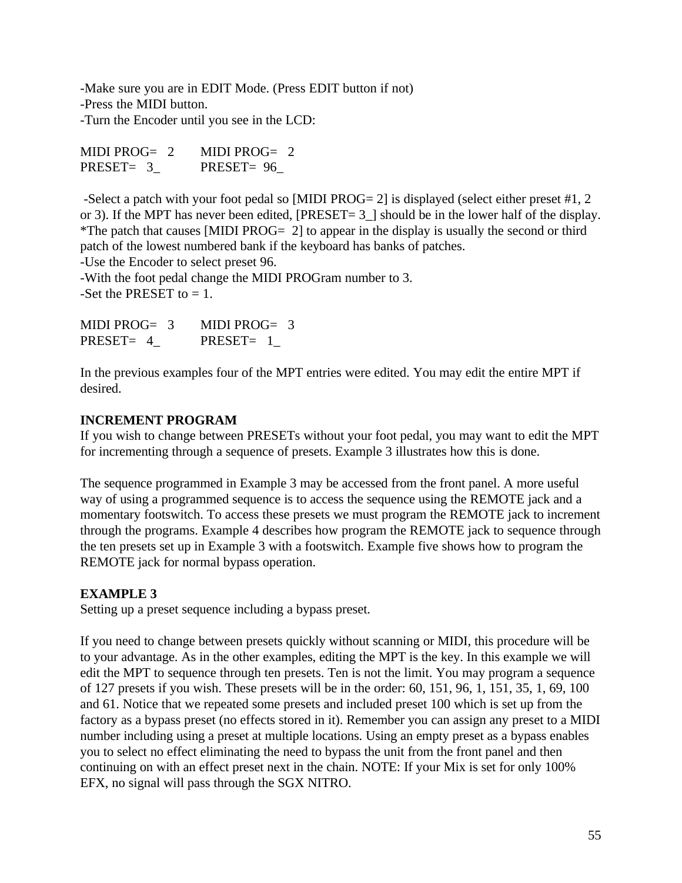-Make sure you are in EDIT Mode. (Press EDIT button if not)
-Press the MIDI button.
-Turn the Encoder until you see in the LCD:

```
MIDI PROG=   2       MIDI PROG=   2
PRESET=   3_         PRESET=  96_
```

-Select a patch with your foot pedal so [MIDI PROG= 2] is displayed (select either preset #1, 2 or 3). If the MPT has never been edited, [PRESET= 3_] should be in the lower half of the display.
*The patch that causes [MIDI PROG=  2] to appear in the display is usually the second or third patch of the lowest numbered bank if the keyboard has banks of patches.
-Use the Encoder to select preset 96.
-With the foot pedal change the MIDI PROGram number to 3.
-Set the PRESET to = 1.

```
MIDI PROG=   3       MIDI PROG=   3
PRESET=   4_         PRESET=   1_
```

In the previous examples four of the MPT entries were edited. You may edit the entire MPT if desired.

**INCREMENT PROGRAM**
If you wish to change between PRESETs without your foot pedal, you may want to edit the MPT for incrementing through a sequence of presets. Example 3 illustrates how this is done.

The sequence programmed in Example 3 may be accessed from the front panel. A more useful way of using a programmed sequence is to access the sequence using the REMOTE jack and a momentary footswitch. To access these presets we must program the REMOTE jack to increment through the programs. Example 4 describes how program the REMOTE jack to sequence through the ten presets set up in Example 3 with a footswitch. Example five shows how to program the REMOTE jack for normal bypass operation.

**EXAMPLE 3**
Setting up a preset sequence including a bypass preset.

If you need to change between presets quickly without scanning or MIDI, this procedure will be to your advantage. As in the other examples, editing the MPT is the key. In this example we will edit the MPT to sequence through ten presets. Ten is not the limit. You may program a sequence of 127 presets if you wish. These presets will be in the order: 60, 151, 96, 1, 151, 35, 1, 69, 100 and 61. Notice that we repeated some presets and included preset 100 which is set up from the factory as a bypass preset (no effects stored in it). Remember you can assign any preset to a MIDI number including using a preset at multiple locations. Using an empty preset as a bypass enables you to select no effect eliminating the need to bypass the unit from the front panel and then continuing on with an effect preset next in the chain. NOTE: If your Mix is set for only 100% EFX, no signal will pass through the SGX NITRO.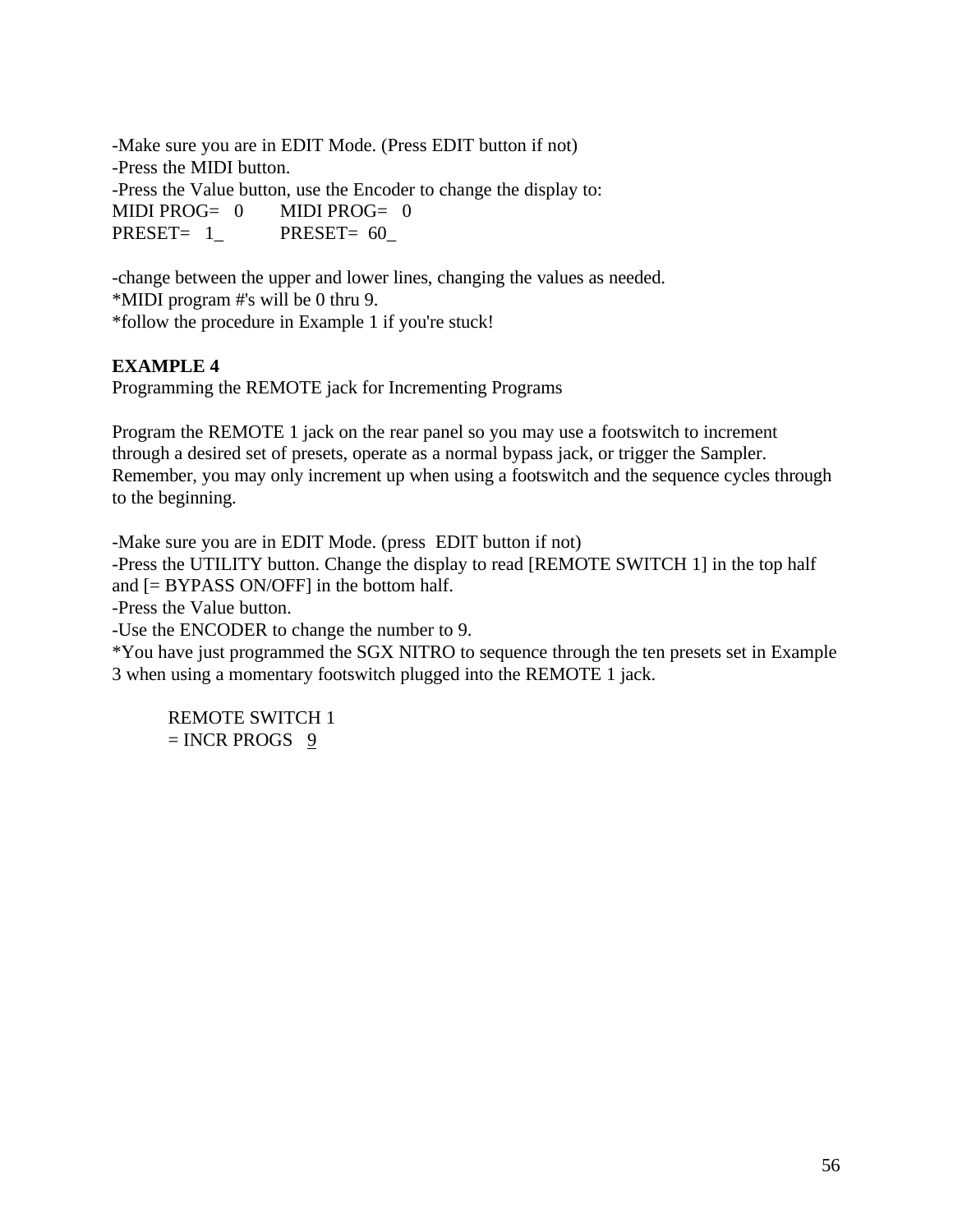-Make sure you are in EDIT Mode. (Press EDIT button if not)
-Press the MIDI button.
-Press the Value button, use the Encoder to change the display to:

```
MIDI PROG=   0        MIDI PROG=   0
PRESET=   1_          PRESET=  60_
```

-change between the upper and lower lines, changing the values as needed.
*MIDI program #'s will be 0 thru 9.
*follow the procedure in Example 1 if you're stuck!

**EXAMPLE 4**
Programming the REMOTE jack for Incrementing Programs

Program the REMOTE 1 jack on the rear panel so you may use a footswitch to increment through a desired set of presets, operate as a normal bypass jack, or trigger the Sampler. Remember, you may only increment up when using a footswitch and the sequence cycles through to the beginning.

-Make sure you are in EDIT Mode. (press EDIT button if not)
-Press the UTILITY button. Change the display to read [REMOTE SWITCH 1] in the top half and [= BYPASS ON/OFF] in the bottom half.
-Press the Value button.
-Use the ENCODER to change the number to 9.
*You have just programmed the SGX NITRO to sequence through the ten presets set in Example 3 when using a momentary footswitch plugged into the REMOTE 1 jack.

```
REMOTE SWITCH 1
= INCR PROGS   9
```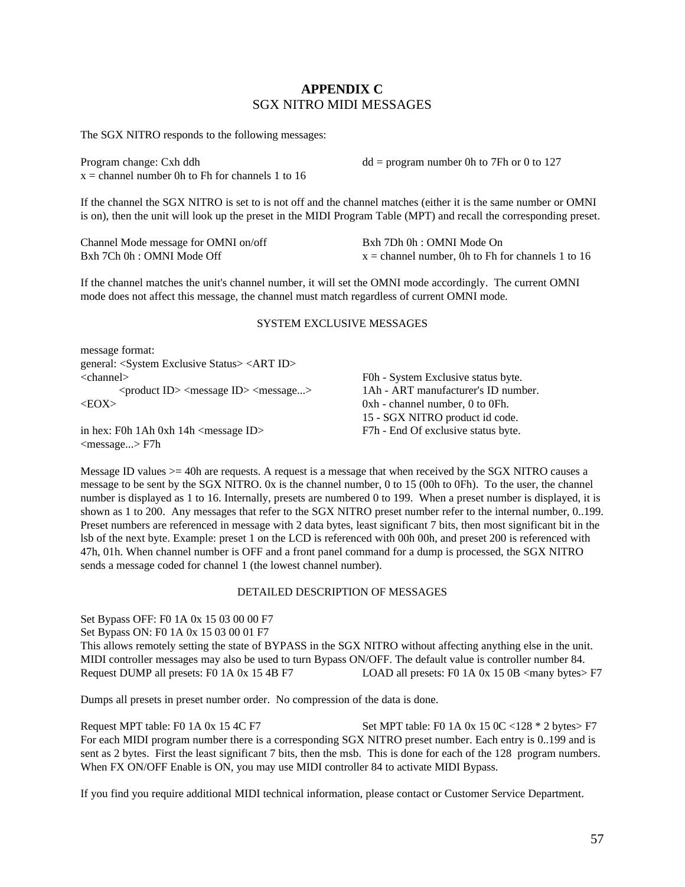# APPENDIX C

## SGX NITRO MIDI MESSAGES

The SGX NITRO responds to the following messages:

Program change: Cxh ddh
dd = program number 0h to 7Fh or 0 to 127
x = channel number 0h to Fh for channels 1 to 16

If the channel the SGX NITRO is set to is not off and the channel matches (either it is the same number or OMNI is on), then the unit will look up the preset in the MIDI Program Table (MPT) and recall the corresponding preset.

Channel Mode message for OMNI on/off
Bxh 7Dh 0h : OMNI Mode On
Bxh 7Ch 0h : OMNI Mode Off
x = channel number, 0h to Fh for channels 1 to 16

If the channel matches the unit's channel number, it will set the OMNI mode accordingly. The current OMNI mode does not affect this message, the channel must match regardless of current OMNI mode.

### SYSTEM EXCLUSIVE MESSAGES

message format:
general: <System Exclusive Status> <ART ID> <channel> <product ID> <message ID> <message...> <EOX>

in hex: F0h 1Ah 0xh 14h <message ID> <message...> F7h

F0h - System Exclusive status byte.
1Ah - ART manufacturer's ID number.
0xh - channel number, 0 to 0Fh.
15 - SGX NITRO product id code.
F7h - End Of exclusive status byte.

Message ID values >= 40h are requests. A request is a message that when received by the SGX NITRO causes a message to be sent by the SGX NITRO. 0x is the channel number, 0 to 15 (00h to 0Fh). To the user, the channel number is displayed as 1 to 16. Internally, presets are numbered 0 to 199. When a preset number is displayed, it is shown as 1 to 200. Any messages that refer to the SGX NITRO preset number refer to the internal number, 0..199. Preset numbers are referenced in message with 2 data bytes, least significant 7 bits, then most significant bit in the lsb of the next byte. Example: preset 1 on the LCD is referenced with 00h 00h, and preset 200 is referenced with 47h, 01h. When channel number is OFF and a front panel command for a dump is processed, the SGX NITRO sends a message coded for channel 1 (the lowest channel number).

### DETAILED DESCRIPTION OF MESSAGES

Set Bypass OFF: F0 1A 0x 15 03 00 00 F7
Set Bypass ON: F0 1A 0x 15 03 00 01 F7
This allows remotely setting the state of BYPASS in the SGX NITRO without affecting anything else in the unit. MIDI controller messages may also be used to turn Bypass ON/OFF. The default value is controller number 84.
Request DUMP all presets: F0 1A 0x 15 4B F7
LOAD all presets: F0 1A 0x 15 0B <many bytes> F7

Dumps all presets in preset number order. No compression of the data is done.

Request MPT table: F0 1A 0x 15 4C F7
Set MPT table: F0 1A 0x 15 0C <128 * 2 bytes> F7
For each MIDI program number there is a corresponding SGX NITRO preset number. Each entry is 0..199 and is sent as 2 bytes. First the least significant 7 bits, then the msb. This is done for each of the 128 program numbers. When FX ON/OFF Enable is ON, you may use MIDI controller 84 to activate MIDI Bypass.

If you find you require additional MIDI technical information, please contact or Customer Service Department.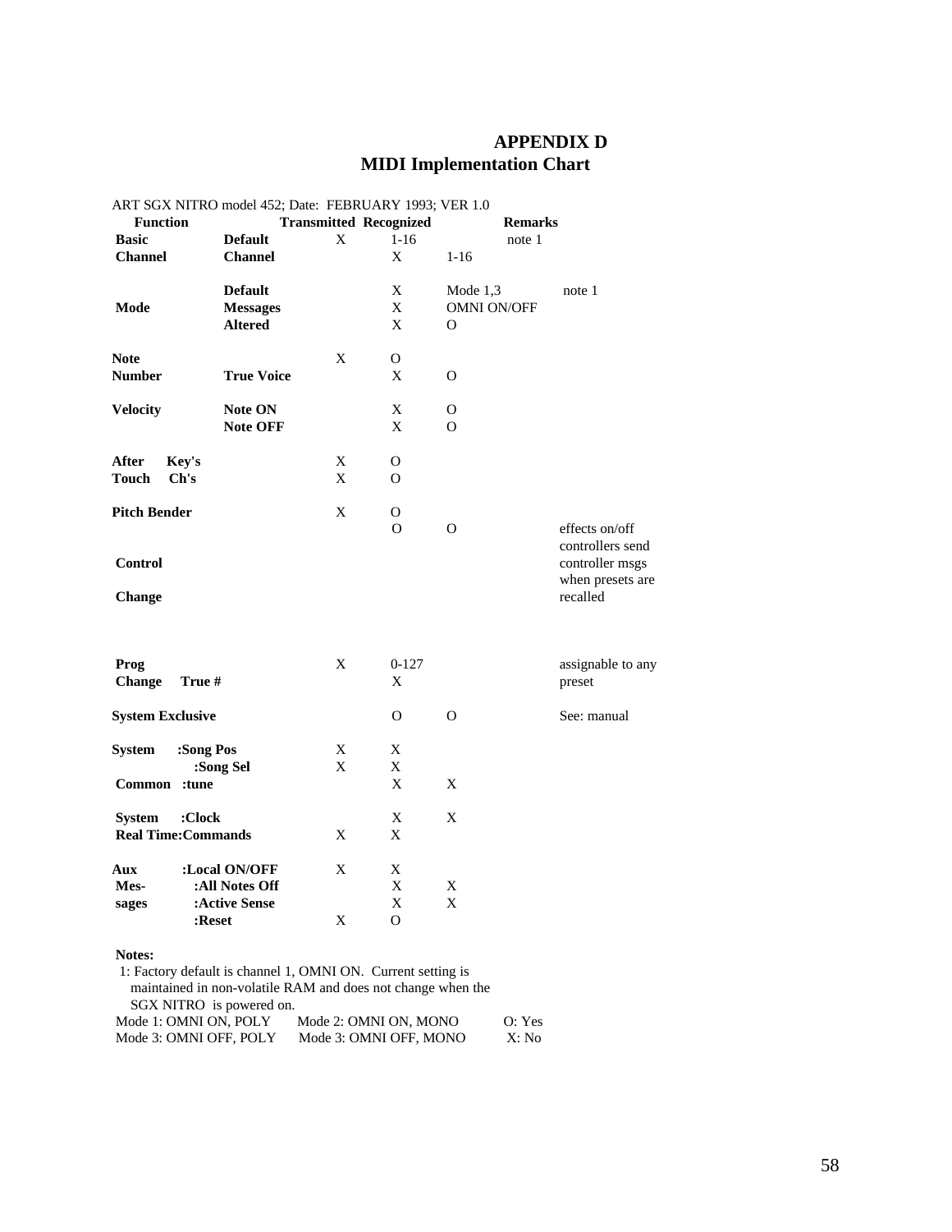# APPENDIX D
## MIDI Implementation Chart

ART SGX NITRO model 452; Date: FEBRUARY 1993; VER 1.0

| Function | | Transmitted | Recognized | | Remarks |
|---|---|---|---|---|---|
| **Basic** | **Default** | X | 1-16 | | note 1 |
| **Channel** | **Channel** | | X | 1-16 | |
| | **Default** | | X | Mode 1,3 | note 1 |
| **Mode** | **Messages** | | X | OMNI ON/OFF | |
| | **Altered** | | X | O | |
| **Note** | | X | O | | |
| **Number** | **True Voice** | | X | O | |
| **Velocity** | **Note ON** | | X | O | |
| | **Note OFF** | | X | O | |
| **After Touch** | **Key's** | X | O | | |
| | **Ch's** | X | O | | |
| **Pitch Bender** | | X | O | | |
| **Control Change** | | | O | O | effects on/off controllers send controller msgs when presets are recalled |
| **Prog Change** | | X | 0-127 | | assignable to any preset |
| | **True #** | | X | | |
| **System Exclusive** | | | O | O | See: manual |
| **System Common** | **:Song Pos** | X | X | | |
| | **:Song Sel** | X | X | | |
| | **:tune** | | X | X | |
| **System Real Time** | **:Clock** | | X | X | |
| | **:Commands** | X | X | | |
| **Aux Messages** | **:Local ON/OFF** | X | X | | |
| | **:All Notes Off** | | X | X | |
| | **:Active Sense** | | X | X | |
| | **:Reset** | X | O | | |

**Notes:**

1: Factory default is channel 1, OMNI ON. Current setting is maintained in non-volatile RAM and does not change when the SGX NITRO is powered on.

Mode 1: OMNI ON, POLY    Mode 2: OMNI ON, MONO    O: Yes
Mode 3: OMNI OFF, POLY    Mode 3: OMNI OFF, MONO    X: No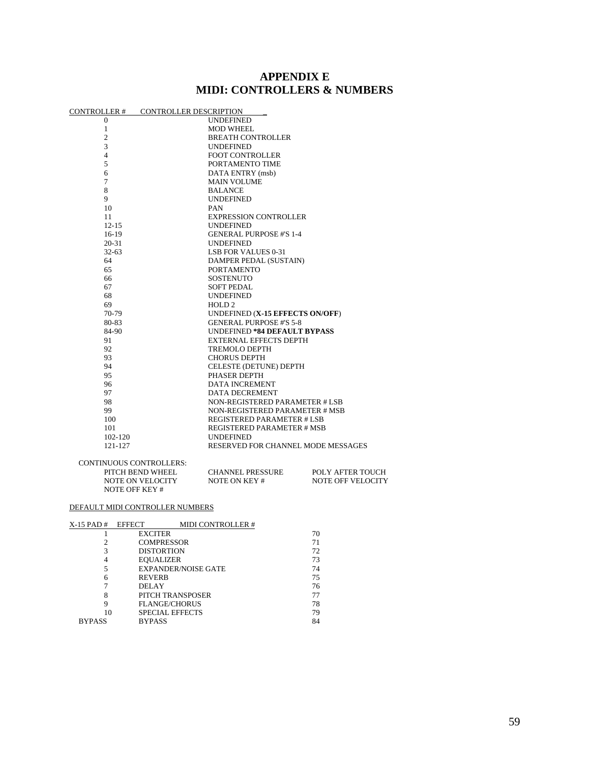# APPENDIX E
# MIDI: CONTROLLERS & NUMBERS

| CONTROLLER # | CONTROLLER DESCRIPTION |
|---|---|
| 0 | UNDEFINED |
| 1 | MOD WHEEL |
| 2 | BREATH CONTROLLER |
| 3 | UNDEFINED |
| 4 | FOOT CONTROLLER |
| 5 | PORTAMENTO TIME |
| 6 | DATA ENTRY (msb) |
| 7 | MAIN VOLUME |
| 8 | BALANCE |
| 9 | UNDEFINED |
| 10 | PAN |
| 11 | EXPRESSION CONTROLLER |
| 12-15 | UNDEFINED |
| 16-19 | GENERAL PURPOSE #'S 1-4 |
| 20-31 | UNDEFINED |
| 32-63 | LSB FOR VALUES 0-31 |
| 64 | DAMPER PEDAL (SUSTAIN) |
| 65 | PORTAMENTO |
| 66 | SOSTENUTO |
| 67 | SOFT PEDAL |
| 68 | UNDEFINED |
| 69 | HOLD 2 |
| 70-79 | UNDEFINED (**X-15 EFFECTS ON/OFF**) |
| 80-83 | GENERAL PURPOSE #'S 5-8 |
| 84-90 | UNDEFINED **\*84 DEFAULT BYPASS** |
| 91 | EXTERNAL EFFECTS DEPTH |
| 92 | TREMOLO DEPTH |
| 93 | CHORUS DEPTH |
| 94 | CELESTE (DETUNE) DEPTH |
| 95 | PHASER DEPTH |
| 96 | DATA INCREMENT |
| 97 | DATA DECREMENT |
| 98 | NON-REGISTERED PARAMETER # LSB |
| 99 | NON-REGISTERED PARAMETER # MSB |
| 100 | REGISTERED PARAMETER # LSB |
| 101 | REGISTERED PARAMETER # MSB |
| 102-120 | UNDEFINED |
| 121-127 | RESERVED FOR CHANNEL MODE MESSAGES |

CONTINUOUS CONTROLLERS:

| | | |
|---|---|---|
| PITCH BEND WHEEL | CHANNEL PRESSURE | POLY AFTER TOUCH |
| NOTE ON VELOCITY | NOTE ON KEY # | NOTE OFF VELOCITY |
| NOTE OFF KEY # | | |

DEFAULT MIDI CONTROLLER NUMBERS

| X-15 PAD # | EFFECT | MIDI CONTROLLER # |
|---|---|---|
| 1 | EXCITER | 70 |
| 2 | COMPRESSOR | 71 |
| 3 | DISTORTION | 72 |
| 4 | EQUALIZER | 73 |
| 5 | EXPANDER/NOISE GATE | 74 |
| 6 | REVERB | 75 |
| 7 | DELAY | 76 |
| 8 | PITCH TRANSPOSER | 77 |
| 9 | FLANGE/CHORUS | 78 |
| 10 | SPECIAL EFFECTS | 79 |
| BYPASS | BYPASS | 84 |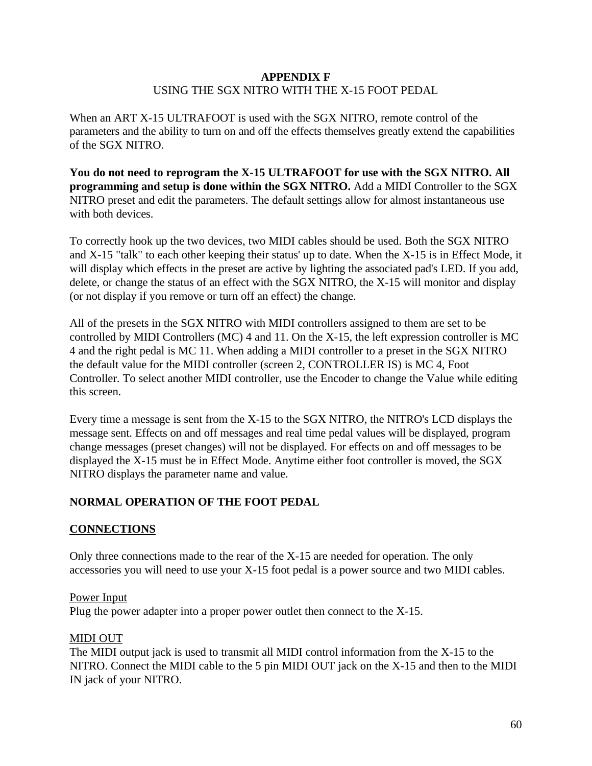# APPENDIX F

USING THE SGX NITRO WITH THE X-15 FOOT PEDAL

When an ART X-15 ULTRAFOOT is used with the SGX NITRO, remote control of the parameters and the ability to turn on and off the effects themselves greatly extend the capabilities of the SGX NITRO.

**You do not need to reprogram the X-15 ULTRAFOOT for use with the SGX NITRO. All programming and setup is done within the SGX NITRO.** Add a MIDI Controller to the SGX NITRO preset and edit the parameters. The default settings allow for almost instantaneous use with both devices.

To correctly hook up the two devices, two MIDI cables should be used. Both the SGX NITRO and X-15 "talk" to each other keeping their status' up to date. When the X-15 is in Effect Mode, it will display which effects in the preset are active by lighting the associated pad's LED. If you add, delete, or change the status of an effect with the SGX NITRO, the X-15 will monitor and display (or not display if you remove or turn off an effect) the change.

All of the presets in the SGX NITRO with MIDI controllers assigned to them are set to be controlled by MIDI Controllers (MC) 4 and 11. On the X-15, the left expression controller is MC 4 and the right pedal is MC 11. When adding a MIDI controller to a preset in the SGX NITRO the default value for the MIDI controller (screen 2, CONTROLLER IS) is MC 4, Foot Controller. To select another MIDI controller, use the Encoder to change the Value while editing this screen.

Every time a message is sent from the X-15 to the SGX NITRO, the NITRO's LCD displays the message sent. Effects on and off messages and real time pedal values will be displayed, program change messages (preset changes) will not be displayed. For effects on and off messages to be displayed the X-15 must be in Effect Mode. Anytime either foot controller is moved, the SGX NITRO displays the parameter name and value.

## NORMAL OPERATION OF THE FOOT PEDAL

### CONNECTIONS

Only three connections made to the rear of the X-15 are needed for operation. The only accessories you will need to use your X-15 foot pedal is a power source and two MIDI cables.

Power Input

Plug the power adapter into a proper power outlet then connect to the X-15.

MIDI OUT

The MIDI output jack is used to transmit all MIDI control information from the X-15 to the NITRO. Connect the MIDI cable to the 5 pin MIDI OUT jack on the X-15 and then to the MIDI IN jack of your NITRO.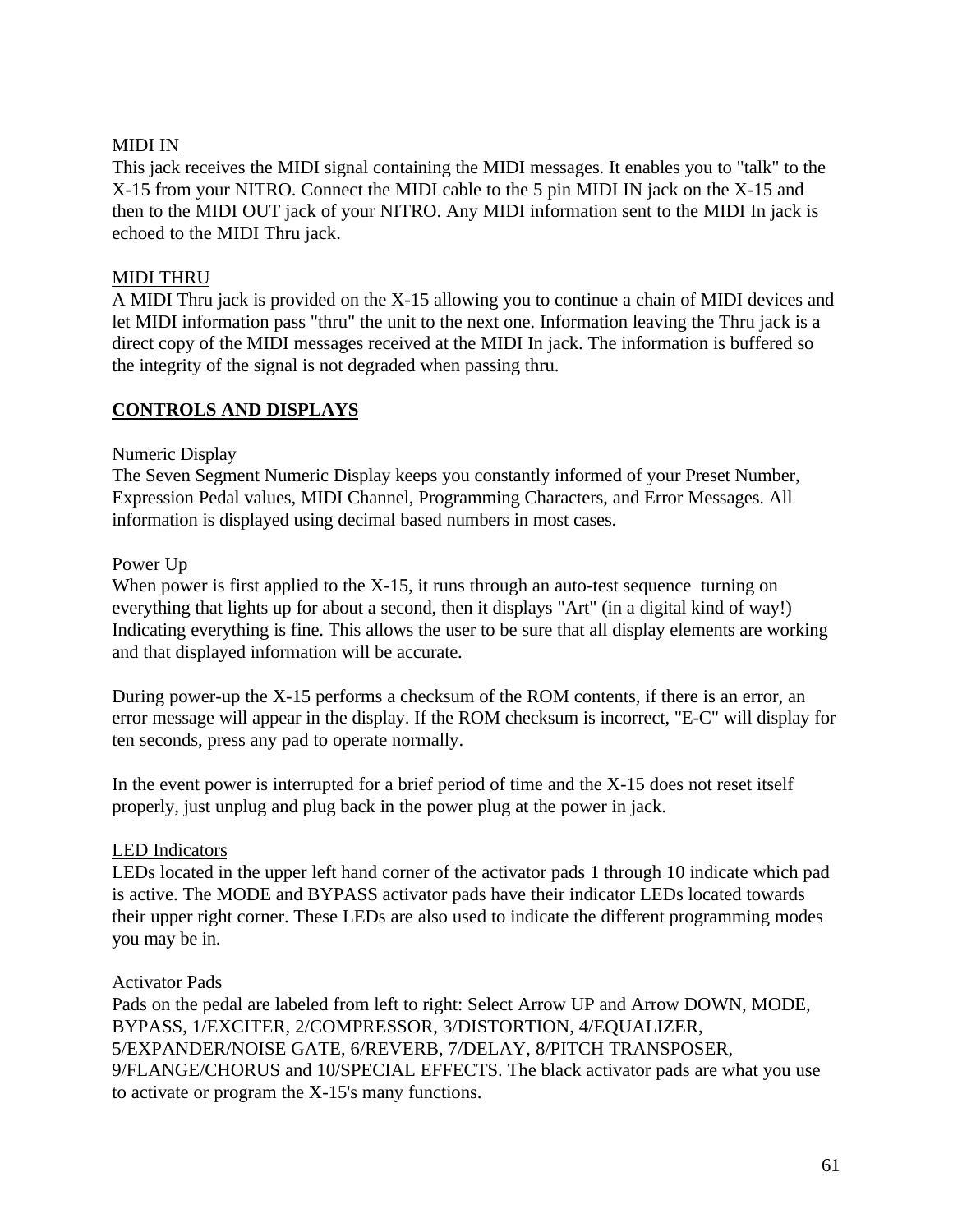MIDI IN

This jack receives the MIDI signal containing the MIDI messages. It enables you to "talk" to the X-15 from your NITRO. Connect the MIDI cable to the 5 pin MIDI IN jack on the X-15 and then to the MIDI OUT jack of your NITRO. Any MIDI information sent to the MIDI In jack is echoed to the MIDI Thru jack.

MIDI THRU

A MIDI Thru jack is provided on the X-15 allowing you to continue a chain of MIDI devices and let MIDI information pass "thru" the unit to the next one. Information leaving the Thru jack is a direct copy of the MIDI messages received at the MIDI In jack. The information is buffered so the integrity of the signal is not degraded when passing thru.

## CONTROLS AND DISPLAYS

Numeric Display

The Seven Segment Numeric Display keeps you constantly informed of your Preset Number, Expression Pedal values, MIDI Channel, Programming Characters, and Error Messages. All information is displayed using decimal based numbers in most cases.

Power Up

When power is first applied to the X-15, it runs through an auto-test sequence turning on everything that lights up for about a second, then it displays "Art" (in a digital kind of way!) Indicating everything is fine. This allows the user to be sure that all display elements are working and that displayed information will be accurate.

During power-up the X-15 performs a checksum of the ROM contents, if there is an error, an error message will appear in the display. If the ROM checksum is incorrect, "E-C" will display for ten seconds, press any pad to operate normally.

In the event power is interrupted for a brief period of time and the X-15 does not reset itself properly, just unplug and plug back in the power plug at the power in jack.

LED Indicators

LEDs located in the upper left hand corner of the activator pads 1 through 10 indicate which pad is active. The MODE and BYPASS activator pads have their indicator LEDs located towards their upper right corner. These LEDs are also used to indicate the different programming modes you may be in.

Activator Pads

Pads on the pedal are labeled from left to right: Select Arrow UP and Arrow DOWN, MODE, BYPASS, 1/EXCITER, 2/COMPRESSOR, 3/DISTORTION, 4/EQUALIZER, 5/EXPANDER/NOISE GATE, 6/REVERB, 7/DELAY, 8/PITCH TRANSPOSER, 9/FLANGE/CHORUS and 10/SPECIAL EFFECTS. The black activator pads are what you use to activate or program the X-15's many functions.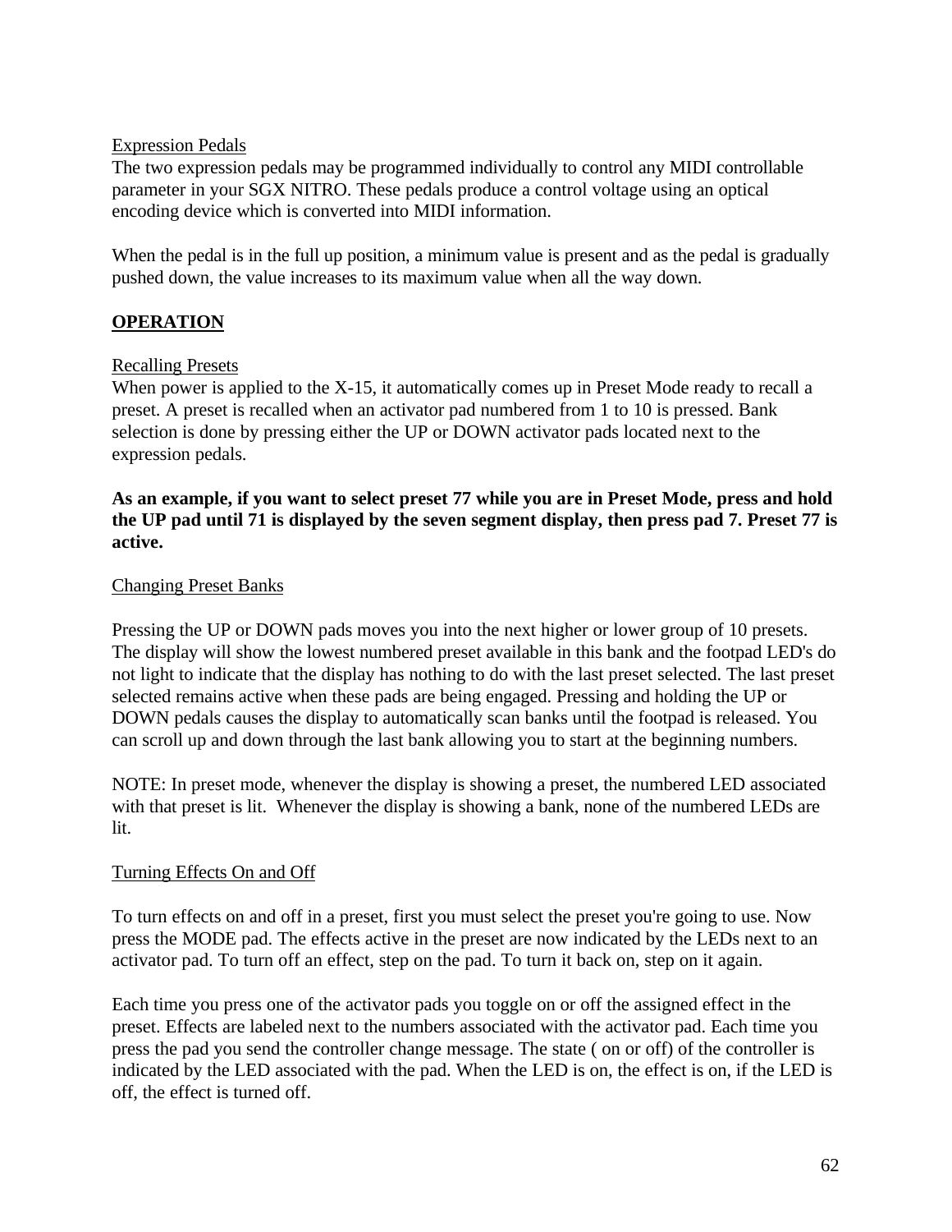Expression Pedals

The two expression pedals may be programmed individually to control any MIDI controllable parameter in your SGX NITRO. These pedals produce a control voltage using an optical encoding device which is converted into MIDI information.

When the pedal is in the full up position, a minimum value is present and as the pedal is gradually pushed down, the value increases to its maximum value when all the way down.

## OPERATION

Recalling Presets

When power is applied to the X-15, it automatically comes up in Preset Mode ready to recall a preset. A preset is recalled when an activator pad numbered from 1 to 10 is pressed. Bank selection is done by pressing either the UP or DOWN activator pads located next to the expression pedals.

**As an example, if you want to select preset 77 while you are in Preset Mode, press and hold the UP pad until 71 is displayed by the seven segment display, then press pad 7. Preset 77 is active.**

Changing Preset Banks

Pressing the UP or DOWN pads moves you into the next higher or lower group of 10 presets. The display will show the lowest numbered preset available in this bank and the footpad LED's do not light to indicate that the display has nothing to do with the last preset selected. The last preset selected remains active when these pads are being engaged. Pressing and holding the UP or DOWN pedals causes the display to automatically scan banks until the footpad is released. You can scroll up and down through the last bank allowing you to start at the beginning numbers.

NOTE: In preset mode, whenever the display is showing a preset, the numbered LED associated with that preset is lit. Whenever the display is showing a bank, none of the numbered LEDs are lit.

Turning Effects On and Off

To turn effects on and off in a preset, first you must select the preset you're going to use. Now press the MODE pad. The effects active in the preset are now indicated by the LEDs next to an activator pad. To turn off an effect, step on the pad. To turn it back on, step on it again.

Each time you press one of the activator pads you toggle on or off the assigned effect in the preset. Effects are labeled next to the numbers associated with the activator pad. Each time you press the pad you send the controller change message. The state ( on or off) of the controller is indicated by the LED associated with the pad. When the LED is on, the effect is on, if the LED is off, the effect is turned off.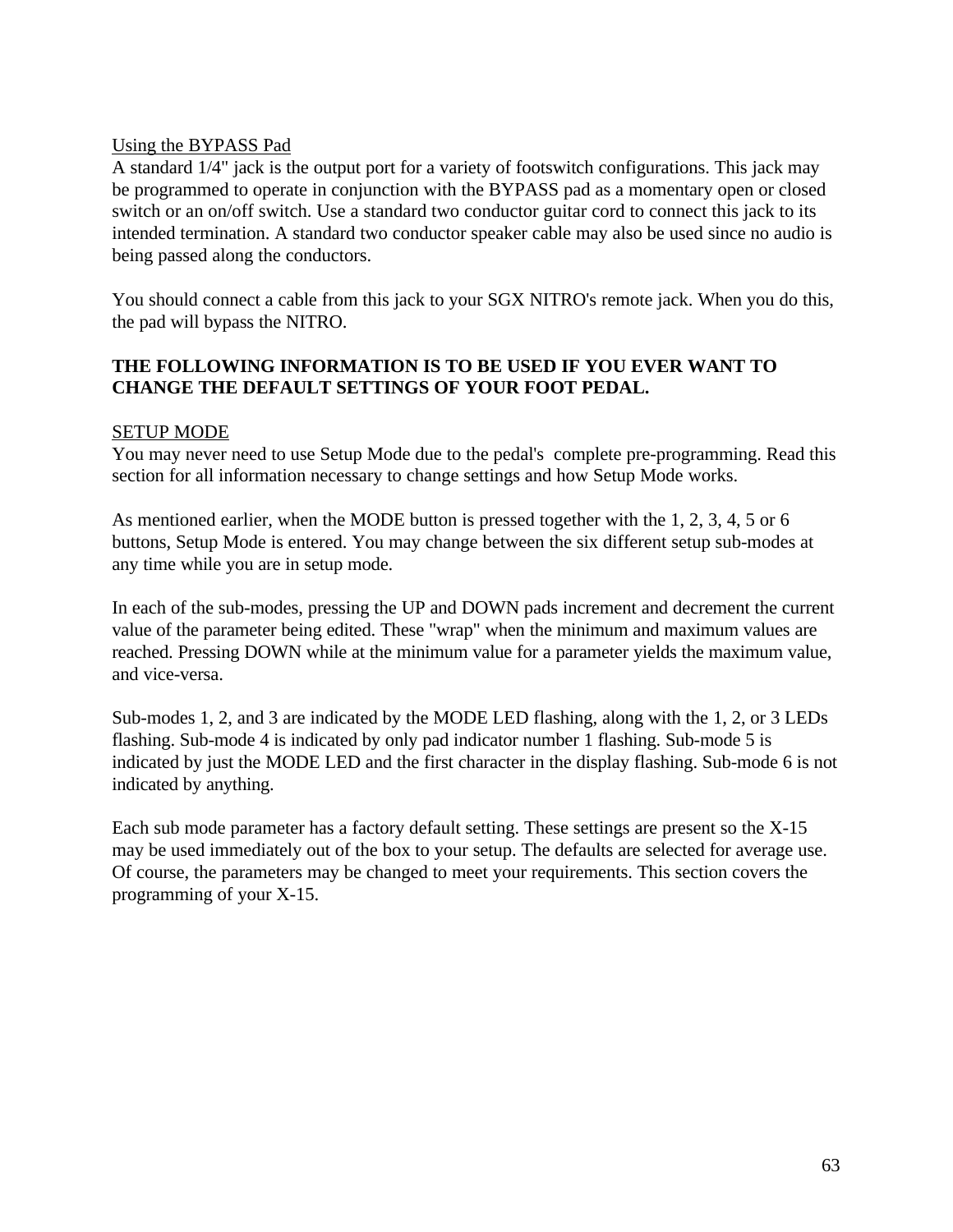Using the BYPASS Pad

A standard 1/4" jack is the output port for a variety of footswitch configurations. This jack may be programmed to operate in conjunction with the BYPASS pad as a momentary open or closed switch or an on/off switch. Use a standard two conductor guitar cord to connect this jack to its intended termination. A standard two conductor speaker cable may also be used since no audio is being passed along the conductors.

You should connect a cable from this jack to your SGX NITRO's remote jack. When you do this, the pad will bypass the NITRO.

**THE FOLLOWING INFORMATION IS TO BE USED IF YOU EVER WANT TO CHANGE THE DEFAULT SETTINGS OF YOUR FOOT PEDAL.**

SETUP MODE

You may never need to use Setup Mode due to the pedal's complete pre-programming. Read this section for all information necessary to change settings and how Setup Mode works.

As mentioned earlier, when the MODE button is pressed together with the 1, 2, 3, 4, 5 or 6 buttons, Setup Mode is entered. You may change between the six different setup sub-modes at any time while you are in setup mode.

In each of the sub-modes, pressing the UP and DOWN pads increment and decrement the current value of the parameter being edited. These "wrap" when the minimum and maximum values are reached. Pressing DOWN while at the minimum value for a parameter yields the maximum value, and vice-versa.

Sub-modes 1, 2, and 3 are indicated by the MODE LED flashing, along with the 1, 2, or 3 LEDs flashing. Sub-mode 4 is indicated by only pad indicator number 1 flashing. Sub-mode 5 is indicated by just the MODE LED and the first character in the display flashing. Sub-mode 6 is not indicated by anything.

Each sub mode parameter has a factory default setting. These settings are present so the X-15 may be used immediately out of the box to your setup. The defaults are selected for average use. Of course, the parameters may be changed to meet your requirements. This section covers the programming of your X-15.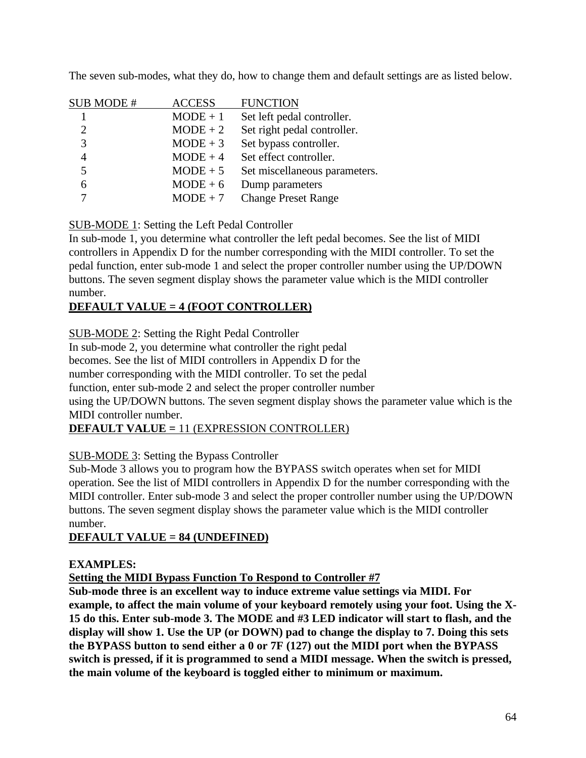The seven sub-modes, what they do, how to change them and default settings are as listed below.

| SUB MODE # | ACCESS | FUNCTION |
|---|---|---|
| 1 | MODE + 1 | Set left pedal controller. |
| 2 | MODE + 2 | Set right pedal controller. |
| 3 | MODE + 3 | Set bypass controller. |
| 4 | MODE + 4 | Set effect controller. |
| 5 | MODE + 5 | Set miscellaneous parameters. |
| 6 | MODE + 6 | Dump parameters |
| 7 | MODE + 7 | Change Preset Range |

SUB-MODE 1: Setting the Left Pedal Controller
In sub-mode 1, you determine what controller the left pedal becomes. See the list of MIDI controllers in Appendix D for the number corresponding with the MIDI controller. To set the pedal function, enter sub-mode 1 and select the proper controller number using the UP/DOWN buttons. The seven segment display shows the parameter value which is the MIDI controller number.
**DEFAULT VALUE = 4 (FOOT CONTROLLER)**

SUB-MODE 2: Setting the Right Pedal Controller
In sub-mode 2, you determine what controller the right pedal becomes. See the list of MIDI controllers in Appendix D for the number corresponding with the MIDI controller. To set the pedal function, enter sub-mode 2 and select the proper controller number using the UP/DOWN buttons. The seven segment display shows the parameter value which is the MIDI controller number.
**DEFAULT VALUE =** 11 (EXPRESSION CONTROLLER)

SUB-MODE 3: Setting the Bypass Controller
Sub-Mode 3 allows you to program how the BYPASS switch operates when set for MIDI operation. See the list of MIDI controllers in Appendix D for the number corresponding with the MIDI controller. Enter sub-mode 3 and select the proper controller number using the UP/DOWN buttons. The seven segment display shows the parameter value which is the MIDI controller number.
**DEFAULT VALUE = 84 (UNDEFINED)**

**EXAMPLES:**
**Setting the MIDI Bypass Function To Respond to Controller #7**
**Sub-mode three is an excellent way to induce extreme value settings via MIDI. For example, to affect the main volume of your keyboard remotely using your foot. Using the X-15 do this. Enter sub-mode 3. The MODE and #3 LED indicator will start to flash, and the display will show 1. Use the UP (or DOWN) pad to change the display to 7. Doing this sets the BYPASS button to send either a 0 or 7F (127) out the MIDI port when the BYPASS switch is pressed, if it is programmed to send a MIDI message. When the switch is pressed, the main volume of the keyboard is toggled either to minimum or maximum.**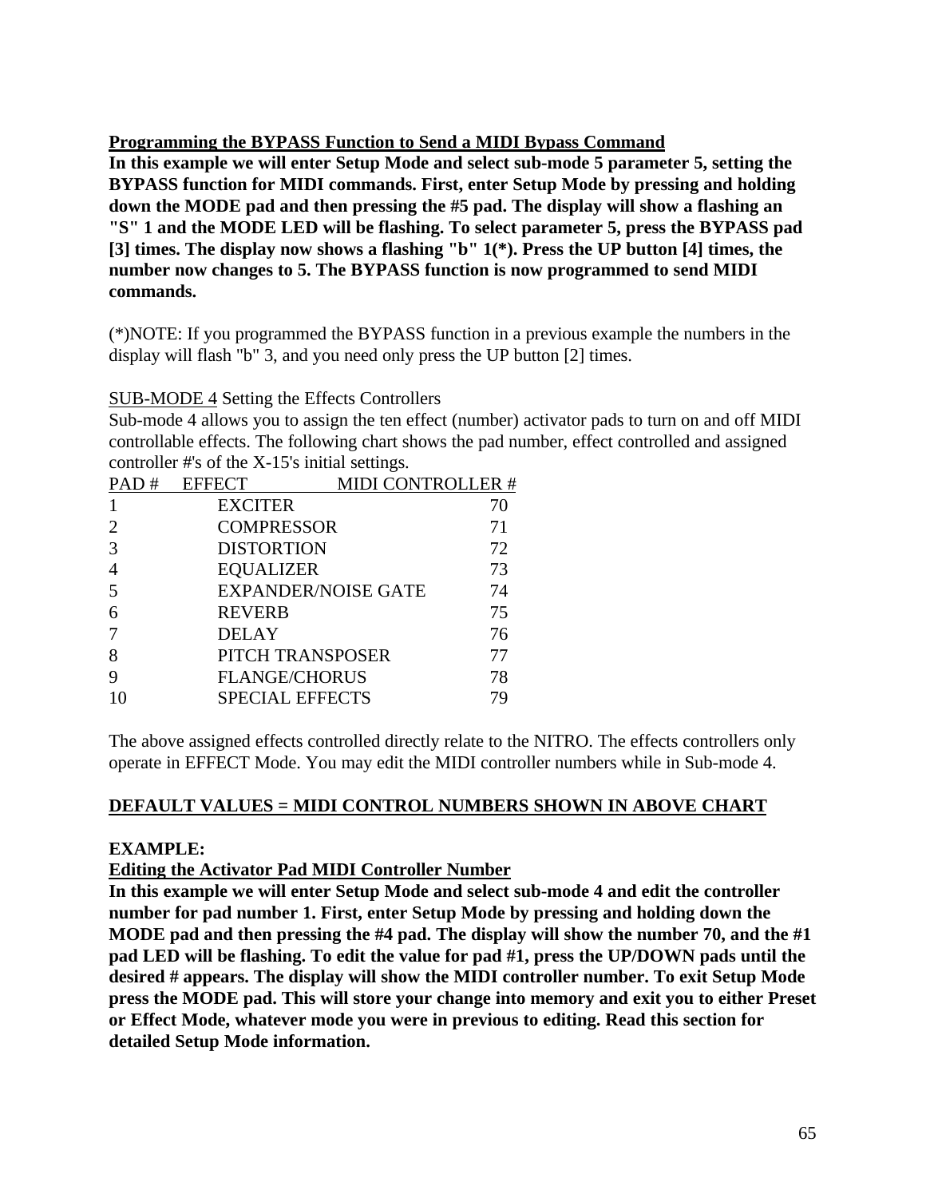**Programming the BYPASS Function to Send a MIDI Bypass Command**

**In this example we will enter Setup Mode and select sub-mode 5 parameter 5, setting the BYPASS function for MIDI commands. First, enter Setup Mode by pressing and holding down the MODE pad and then pressing the #5 pad. The display will show a flashing an "S" 1 and the MODE LED will be flashing. To select parameter 5, press the BYPASS pad [3] times. The display now shows a flashing "b" 1(*). Press the UP button [4] times, the number now changes to 5. The BYPASS function is now programmed to send MIDI commands.**

(*)NOTE: If you programmed the BYPASS function in a previous example the numbers in the display will flash "b" 3, and you need only press the UP button [2] times.

SUB-MODE 4 Setting the Effects Controllers

Sub-mode 4 allows you to assign the ten effect (number) activator pads to turn on and off MIDI controllable effects. The following chart shows the pad number, effect controlled and assigned controller #'s of the X-15's initial settings.

| PAD # | EFFECT | MIDI CONTROLLER # |
|---|---|---|
| 1 | EXCITER | 70 |
| 2 | COMPRESSOR | 71 |
| 3 | DISTORTION | 72 |
| 4 | EQUALIZER | 73 |
| 5 | EXPANDER/NOISE GATE | 74 |
| 6 | REVERB | 75 |
| 7 | DELAY | 76 |
| 8 | PITCH TRANSPOSER | 77 |
| 9 | FLANGE/CHORUS | 78 |
| 10 | SPECIAL EFFECTS | 79 |

The above assigned effects controlled directly relate to the NITRO. The effects controllers only operate in EFFECT Mode. You may edit the MIDI controller numbers while in Sub-mode 4.

**DEFAULT VALUES = MIDI CONTROL NUMBERS SHOWN IN ABOVE CHART**

**EXAMPLE:**

**Editing the Activator Pad MIDI Controller Number**

**In this example we will enter Setup Mode and select sub-mode 4 and edit the controller number for pad number 1. First, enter Setup Mode by pressing and holding down the MODE pad and then pressing the #4 pad. The display will show the number 70, and the #1 pad LED will be flashing. To edit the value for pad #1, press the UP/DOWN pads until the desired # appears. The display will show the MIDI controller number. To exit Setup Mode press the MODE pad. This will store your change into memory and exit you to either Preset or Effect Mode, whatever mode you were in previous to editing. Read this section for detailed Setup Mode information.**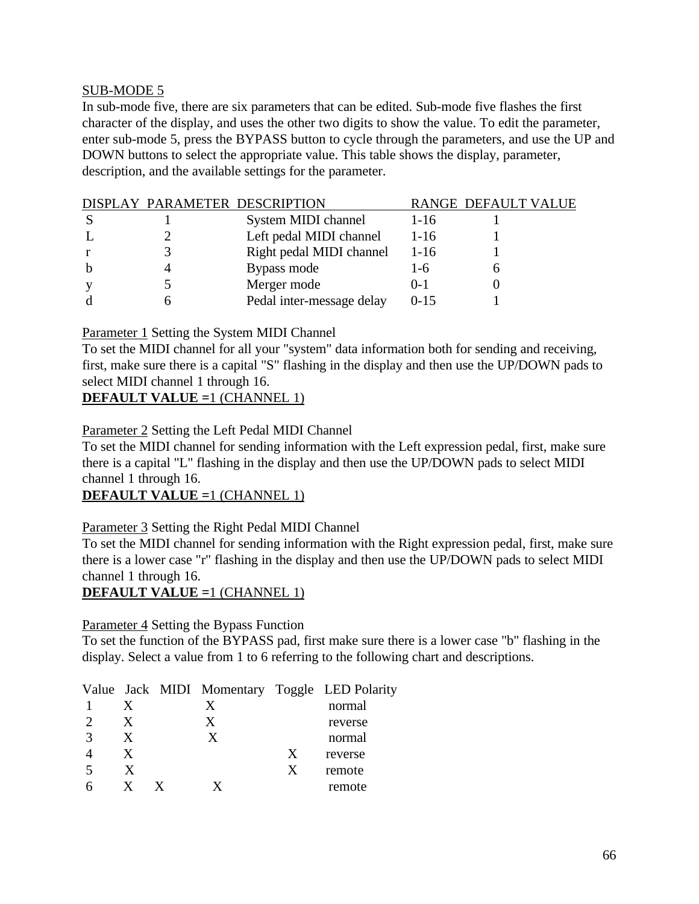SUB-MODE 5

In sub-mode five, there are six parameters that can be edited. Sub-mode five flashes the first character of the display, and uses the other two digits to show the value. To edit the parameter, enter sub-mode 5, press the BYPASS button to cycle through the parameters, and use the UP and DOWN buttons to select the appropriate value. This table shows the display, parameter, description, and the available settings for the parameter.

| DISPLAY | PARAMETER | DESCRIPTION | RANGE | DEFAULT VALUE |
|---|---|---|---|---|
| S | 1 | System MIDI channel | 1-16 | 1 |
| L | 2 | Left pedal MIDI channel | 1-16 | 1 |
| r | 3 | Right pedal MIDI channel | 1-16 | 1 |
| b | 4 | Bypass mode | 1-6 | 6 |
| y | 5 | Merger mode | 0-1 | 0 |
| d | 6 | Pedal inter-message delay | 0-15 | 1 |

Parameter 1 Setting the System MIDI Channel

To set the MIDI channel for all your "system" data information both for sending and receiving, first, make sure there is a capital "S" flashing in the display and then use the UP/DOWN pads to select MIDI channel 1 through 16.

**DEFAULT VALUE =**1 (CHANNEL 1)

Parameter 2 Setting the Left Pedal MIDI Channel

To set the MIDI channel for sending information with the Left expression pedal, first, make sure there is a capital "L" flashing in the display and then use the UP/DOWN pads to select MIDI channel 1 through 16.

**DEFAULT VALUE =**1 (CHANNEL 1)

Parameter 3 Setting the Right Pedal MIDI Channel

To set the MIDI channel for sending information with the Right expression pedal, first, make sure there is a lower case "r" flashing in the display and then use the UP/DOWN pads to select MIDI channel 1 through 16.

**DEFAULT VALUE =**1 (CHANNEL 1)

Parameter 4 Setting the Bypass Function

To set the function of the BYPASS pad, first make sure there is a lower case "b" flashing in the display. Select a value from 1 to 6 referring to the following chart and descriptions.

| Value | Jack | MIDI | Momentary | Toggle | LED Polarity |
|---|---|---|---|---|---|
| 1 | X | | X | | normal |
| 2 | X | | X | | reverse |
| 3 | X | | X | | normal |
| 4 | X | | | X | reverse |
| 5 | X | | | X | remote |
| 6 | X | X | X | | remote |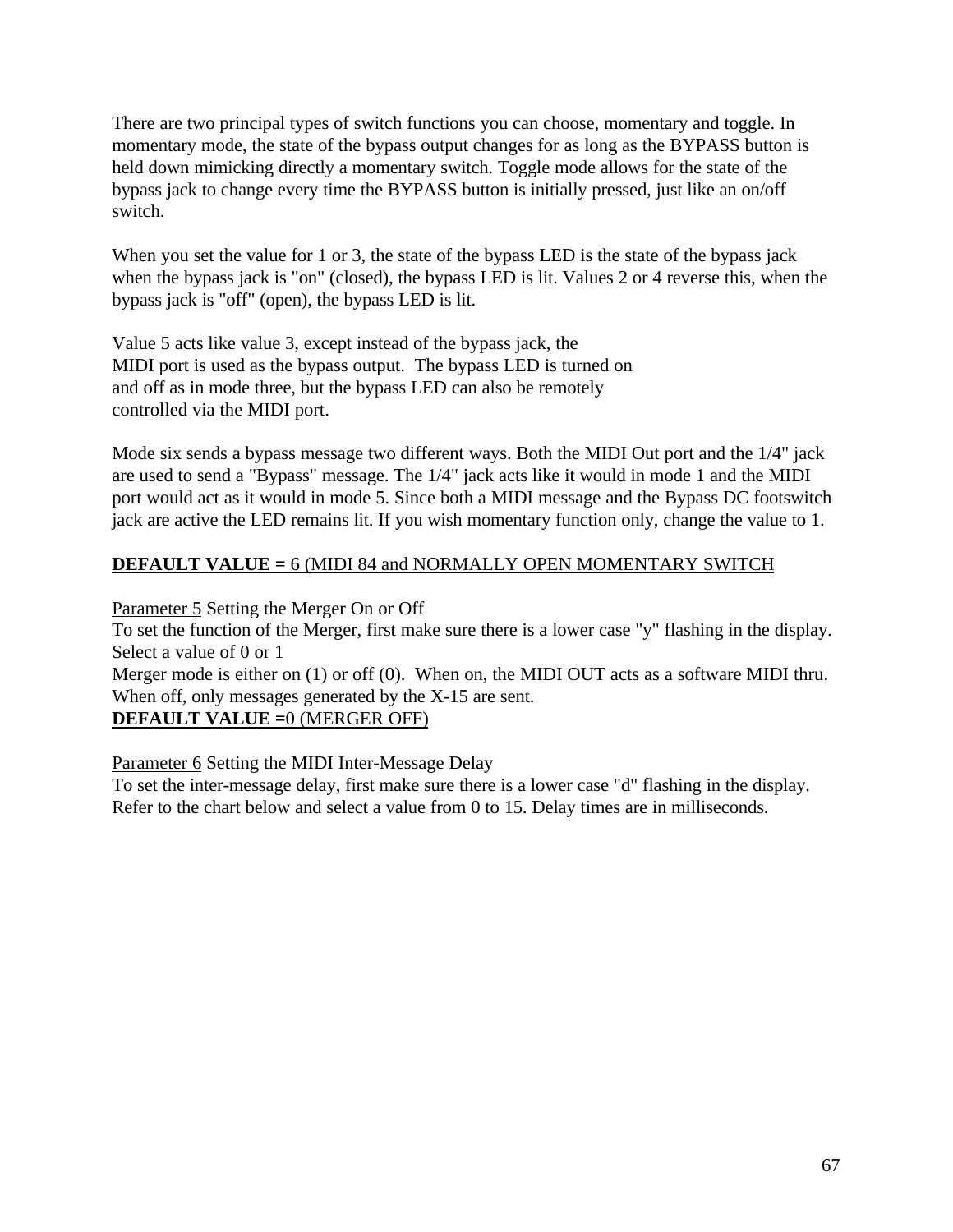There are two principal types of switch functions you can choose, momentary and toggle. In momentary mode, the state of the bypass output changes for as long as the BYPASS button is held down mimicking directly a momentary switch. Toggle mode allows for the state of the bypass jack to change every time the BYPASS button is initially pressed, just like an on/off switch.

When you set the value for 1 or 3, the state of the bypass LED is the state of the bypass jack when the bypass jack is "on" (closed), the bypass LED is lit. Values 2 or 4 reverse this, when the bypass jack is "off" (open), the bypass LED is lit.

Value 5 acts like value 3, except instead of the bypass jack, the MIDI port is used as the bypass output. The bypass LED is turned on and off as in mode three, but the bypass LED can also be remotely controlled via the MIDI port.

Mode six sends a bypass message two different ways. Both the MIDI Out port and the 1/4" jack are used to send a "Bypass" message. The 1/4" jack acts like it would in mode 1 and the MIDI port would act as it would in mode 5. Since both a MIDI message and the Bypass DC footswitch jack are active the LED remains lit. If you wish momentary function only, change the value to 1.

<u>**DEFAULT VALUE** = 6 (MIDI 84 and NORMALLY OPEN MOMENTARY SWITCH</u>

<u>Parameter 5</u> Setting the Merger On or Off
To set the function of the Merger, first make sure there is a lower case "y" flashing in the display. Select a value of 0 or 1
Merger mode is either on (1) or off (0). When on, the MIDI OUT acts as a software MIDI thru. When off, only messages generated by the X-15 are sent.
<u>**DEFAULT VALUE** =0 (MERGER OFF)</u>

<u>Parameter 6</u> Setting the MIDI Inter-Message Delay
To set the inter-message delay, first make sure there is a lower case "d" flashing in the display. Refer to the chart below and select a value from 0 to 15. Delay times are in milliseconds.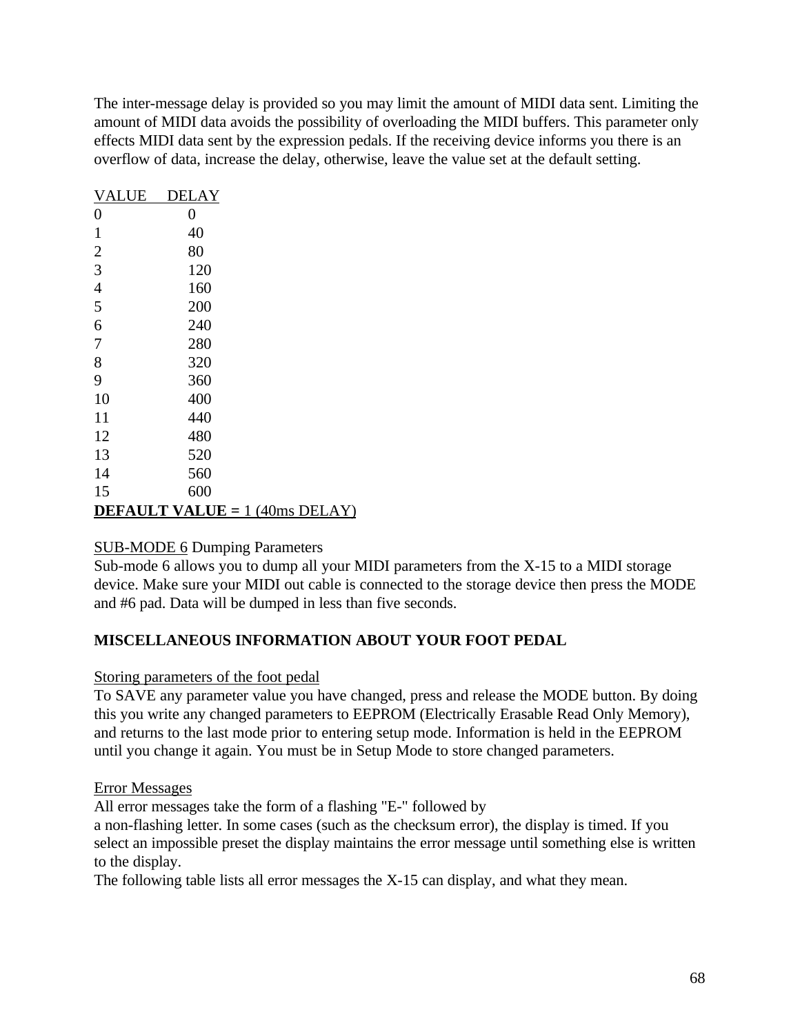The inter-message delay is provided so you may limit the amount of MIDI data sent. Limiting the amount of MIDI data avoids the possibility of overloading the MIDI buffers. This parameter only effects MIDI data sent by the expression pedals. If the receiving device informs you there is an overflow of data, increase the delay, otherwise, leave the value set at the default setting.

| VALUE | DELAY |
|---|---|
| 0 | 0 |
| 1 | 40 |
| 2 | 80 |
| 3 | 120 |
| 4 | 160 |
| 5 | 200 |
| 6 | 240 |
| 7 | 280 |
| 8 | 320 |
| 9 | 360 |
| 10 | 400 |
| 11 | 440 |
| 12 | 480 |
| 13 | 520 |
| 14 | 560 |
| 15 | 600 |

**DEFAULT VALUE =** 1 (40ms DELAY)

SUB-MODE 6 Dumping Parameters
Sub-mode 6 allows you to dump all your MIDI parameters from the X-15 to a MIDI storage device. Make sure your MIDI out cable is connected to the storage device then press the MODE and #6 pad. Data will be dumped in less than five seconds.

**MISCELLANEOUS INFORMATION ABOUT YOUR FOOT PEDAL**

Storing parameters of the foot pedal
To SAVE any parameter value you have changed, press and release the MODE button. By doing this you write any changed parameters to EEPROM (Electrically Erasable Read Only Memory), and returns to the last mode prior to entering setup mode. Information is held in the EEPROM until you change it again. You must be in Setup Mode to store changed parameters.

Error Messages
All error messages take the form of a flashing "E-" followed by
a non-flashing letter. In some cases (such as the checksum error), the display is timed. If you select an impossible preset the display maintains the error message until something else is written to the display.
The following table lists all error messages the X-15 can display, and what they mean.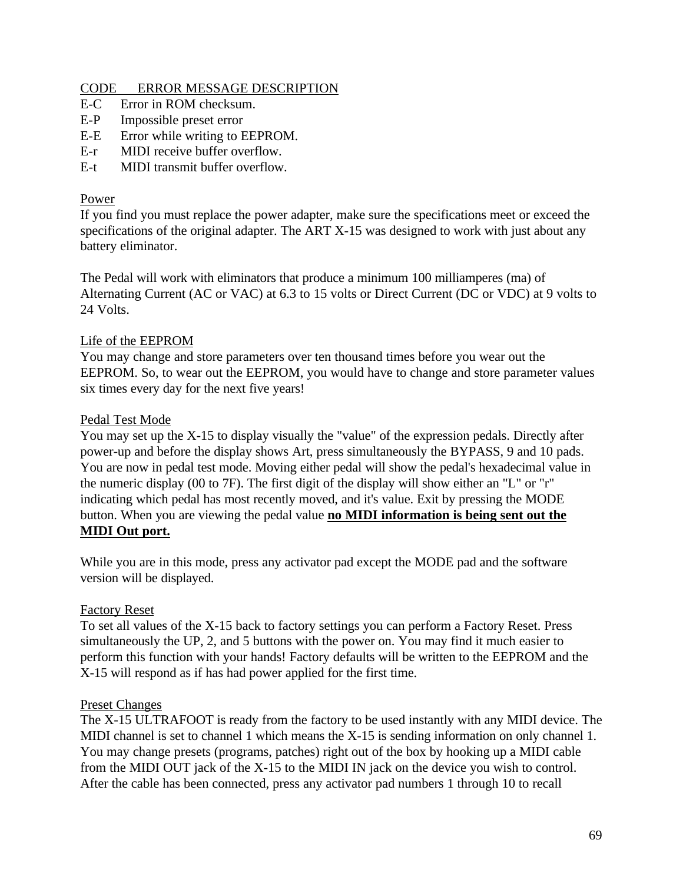| CODE | ERROR MESSAGE DESCRIPTION |
|---|---|
| E-C | Error in ROM checksum. |
| E-P | Impossible preset error |
| E-E | Error while writing to EEPROM. |
| E-r | MIDI receive buffer overflow. |
| E-t | MIDI transmit buffer overflow. |

### Power

If you find you must replace the power adapter, make sure the specifications meet or exceed the specifications of the original adapter. The ART X-15 was designed to work with just about any battery eliminator.

The Pedal will work with eliminators that produce a minimum 100 milliamperes (ma) of Alternating Current (AC or VAC) at 6.3 to 15 volts or Direct Current (DC or VDC) at 9 volts to 24 Volts.

### Life of the EEPROM

You may change and store parameters over ten thousand times before you wear out the EEPROM. So, to wear out the EEPROM, you would have to change and store parameter values six times every day for the next five years!

### Pedal Test Mode

You may set up the X-15 to display visually the "value" of the expression pedals. Directly after power-up and before the display shows Art, press simultaneously the BYPASS, 9 and 10 pads. You are now in pedal test mode. Moving either pedal will show the pedal's hexadecimal value in the numeric display (00 to 7F). The first digit of the display will show either an "L" or "r" indicating which pedal has most recently moved, and it's value. Exit by pressing the MODE button. When you are viewing the pedal value **no MIDI information is being sent out the MIDI Out port.**

While you are in this mode, press any activator pad except the MODE pad and the software version will be displayed.

### Factory Reset

To set all values of the X-15 back to factory settings you can perform a Factory Reset. Press simultaneously the UP, 2, and 5 buttons with the power on. You may find it much easier to perform this function with your hands! Factory defaults will be written to the EEPROM and the X-15 will respond as if has had power applied for the first time.

### Preset Changes

The X-15 ULTRAFOOT is ready from the factory to be used instantly with any MIDI device. The MIDI channel is set to channel 1 which means the X-15 is sending information on only channel 1. You may change presets (programs, patches) right out of the box by hooking up a MIDI cable from the MIDI OUT jack of the X-15 to the MIDI IN jack on the device you wish to control. After the cable has been connected, press any activator pad numbers 1 through 10 to recall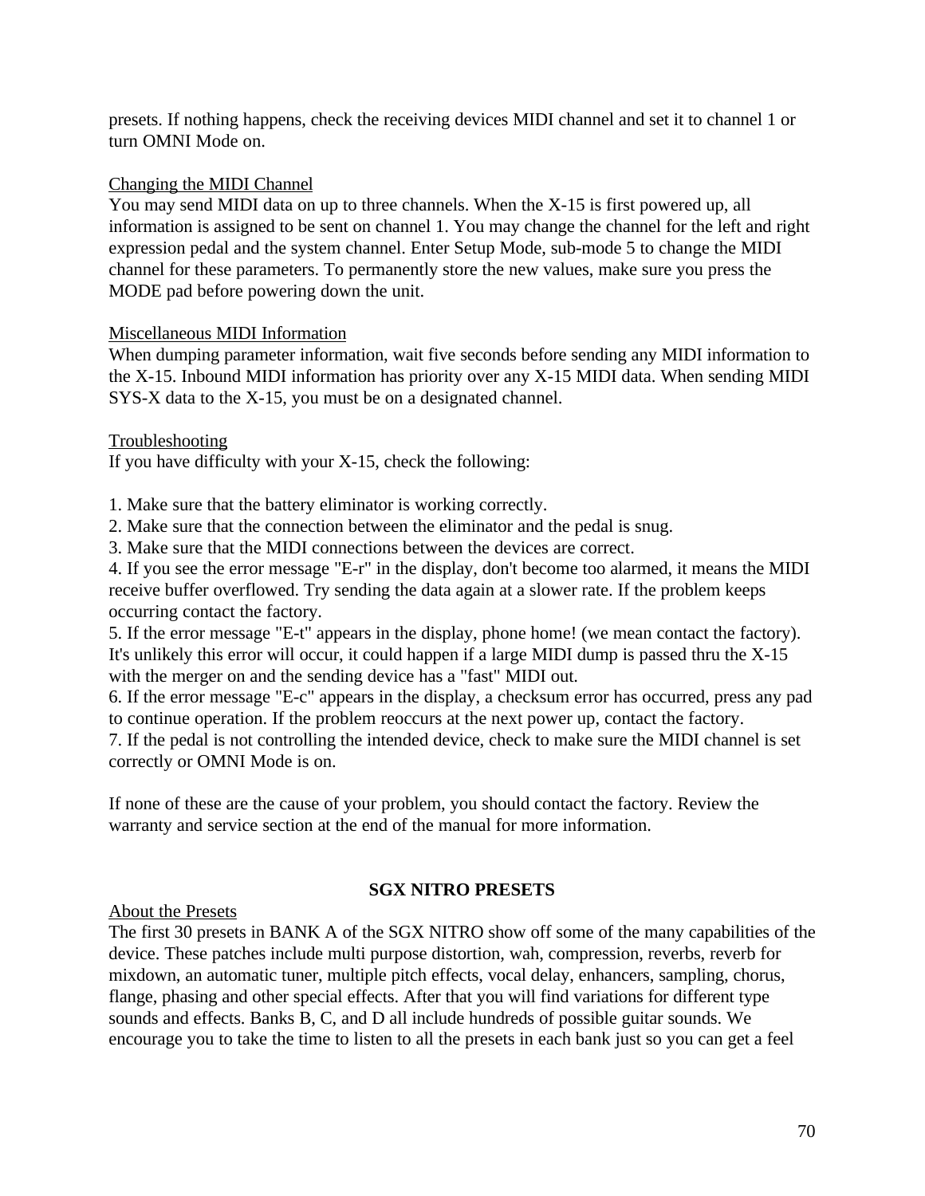presets. If nothing happens, check the receiving devices MIDI channel and set it to channel 1 or turn OMNI Mode on.

Changing the MIDI Channel

You may send MIDI data on up to three channels. When the X-15 is first powered up, all information is assigned to be sent on channel 1. You may change the channel for the left and right expression pedal and the system channel. Enter Setup Mode, sub-mode 5 to change the MIDI channel for these parameters. To permanently store the new values, make sure you press the MODE pad before powering down the unit.

Miscellaneous MIDI Information

When dumping parameter information, wait five seconds before sending any MIDI information to the X-15. Inbound MIDI information has priority over any X-15 MIDI data. When sending MIDI SYS-X data to the X-15, you must be on a designated channel.

Troubleshooting

If you have difficulty with your X-15, check the following:

1. Make sure that the battery eliminator is working correctly.
2. Make sure that the connection between the eliminator and the pedal is snug.
3. Make sure that the MIDI connections between the devices are correct.
4. If you see the error message "E-r" in the display, don't become too alarmed, it means the MIDI receive buffer overflowed. Try sending the data again at a slower rate. If the problem keeps occurring contact the factory.
5. If the error message "E-t" appears in the display, phone home! (we mean contact the factory). It's unlikely this error will occur, it could happen if a large MIDI dump is passed thru the X-15 with the merger on and the sending device has a "fast" MIDI out.
6. If the error message "E-c" appears in the display, a checksum error has occurred, press any pad to continue operation. If the problem reoccurs at the next power up, contact the factory.
7. If the pedal is not controlling the intended device, check to make sure the MIDI channel is set correctly or OMNI Mode is on.

If none of these are the cause of your problem, you should contact the factory. Review the warranty and service section at the end of the manual for more information.

## SGX NITRO PRESETS

About the Presets

The first 30 presets in BANK A of the SGX NITRO show off some of the many capabilities of the device. These patches include multi purpose distortion, wah, compression, reverbs, reverb for mixdown, an automatic tuner, multiple pitch effects, vocal delay, enhancers, sampling, chorus, flange, phasing and other special effects. After that you will find variations for different type sounds and effects. Banks B, C, and D all include hundreds of possible guitar sounds. We encourage you to take the time to listen to all the presets in each bank just so you can get a feel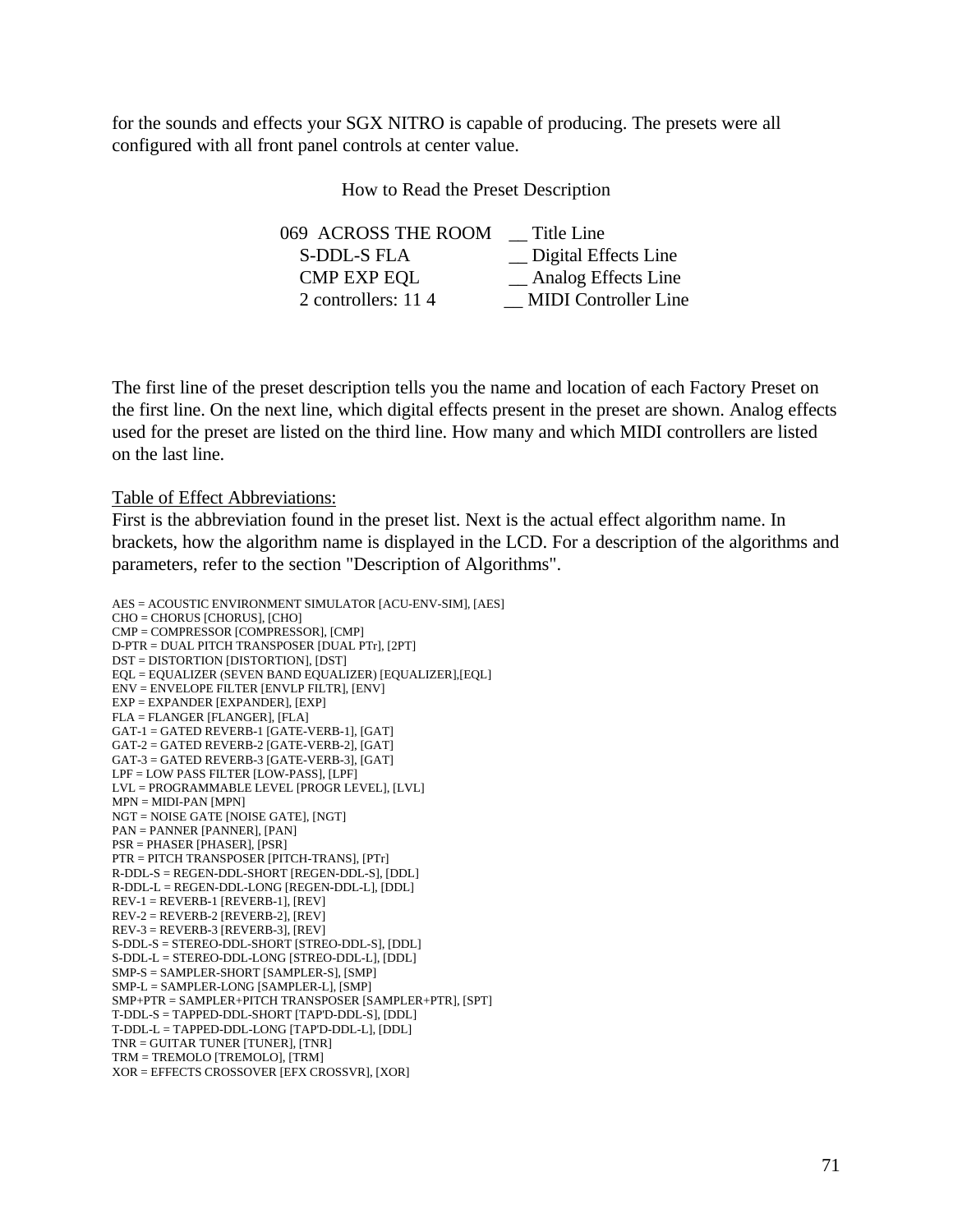for the sounds and effects your SGX NITRO is capable of producing. The presets were all configured with all front panel controls at center value.

How to Read the Preset Description

```
069  ACROSS THE ROOM     __ Title Line
     S-DDL-S FLA          __ Digital Effects Line
     CMP EXP EQL          __ Analog Effects Line
     2 controllers: 11 4  __ MIDI Controller Line
```

The first line of the preset description tells you the name and location of each Factory Preset on the first line. On the next line, which digital effects present in the preset are shown. Analog effects used for the preset are listed on the third line. How many and which MIDI controllers are listed on the last line.

Table of Effect Abbreviations:

First is the abbreviation found in the preset list. Next is the actual effect algorithm name. In brackets, how the algorithm name is displayed in the LCD. For a description of the algorithms and parameters, refer to the section "Description of Algorithms".

AES = ACOUSTIC ENVIRONMENT SIMULATOR [ACU-ENV-SIM], [AES]
CHO = CHORUS [CHORUS], [CHO]
CMP = COMPRESSOR [COMPRESSOR], [CMP]
D-PTR = DUAL PITCH TRANSPOSER [DUAL PTr], [2PT]
DST = DISTORTION [DISTORTION], [DST]
EQL = EQUALIZER (SEVEN BAND EQUALIZER) [EQUALIZER],[EQL]
ENV = ENVELOPE FILTER [ENVLP FILTR], [ENV]
EXP = EXPANDER [EXPANDER], [EXP]
FLA = FLANGER [FLANGER], [FLA]
GAT-1 = GATED REVERB-1 [GATE-VERB-1], [GAT]
GAT-2 = GATED REVERB-2 [GATE-VERB-2], [GAT]
GAT-3 = GATED REVERB-3 [GATE-VERB-3], [GAT]
LPF = LOW PASS FILTER [LOW-PASS], [LPF]
LVL = PROGRAMMABLE LEVEL [PROGR LEVEL], [LVL]
MPN = MIDI-PAN [MPN]
NGT = NOISE GATE [NOISE GATE], [NGT]
PAN = PANNER [PANNER], [PAN]
PSR = PHASER [PHASER], [PSR]
PTR = PITCH TRANSPOSER [PITCH-TRANS], [PTr]
R-DDL-S = REGEN-DDL-SHORT [REGEN-DDL-S], [DDL]
R-DDL-L = REGEN-DDL-LONG [REGEN-DDL-L], [DDL]
REV-1 = REVERB-1 [REVERB-1], [REV]
REV-2 = REVERB-2 [REVERB-2], [REV]
REV-3 = REVERB-3 [REVERB-3], [REV]
S-DDL-S = STEREO-DDL-SHORT [STREO-DDL-S], [DDL]
S-DDL-L = STEREO-DDL-LONG [STREO-DDL-L], [DDL]
SMP-S = SAMPLER-SHORT [SAMPLER-S], [SMP]
SMP-L = SAMPLER-LONG [SAMPLER-L], [SMP]
SMP+PTR = SAMPLER+PITCH TRANSPOSER [SAMPLER+PTR], [SPT]
T-DDL-S = TAPPED-DDL-SHORT [TAP'D-DDL-S], [DDL]
T-DDL-L = TAPPED-DDL-LONG [TAP'D-DDL-L], [DDL]
TNR = GUITAR TUNER [TUNER], [TNR]
TRM = TREMOLO [TREMOLO], [TRM]
XOR = EFFECTS CROSSOVER [EFX CROSSVR], [XOR]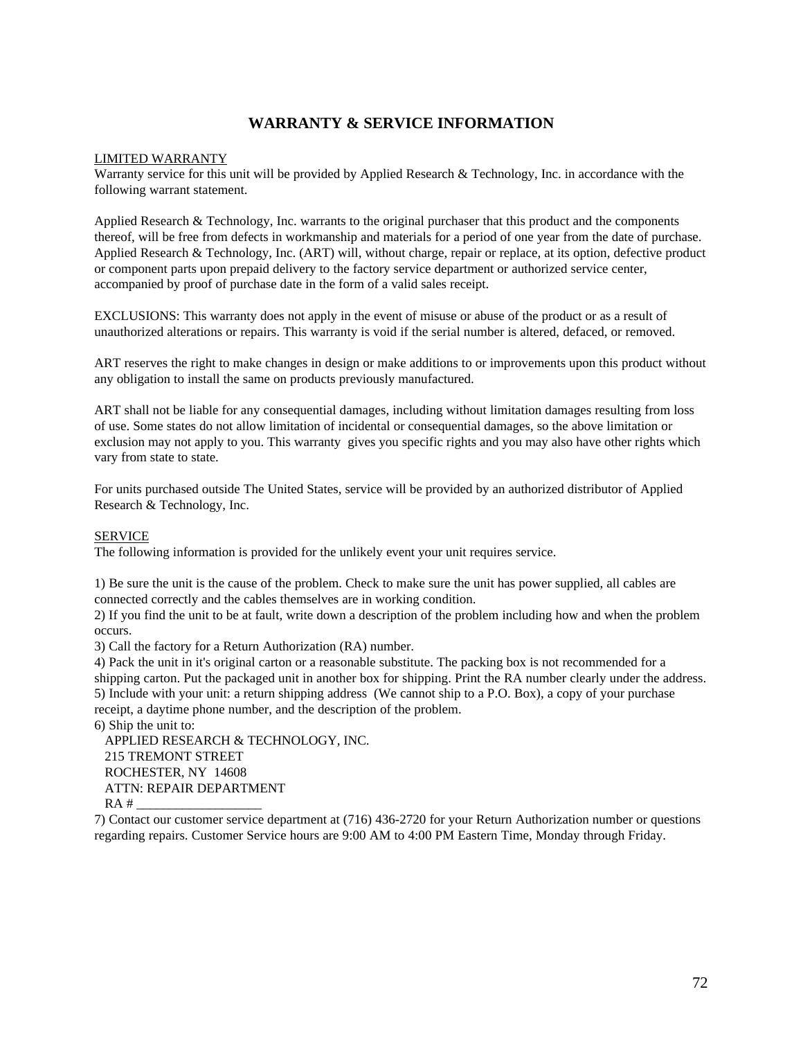# WARRANTY & SERVICE INFORMATION

LIMITED WARRANTY

Warranty service for this unit will be provided by Applied Research & Technology, Inc. in accordance with the following warrant statement.

Applied Research & Technology, Inc. warrants to the original purchaser that this product and the components thereof, will be free from defects in workmanship and materials for a period of one year from the date of purchase. Applied Research & Technology, Inc. (ART) will, without charge, repair or replace, at its option, defective product or component parts upon prepaid delivery to the factory service department or authorized service center, accompanied by proof of purchase date in the form of a valid sales receipt.

EXCLUSIONS: This warranty does not apply in the event of misuse or abuse of the product or as a result of unauthorized alterations or repairs. This warranty is void if the serial number is altered, defaced, or removed.

ART reserves the right to make changes in design or make additions to or improvements upon this product without any obligation to install the same on products previously manufactured.

ART shall not be liable for any consequential damages, including without limitation damages resulting from loss of use. Some states do not allow limitation of incidental or consequential damages, so the above limitation or exclusion may not apply to you. This warranty gives you specific rights and you may also have other rights which vary from state to state.

For units purchased outside The United States, service will be provided by an authorized distributor of Applied Research & Technology, Inc.

SERVICE

The following information is provided for the unlikely event your unit requires service.

1) Be sure the unit is the cause of the problem. Check to make sure the unit has power supplied, all cables are connected correctly and the cables themselves are in working condition.
2) If you find the unit to be at fault, write down a description of the problem including how and when the problem occurs.
3) Call the factory for a Return Authorization (RA) number.
4) Pack the unit in it's original carton or a reasonable substitute. The packing box is not recommended for a shipping carton. Put the packaged unit in another box for shipping. Print the RA number clearly under the address.
5) Include with your unit: a return shipping address (We cannot ship to a P.O. Box), a copy of your purchase receipt, a daytime phone number, and the description of the problem.
6) Ship the unit to:

APPLIED RESEARCH & TECHNOLOGY, INC.
215 TREMONT STREET
ROCHESTER, NY 14608
ATTN: REPAIR DEPARTMENT
RA # ___________________

7) Contact our customer service department at (716) 436-2720 for your Return Authorization number or questions regarding repairs. Customer Service hours are 9:00 AM to 4:00 PM Eastern Time, Monday through Friday.